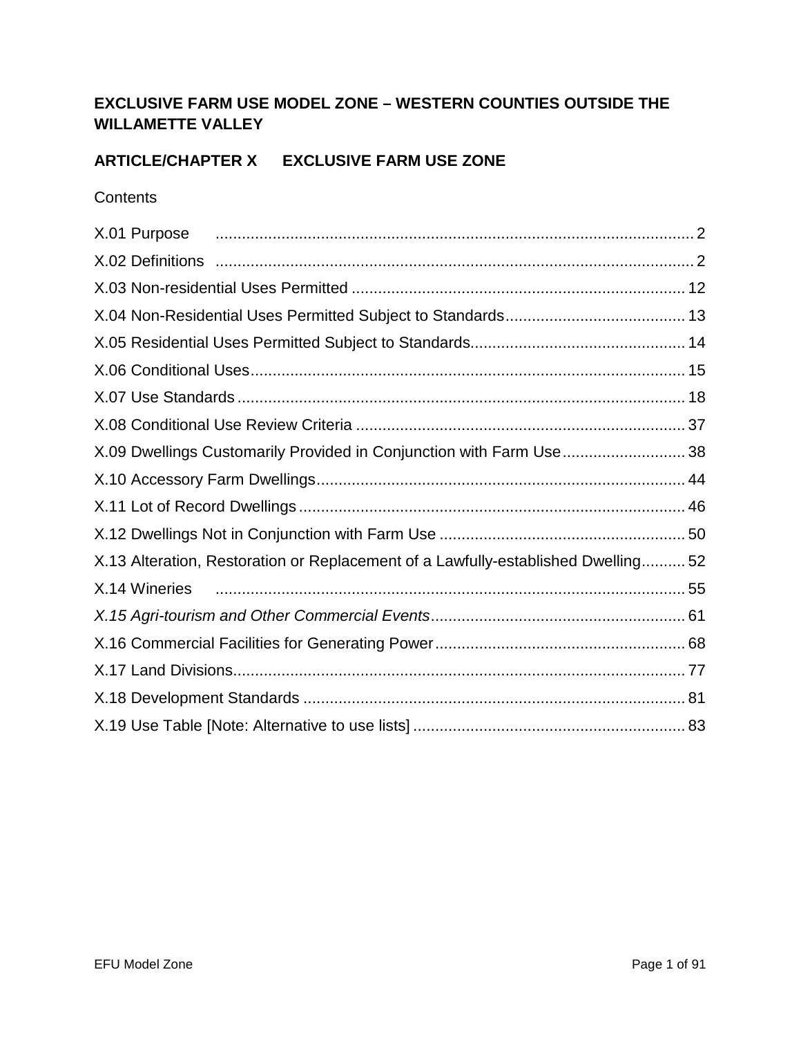# EXCLUSIVE FARM USE MODEL ZONE – WESTERN COUNTIES OUTSIDE THE WILLAMETTE VALLEY

## ARTICLE/CHAPTER X EXCLUSIVE FARM USE ZONE

Contents

X.01 Purpose ... 2
X.02 Definitions ... 2
X.03 Non-residential Uses Permitted ... 12
X.04 Non-Residential Uses Permitted Subject to Standards ... 13
X.05 Residential Uses Permitted Subject to Standards ... 14
X.06 Conditional Uses ... 15
X.07 Use Standards ... 18
X.08 Conditional Use Review Criteria ... 37
X.09 Dwellings Customarily Provided in Conjunction with Farm Use ... 38
X.10 Accessory Farm Dwellings ... 44
X.11 Lot of Record Dwellings ... 46
X.12 Dwellings Not in Conjunction with Farm Use ... 50
X.13 Alteration, Restoration or Replacement of a Lawfully-established Dwelling ... 52
X.14 Wineries ... 55
*X.15 Agri-tourism and Other Commercial Events* ... 61
X.16 Commercial Facilities for Generating Power ... 68
X.17 Land Divisions ... 77
X.18 Development Standards ... 81
X.19 Use Table [Note: Alternative to use lists] ... 83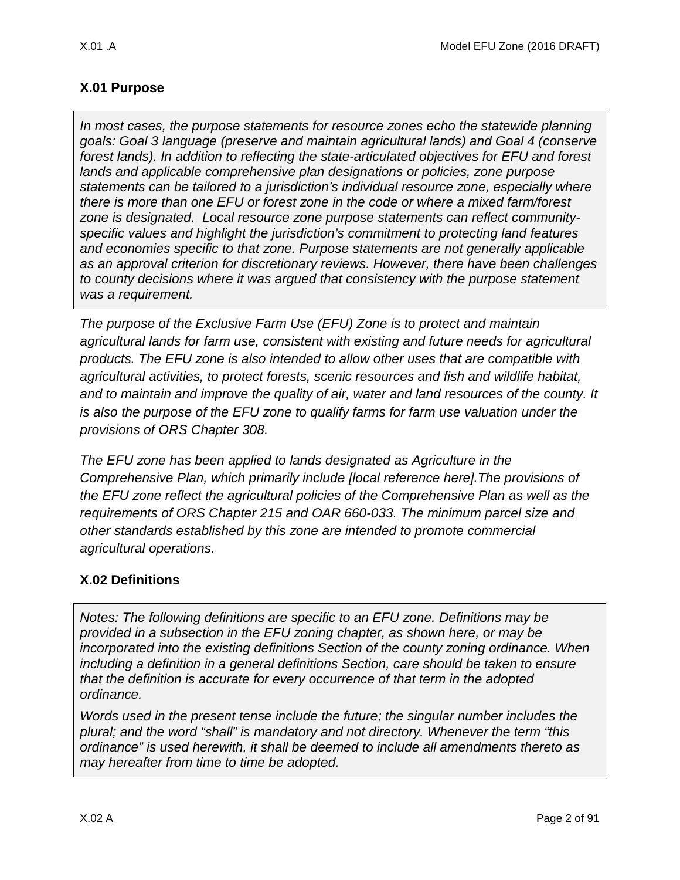## X.01 Purpose

> *In most cases, the purpose statements for resource zones echo the statewide planning goals: Goal 3 language (preserve and maintain agricultural lands) and Goal 4 (conserve forest lands). In addition to reflecting the state-articulated objectives for EFU and forest lands and applicable comprehensive plan designations or policies, zone purpose statements can be tailored to a jurisdiction's individual resource zone, especially where there is more than one EFU or forest zone in the code or where a mixed farm/forest zone is designated. Local resource zone purpose statements can reflect community-specific values and highlight the jurisdiction's commitment to protecting land features and economies specific to that zone. Purpose statements are not generally applicable as an approval criterion for discretionary reviews. However, there have been challenges to county decisions where it was argued that consistency with the purpose statement was a requirement.*

*The purpose of the Exclusive Farm Use (EFU) Zone is to protect and maintain agricultural lands for farm use, consistent with existing and future needs for agricultural products. The EFU zone is also intended to allow other uses that are compatible with agricultural activities, to protect forests, scenic resources and fish and wildlife habitat, and to maintain and improve the quality of air, water and land resources of the county. It is also the purpose of the EFU zone to qualify farms for farm use valuation under the provisions of ORS Chapter 308.*

*The EFU zone has been applied to lands designated as Agriculture in the Comprehensive Plan, which primarily include [local reference here].The provisions of the EFU zone reflect the agricultural policies of the Comprehensive Plan as well as the requirements of ORS Chapter 215 and OAR 660-033. The minimum parcel size and other standards established by this zone are intended to promote commercial agricultural operations.*

## X.02 Definitions

> *Notes: The following definitions are specific to an EFU zone. Definitions may be provided in a subsection in the EFU zoning chapter, as shown here, or may be incorporated into the existing definitions Section of the county zoning ordinance. When including a definition in a general definitions Section, care should be taken to ensure that the definition is accurate for every occurrence of that term in the adopted ordinance.*
>
> *Words used in the present tense include the future; the singular number includes the plural; and the word "shall" is mandatory and not directory. Whenever the term "this ordinance" is used herewith, it shall be deemed to include all amendments thereto as may hereafter from time to time be adopted.*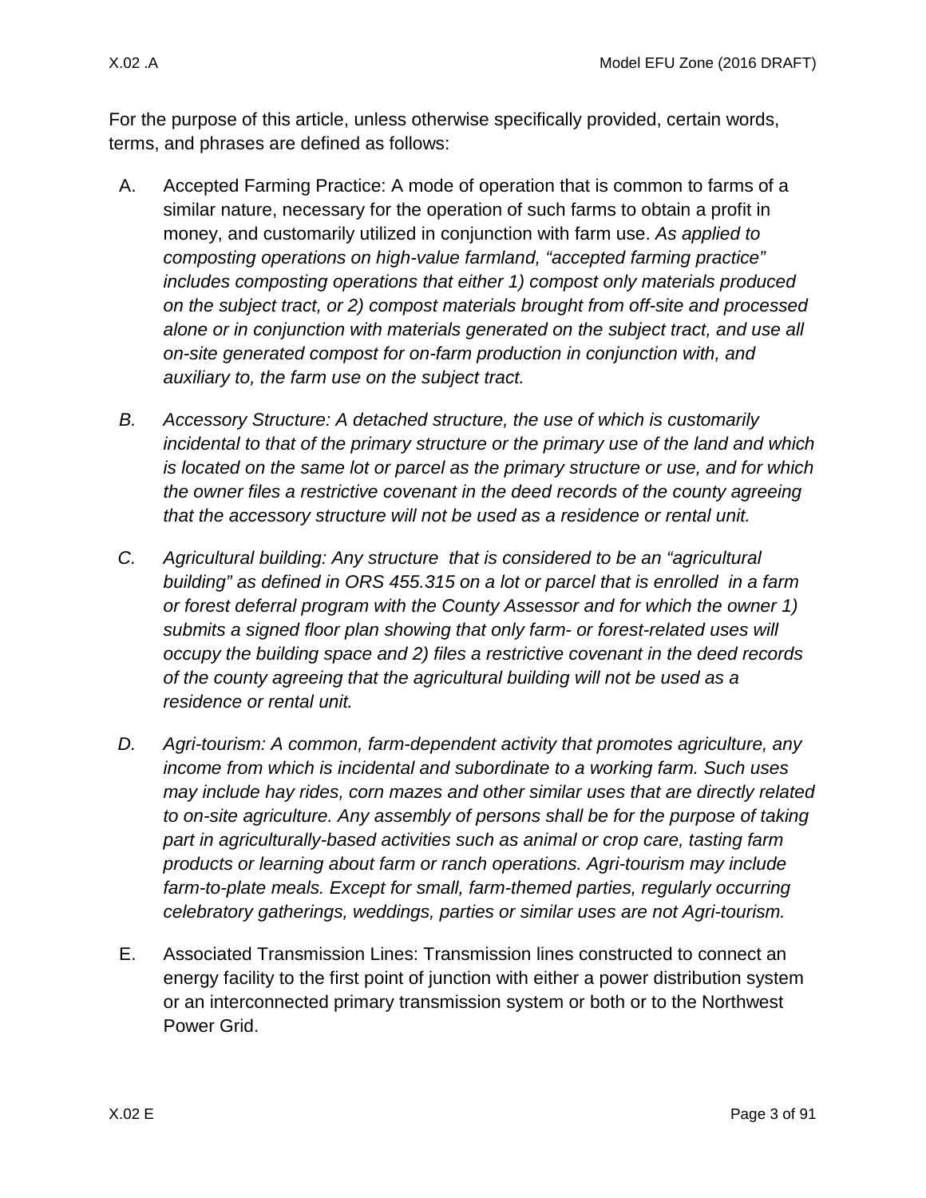For the purpose of this article, unless otherwise specifically provided, certain words, terms, and phrases are defined as follows:

A. Accepted Farming Practice: A mode of operation that is common to farms of a similar nature, necessary for the operation of such farms to obtain a profit in money, and customarily utilized in conjunction with farm use. *As applied to composting operations on high-value farmland, "accepted farming practice" includes composting operations that either 1) compost only materials produced on the subject tract, or 2) compost materials brought from off-site and processed alone or in conjunction with materials generated on the subject tract, and use all on-site generated compost for on-farm production in conjunction with, and auxiliary to, the farm use on the subject tract.*

*B. Accessory Structure: A detached structure, the use of which is customarily incidental to that of the primary structure or the primary use of the land and which is located on the same lot or parcel as the primary structure or use, and for which the owner files a restrictive covenant in the deed records of the county agreeing that the accessory structure will not be used as a residence or rental unit.*

*C. Agricultural building: Any structure that is considered to be an "agricultural building" as defined in ORS 455.315 on a lot or parcel that is enrolled in a farm or forest deferral program with the County Assessor and for which the owner 1) submits a signed floor plan showing that only farm- or forest-related uses will occupy the building space and 2) files a restrictive covenant in the deed records of the county agreeing that the agricultural building will not be used as a residence or rental unit.*

*D. Agri-tourism: A common, farm-dependent activity that promotes agriculture, any income from which is incidental and subordinate to a working farm. Such uses may include hay rides, corn mazes and other similar uses that are directly related to on-site agriculture. Any assembly of persons shall be for the purpose of taking part in agriculturally-based activities such as animal or crop care, tasting farm products or learning about farm or ranch operations. Agri-tourism may include farm-to-plate meals. Except for small, farm-themed parties, regularly occurring celebratory gatherings, weddings, parties or similar uses are not Agri-tourism.*

E. Associated Transmission Lines: Transmission lines constructed to connect an energy facility to the first point of junction with either a power distribution system or an interconnected primary transmission system or both or to the Northwest Power Grid.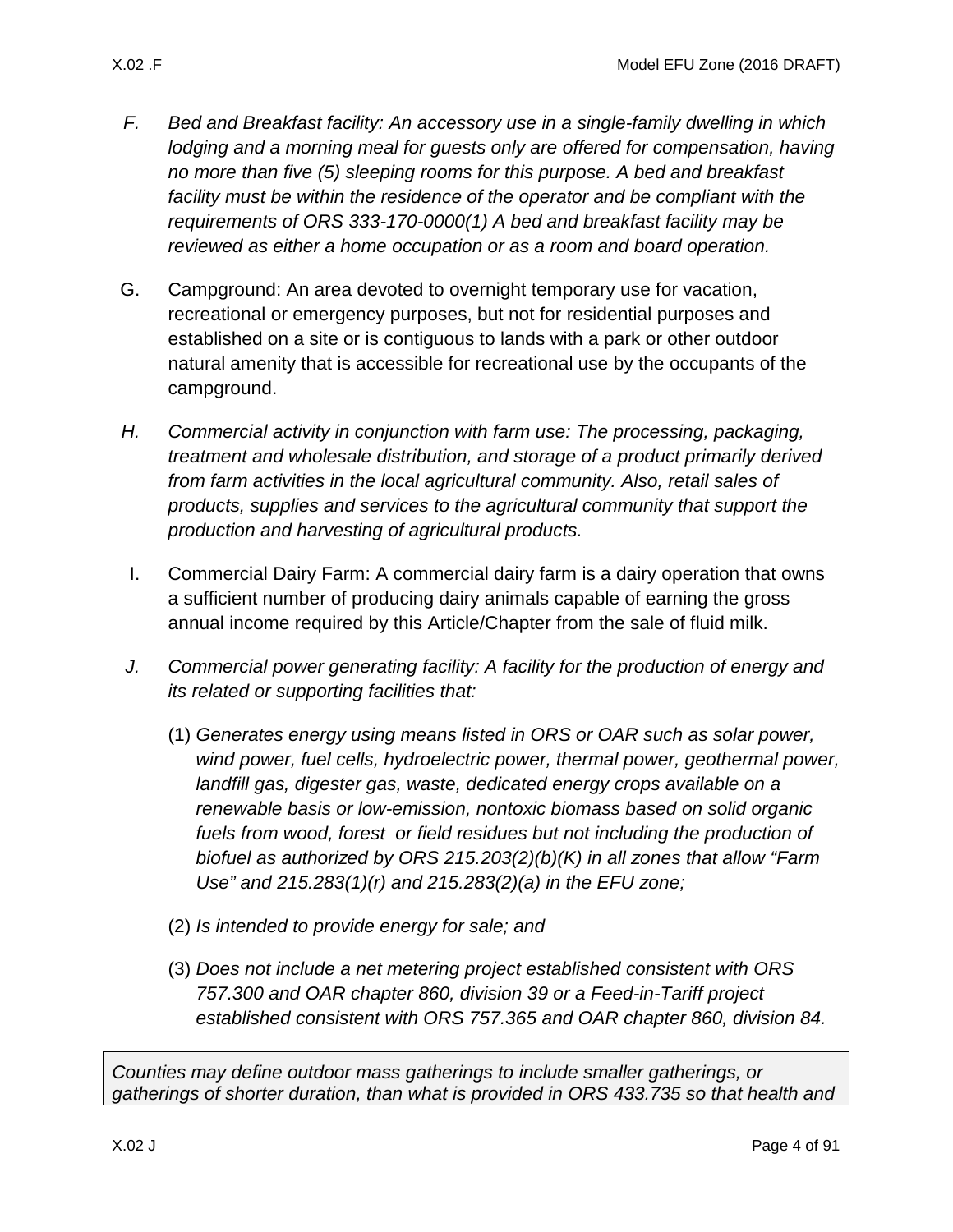F. *Bed and Breakfast facility: An accessory use in a single-family dwelling in which lodging and a morning meal for guests only are offered for compensation, having no more than five (5) sleeping rooms for this purpose. A bed and breakfast facility must be within the residence of the operator and be compliant with the requirements of ORS 333-170-0000(1) A bed and breakfast facility may be reviewed as either a home occupation or as a room and board operation.*

G. Campground: An area devoted to overnight temporary use for vacation, recreational or emergency purposes, but not for residential purposes and established on a site or is contiguous to lands with a park or other outdoor natural amenity that is accessible for recreational use by the occupants of the campground.

H. *Commercial activity in conjunction with farm use: The processing, packaging, treatment and wholesale distribution, and storage of a product primarily derived from farm activities in the local agricultural community. Also, retail sales of products, supplies and services to the agricultural community that support the production and harvesting of agricultural products.*

I. Commercial Dairy Farm: A commercial dairy farm is a dairy operation that owns a sufficient number of producing dairy animals capable of earning the gross annual income required by this Article/Chapter from the sale of fluid milk.

J. *Commercial power generating facility: A facility for the production of energy and its related or supporting facilities that:*

(1) *Generates energy using means listed in ORS or OAR such as solar power, wind power, fuel cells, hydroelectric power, thermal power, geothermal power, landfill gas, digester gas, waste, dedicated energy crops available on a renewable basis or low-emission, nontoxic biomass based on solid organic fuels from wood, forest or field residues but not including the production of biofuel as authorized by ORS 215.203(2)(b)(K) in all zones that allow "Farm Use" and 215.283(1)(r) and 215.283(2)(a) in the EFU zone;*

(2) *Is intended to provide energy for sale; and*

(3) *Does not include a net metering project established consistent with ORS 757.300 and OAR chapter 860, division 39 or a Feed-in-Tariff project established consistent with ORS 757.365 and OAR chapter 860, division 84.*

*Counties may define outdoor mass gatherings to include smaller gatherings, or gatherings of shorter duration, than what is provided in ORS 433.735 so that health and*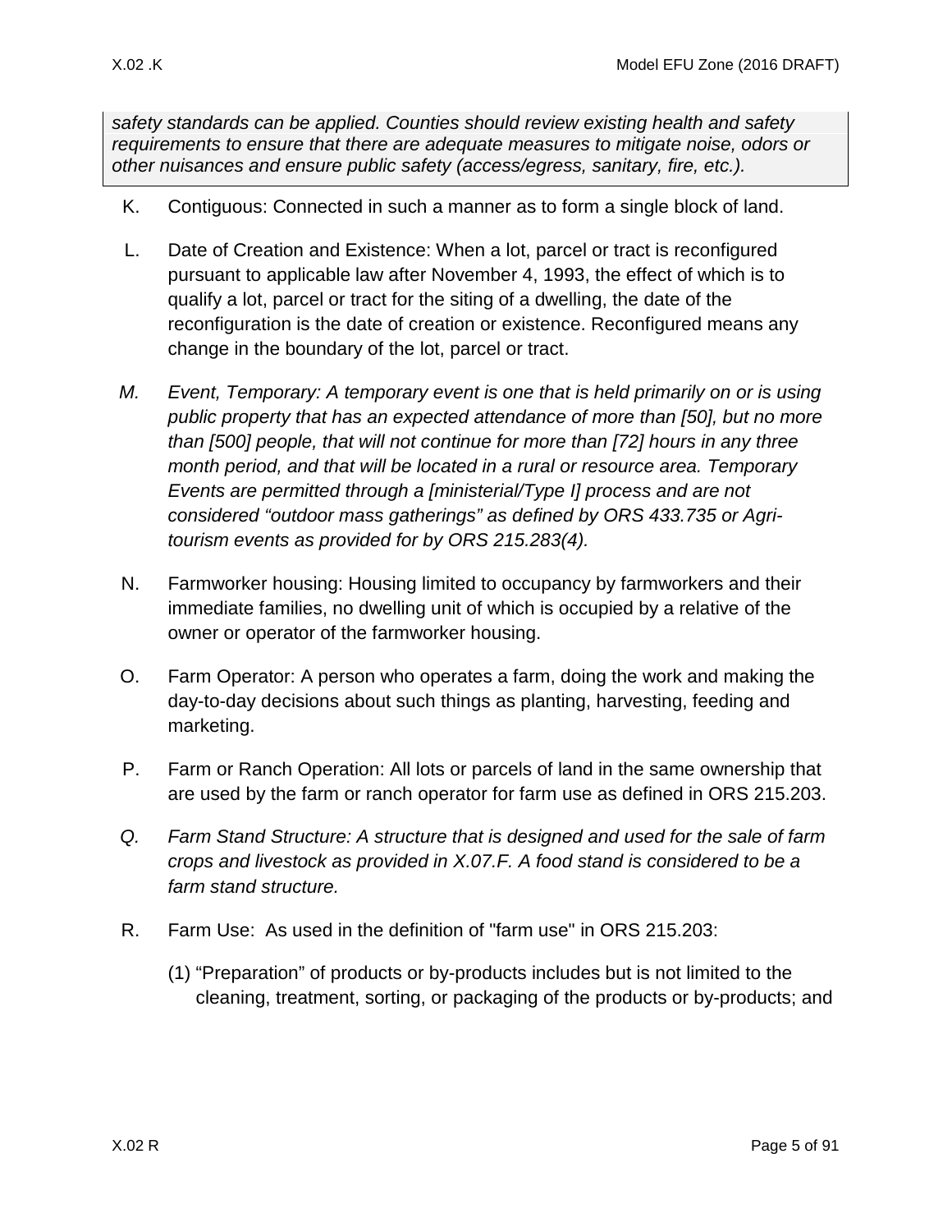*safety standards can be applied. Counties should review existing health and safety requirements to ensure that there are adequate measures to mitigate noise, odors or other nuisances and ensure public safety (access/egress, sanitary, fire, etc.).*

K. Contiguous: Connected in such a manner as to form a single block of land.

L. Date of Creation and Existence: When a lot, parcel or tract is reconfigured pursuant to applicable law after November 4, 1993, the effect of which is to qualify a lot, parcel or tract for the siting of a dwelling, the date of the reconfiguration is the date of creation or existence. Reconfigured means any change in the boundary of the lot, parcel or tract.

*M. Event, Temporary: A temporary event is one that is held primarily on or is using public property that has an expected attendance of more than [50], but no more than [500] people, that will not continue for more than [72] hours in any three month period, and that will be located in a rural or resource area. Temporary Events are permitted through a [ministerial/Type I] process and are not considered "outdoor mass gatherings" as defined by ORS 433.735 or Agri-tourism events as provided for by ORS 215.283(4).*

N. Farmworker housing: Housing limited to occupancy by farmworkers and their immediate families, no dwelling unit of which is occupied by a relative of the owner or operator of the farmworker housing.

O. Farm Operator: A person who operates a farm, doing the work and making the day-to-day decisions about such things as planting, harvesting, feeding and marketing.

P. Farm or Ranch Operation: All lots or parcels of land in the same ownership that are used by the farm or ranch operator for farm use as defined in ORS 215.203.

*Q. Farm Stand Structure: A structure that is designed and used for the sale of farm crops and livestock as provided in X.07.F. A food stand is considered to be a farm stand structure.*

R. Farm Use: As used in the definition of "farm use" in ORS 215.203:

(1) "Preparation" of products or by-products includes but is not limited to the cleaning, treatment, sorting, or packaging of the products or by-products; and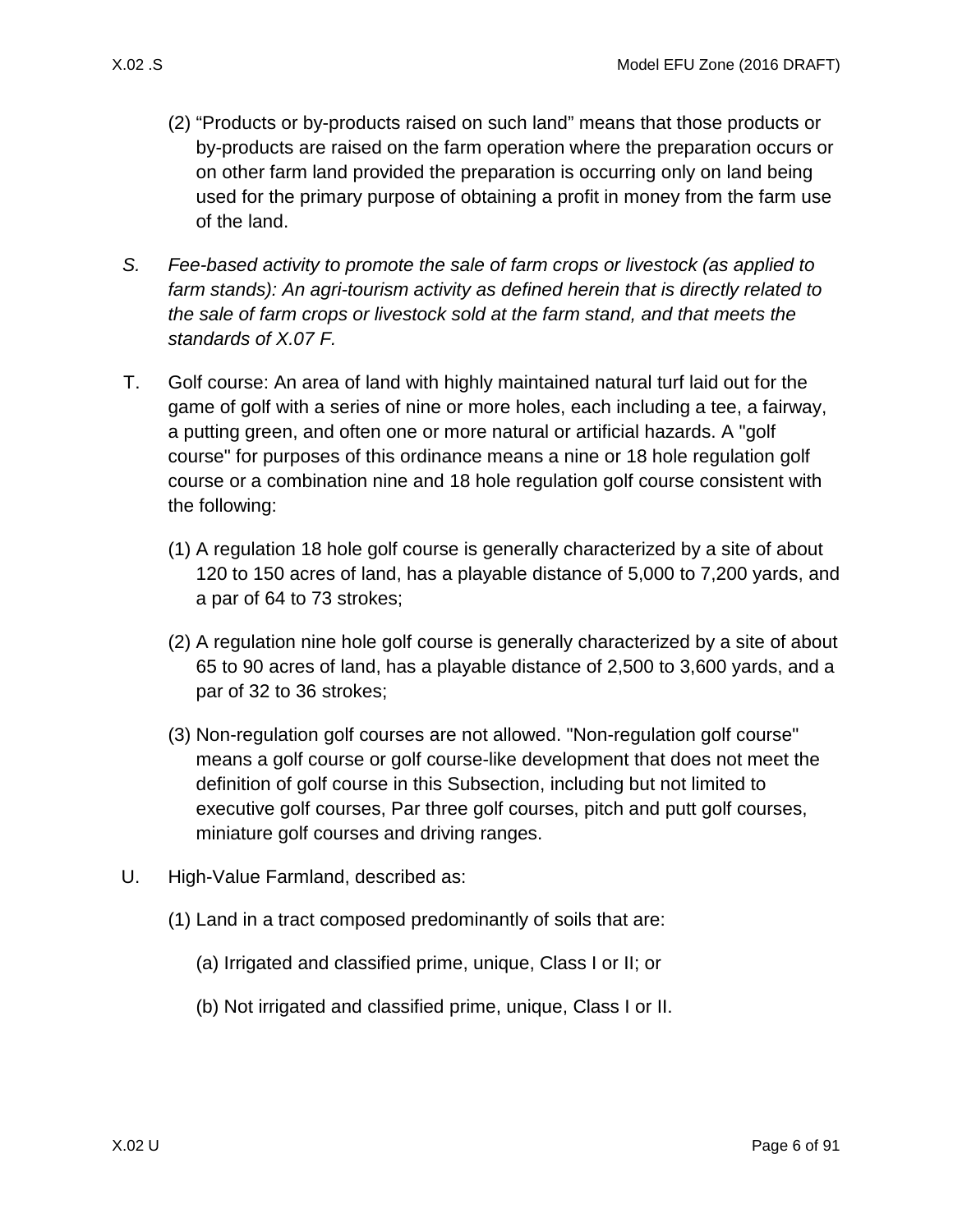(2) “Products or by-products raised on such land” means that those products or by-products are raised on the farm operation where the preparation occurs or on other farm land provided the preparation is occurring only on land being used for the primary purpose of obtaining a profit in money from the farm use of the land.

S. *Fee-based activity to promote the sale of farm crops or livestock (as applied to farm stands): An agri-tourism activity as defined herein that is directly related to the sale of farm crops or livestock sold at the farm stand, and that meets the standards of X.07 F.*

T. Golf course: An area of land with highly maintained natural turf laid out for the game of golf with a series of nine or more holes, each including a tee, a fairway, a putting green, and often one or more natural or artificial hazards. A "golf course" for purposes of this ordinance means a nine or 18 hole regulation golf course or a combination nine and 18 hole regulation golf course consistent with the following:

(1) A regulation 18 hole golf course is generally characterized by a site of about 120 to 150 acres of land, has a playable distance of 5,000 to 7,200 yards, and a par of 64 to 73 strokes;

(2) A regulation nine hole golf course is generally characterized by a site of about 65 to 90 acres of land, has a playable distance of 2,500 to 3,600 yards, and a par of 32 to 36 strokes;

(3) Non-regulation golf courses are not allowed. "Non-regulation golf course" means a golf course or golf course-like development that does not meet the definition of golf course in this Subsection, including but not limited to executive golf courses, Par three golf courses, pitch and putt golf courses, miniature golf courses and driving ranges.

U. High-Value Farmland, described as:

(1) Land in a tract composed predominantly of soils that are:

(a) Irrigated and classified prime, unique, Class I or II; or

(b) Not irrigated and classified prime, unique, Class I or II.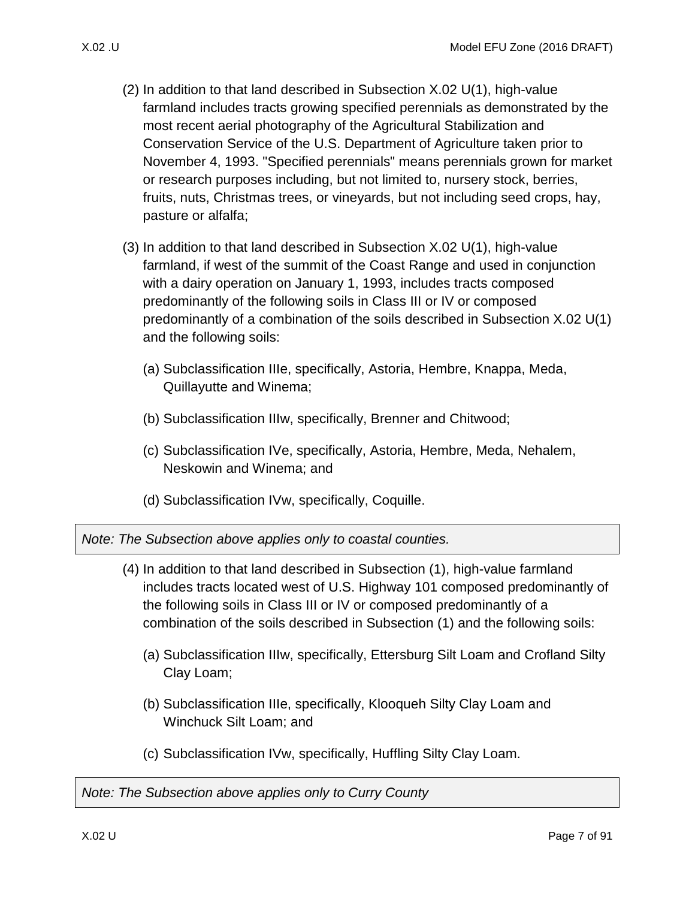(2) In addition to that land described in Subsection X.02 U(1), high-value farmland includes tracts growing specified perennials as demonstrated by the most recent aerial photography of the Agricultural Stabilization and Conservation Service of the U.S. Department of Agriculture taken prior to November 4, 1993. "Specified perennials" means perennials grown for market or research purposes including, but not limited to, nursery stock, berries, fruits, nuts, Christmas trees, or vineyards, but not including seed crops, hay, pasture or alfalfa;

(3) In addition to that land described in Subsection X.02 U(1), high-value farmland, if west of the summit of the Coast Range and used in conjunction with a dairy operation on January 1, 1993, includes tracts composed predominantly of the following soils in Class III or IV or composed predominantly of a combination of the soils described in Subsection X.02 U(1) and the following soils:

   (a) Subclassification IIIe, specifically, Astoria, Hembre, Knappa, Meda, Quillayutte and Winema;

   (b) Subclassification IIIw, specifically, Brenner and Chitwood;

   (c) Subclassification IVe, specifically, Astoria, Hembre, Meda, Nehalem, Neskowin and Winema; and

   (d) Subclassification IVw, specifically, Coquille.

*Note: The Subsection above applies only to coastal counties.*

(4) In addition to that land described in Subsection (1), high-value farmland includes tracts located west of U.S. Highway 101 composed predominantly of the following soils in Class III or IV or composed predominantly of a combination of the soils described in Subsection (1) and the following soils:

   (a) Subclassification IIIw, specifically, Ettersburg Silt Loam and Crofland Silty Clay Loam;

   (b) Subclassification IIIe, specifically, Klooqueh Silty Clay Loam and Winchuck Silt Loam; and

   (c) Subclassification IVw, specifically, Huffling Silty Clay Loam.

*Note: The Subsection above applies only to Curry County*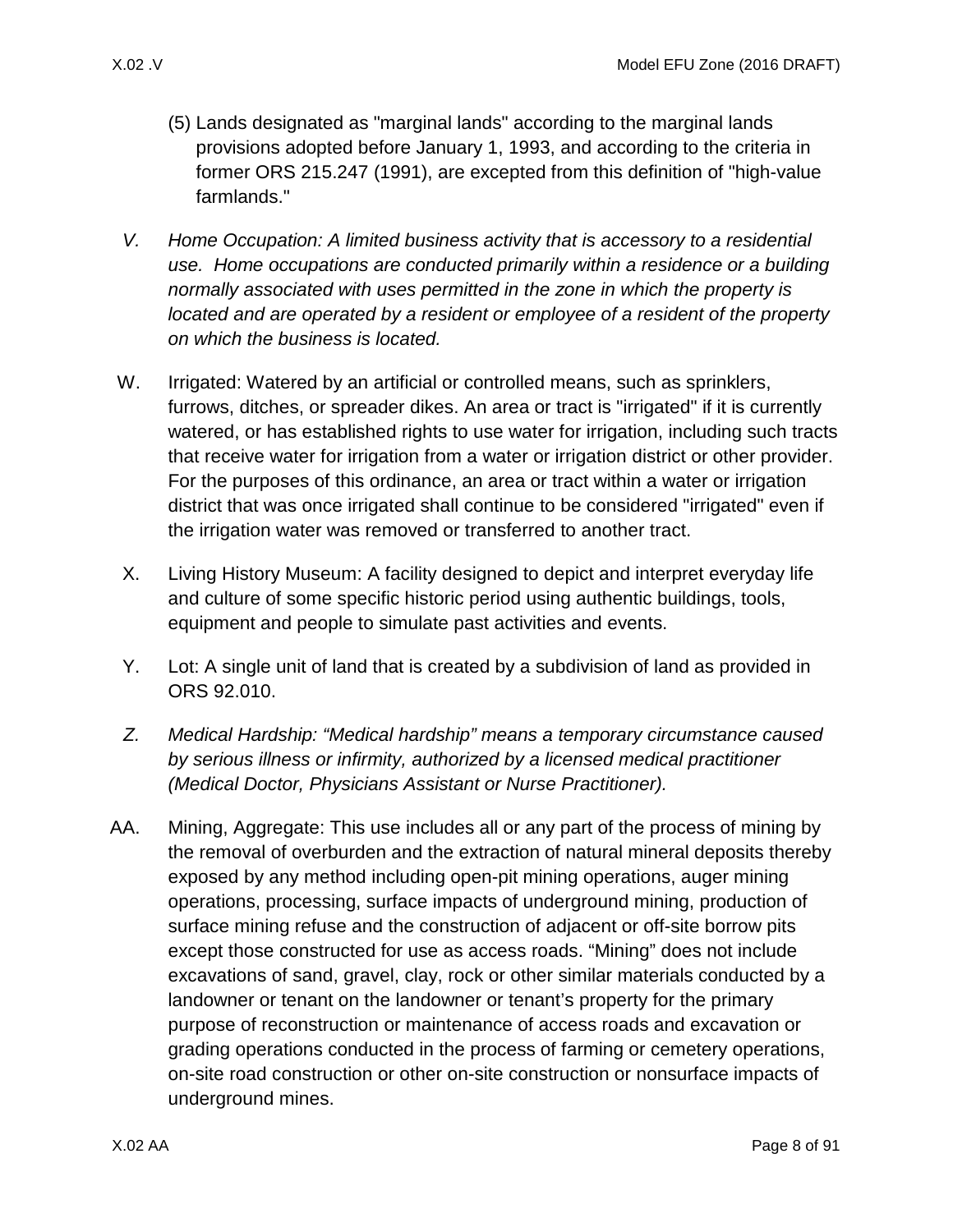(5) Lands designated as "marginal lands" according to the marginal lands provisions adopted before January 1, 1993, and according to the criteria in former ORS 215.247 (1991), are excepted from this definition of "high-value farmlands."

*V. Home Occupation: A limited business activity that is accessory to a residential use. Home occupations are conducted primarily within a residence or a building normally associated with uses permitted in the zone in which the property is located and are operated by a resident or employee of a resident of the property on which the business is located.*

W. Irrigated: Watered by an artificial or controlled means, such as sprinklers, furrows, ditches, or spreader dikes. An area or tract is "irrigated" if it is currently watered, or has established rights to use water for irrigation, including such tracts that receive water for irrigation from a water or irrigation district or other provider. For the purposes of this ordinance, an area or tract within a water or irrigation district that was once irrigated shall continue to be considered "irrigated" even if the irrigation water was removed or transferred to another tract.

X. Living History Museum: A facility designed to depict and interpret everyday life and culture of some specific historic period using authentic buildings, tools, equipment and people to simulate past activities and events.

Y. Lot: A single unit of land that is created by a subdivision of land as provided in ORS 92.010.

*Z. Medical Hardship: “Medical hardship” means a temporary circumstance caused by serious illness or infirmity, authorized by a licensed medical practitioner (Medical Doctor, Physicians Assistant or Nurse Practitioner).*

AA. Mining, Aggregate: This use includes all or any part of the process of mining by the removal of overburden and the extraction of natural mineral deposits thereby exposed by any method including open-pit mining operations, auger mining operations, processing, surface impacts of underground mining, production of surface mining refuse and the construction of adjacent or off-site borrow pits except those constructed for use as access roads. “Mining” does not include excavations of sand, gravel, clay, rock or other similar materials conducted by a landowner or tenant on the landowner or tenant’s property for the primary purpose of reconstruction or maintenance of access roads and excavation or grading operations conducted in the process of farming or cemetery operations, on-site road construction or other on-site construction or nonsurface impacts of underground mines.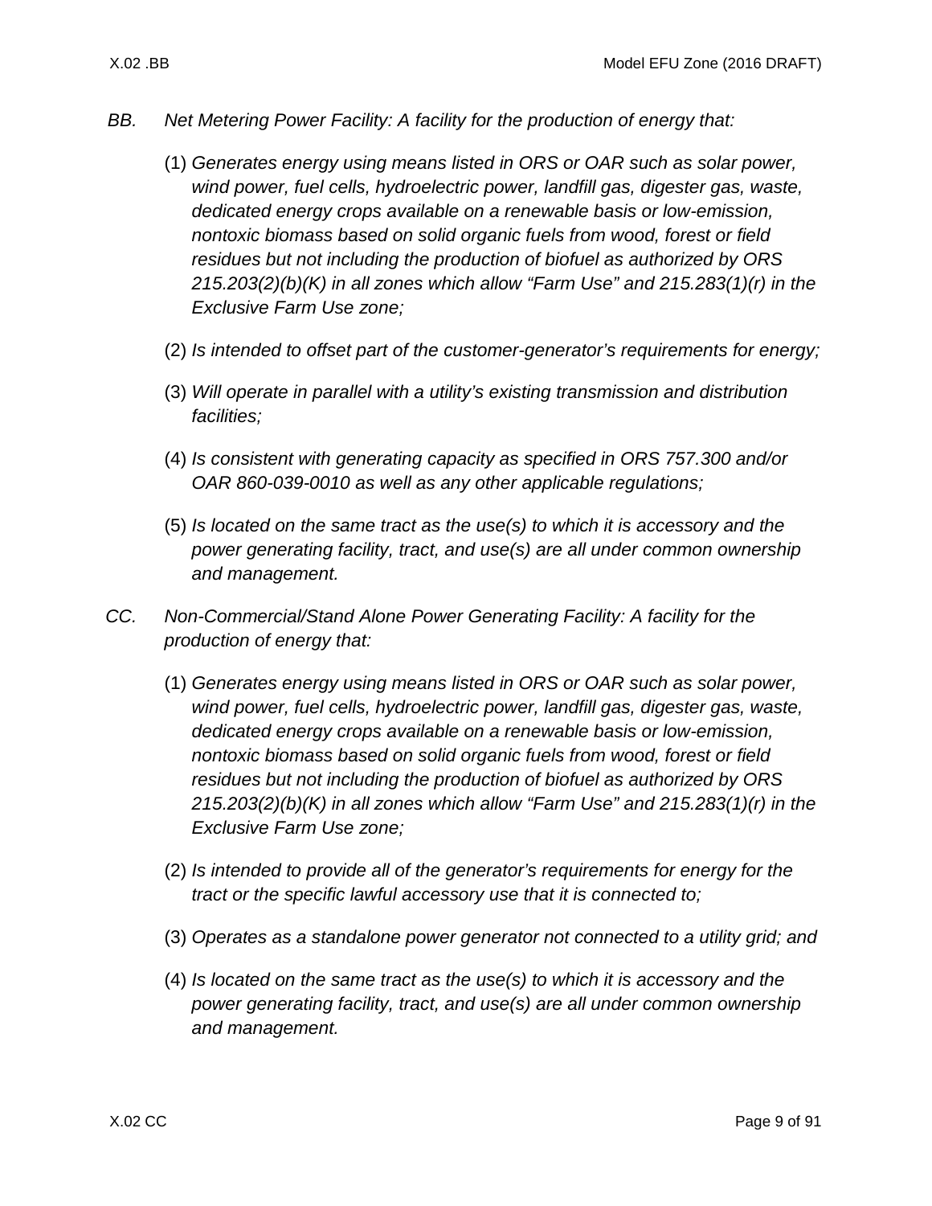*BB. Net Metering Power Facility: A facility for the production of energy that:*

(1) *Generates energy using means listed in ORS or OAR such as solar power, wind power, fuel cells, hydroelectric power, landfill gas, digester gas, waste, dedicated energy crops available on a renewable basis or low-emission, nontoxic biomass based on solid organic fuels from wood, forest or field residues but not including the production of biofuel as authorized by ORS 215.203(2)(b)(K) in all zones which allow "Farm Use" and 215.283(1)(r) in the Exclusive Farm Use zone;*

(2) *Is intended to offset part of the customer-generator's requirements for energy;*

(3) *Will operate in parallel with a utility's existing transmission and distribution facilities;*

(4) *Is consistent with generating capacity as specified in ORS 757.300 and/or OAR 860-039-0010 as well as any other applicable regulations;*

(5) *Is located on the same tract as the use(s) to which it is accessory and the power generating facility, tract, and use(s) are all under common ownership and management.*

*CC. Non-Commercial/Stand Alone Power Generating Facility: A facility for the production of energy that:*

(1) *Generates energy using means listed in ORS or OAR such as solar power, wind power, fuel cells, hydroelectric power, landfill gas, digester gas, waste, dedicated energy crops available on a renewable basis or low-emission, nontoxic biomass based on solid organic fuels from wood, forest or field residues but not including the production of biofuel as authorized by ORS 215.203(2)(b)(K) in all zones which allow "Farm Use" and 215.283(1)(r) in the Exclusive Farm Use zone;*

(2) *Is intended to provide all of the generator's requirements for energy for the tract or the specific lawful accessory use that it is connected to;*

(3) *Operates as a standalone power generator not connected to a utility grid; and*

(4) *Is located on the same tract as the use(s) to which it is accessory and the power generating facility, tract, and use(s) are all under common ownership and management.*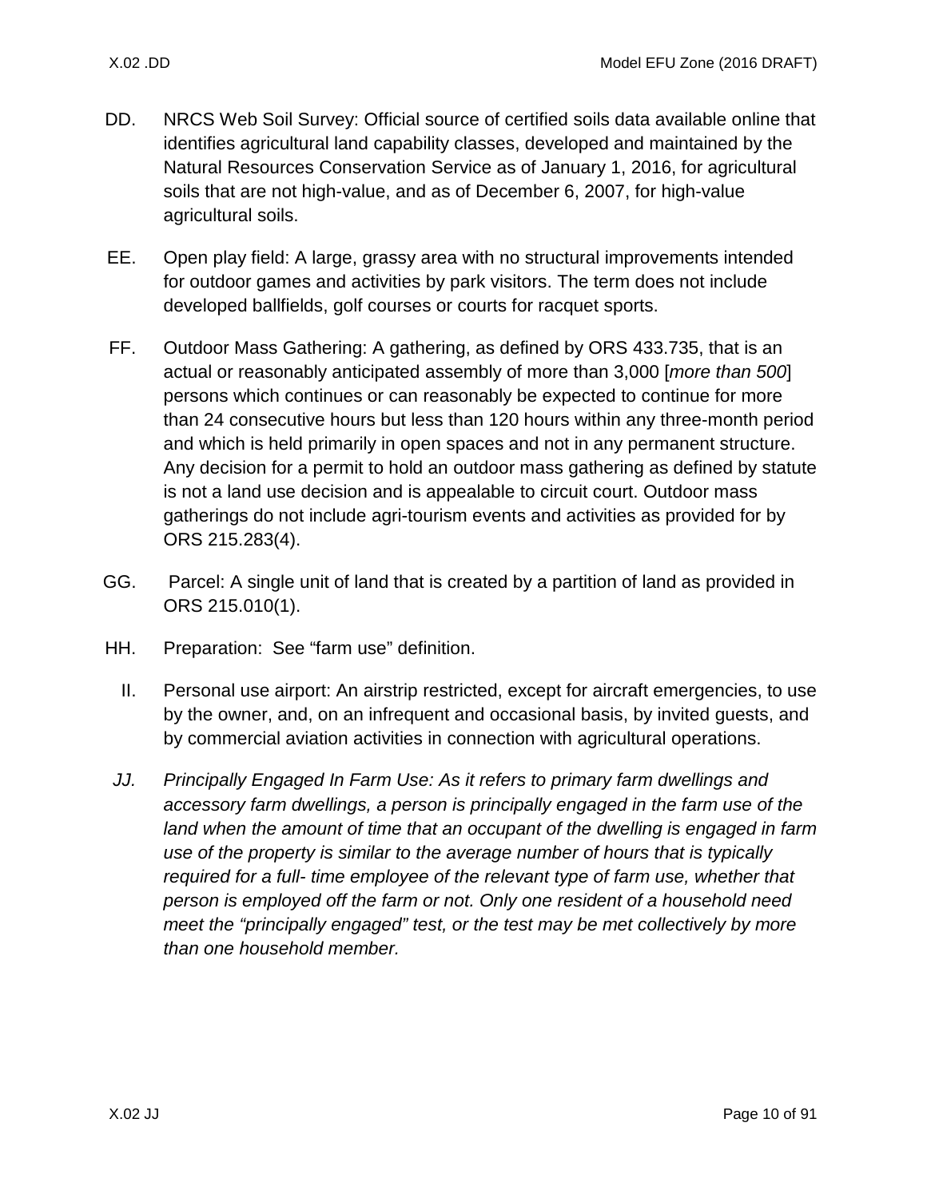DD. NRCS Web Soil Survey: Official source of certified soils data available online that identifies agricultural land capability classes, developed and maintained by the Natural Resources Conservation Service as of January 1, 2016, for agricultural soils that are not high-value, and as of December 6, 2007, for high-value agricultural soils.

EE. Open play field: A large, grassy area with no structural improvements intended for outdoor games and activities by park visitors. The term does not include developed ballfields, golf courses or courts for racquet sports.

FF. Outdoor Mass Gathering: A gathering, as defined by ORS 433.735, that is an actual or reasonably anticipated assembly of more than 3,000 [*more than 500*] persons which continues or can reasonably be expected to continue for more than 24 consecutive hours but less than 120 hours within any three-month period and which is held primarily in open spaces and not in any permanent structure. Any decision for a permit to hold an outdoor mass gathering as defined by statute is not a land use decision and is appealable to circuit court. Outdoor mass gatherings do not include agri-tourism events and activities as provided for by ORS 215.283(4).

GG. Parcel: A single unit of land that is created by a partition of land as provided in ORS 215.010(1).

HH. Preparation: See "farm use" definition.

II. Personal use airport: An airstrip restricted, except for aircraft emergencies, to use by the owner, and, on an infrequent and occasional basis, by invited guests, and by commercial aviation activities in connection with agricultural operations.

*JJ. Principally Engaged In Farm Use: As it refers to primary farm dwellings and accessory farm dwellings, a person is principally engaged in the farm use of the land when the amount of time that an occupant of the dwelling is engaged in farm use of the property is similar to the average number of hours that is typically required for a full- time employee of the relevant type of farm use, whether that person is employed off the farm or not. Only one resident of a household need meet the "principally engaged" test, or the test may be met collectively by more than one household member.*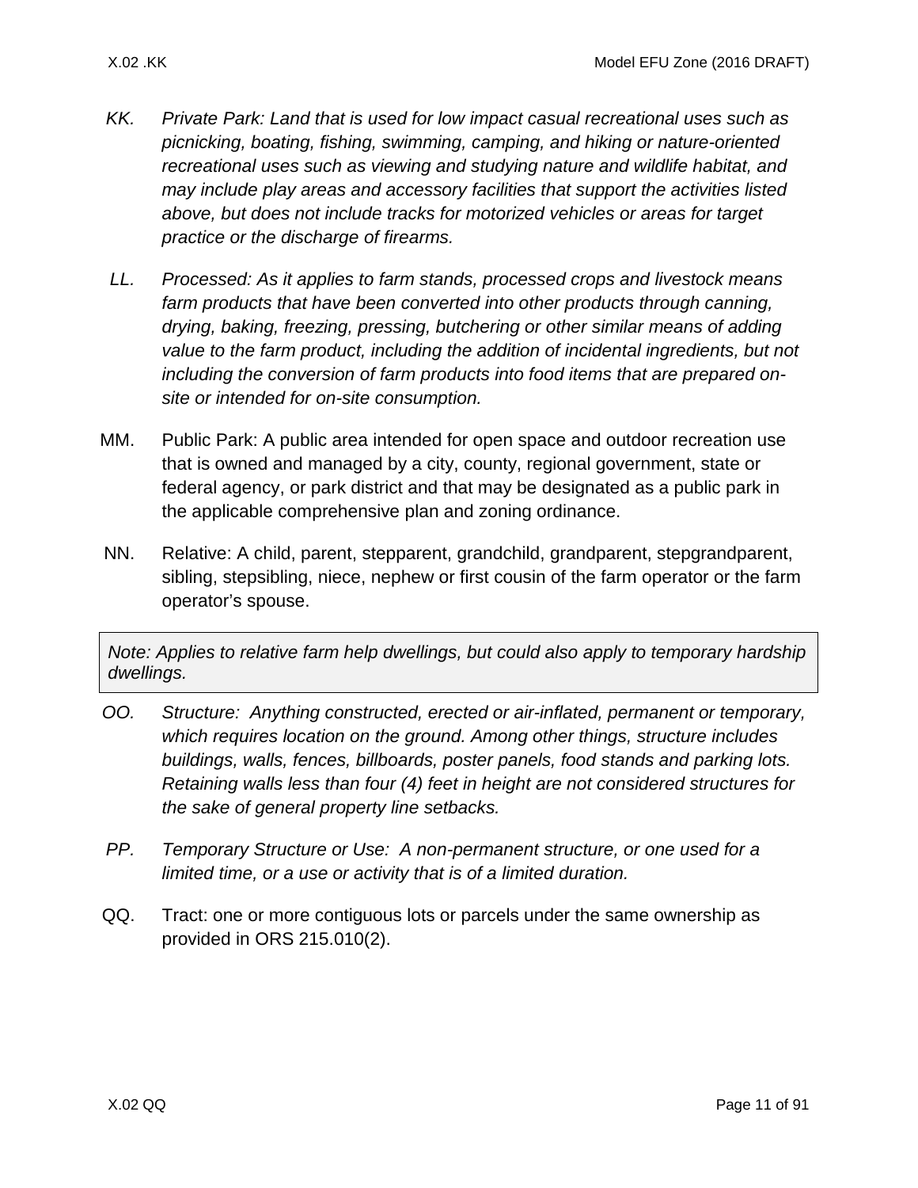*KK. Private Park: Land that is used for low impact casual recreational uses such as picnicking, boating, fishing, swimming, camping, and hiking or nature-oriented recreational uses such as viewing and studying nature and wildlife habitat, and may include play areas and accessory facilities that support the activities listed above, but does not include tracks for motorized vehicles or areas for target practice or the discharge of firearms.*

*LL. Processed: As it applies to farm stands, processed crops and livestock means farm products that have been converted into other products through canning, drying, baking, freezing, pressing, butchering or other similar means of adding value to the farm product, including the addition of incidental ingredients, but not including the conversion of farm products into food items that are prepared on-site or intended for on-site consumption.*

MM. Public Park: A public area intended for open space and outdoor recreation use that is owned and managed by a city, county, regional government, state or federal agency, or park district and that may be designated as a public park in the applicable comprehensive plan and zoning ordinance.

NN. Relative: A child, parent, stepparent, grandchild, grandparent, stepgrandparent, sibling, stepsibling, niece, nephew or first cousin of the farm operator or the farm operator's spouse.

> *Note: Applies to relative farm help dwellings, but could also apply to temporary hardship dwellings.*

*OO. Structure: Anything constructed, erected or air-inflated, permanent or temporary, which requires location on the ground. Among other things, structure includes buildings, walls, fences, billboards, poster panels, food stands and parking lots. Retaining walls less than four (4) feet in height are not considered structures for the sake of general property line setbacks.*

*PP. Temporary Structure or Use: A non-permanent structure, or one used for a limited time, or a use or activity that is of a limited duration.*

QQ. Tract: one or more contiguous lots or parcels under the same ownership as provided in ORS 215.010(2).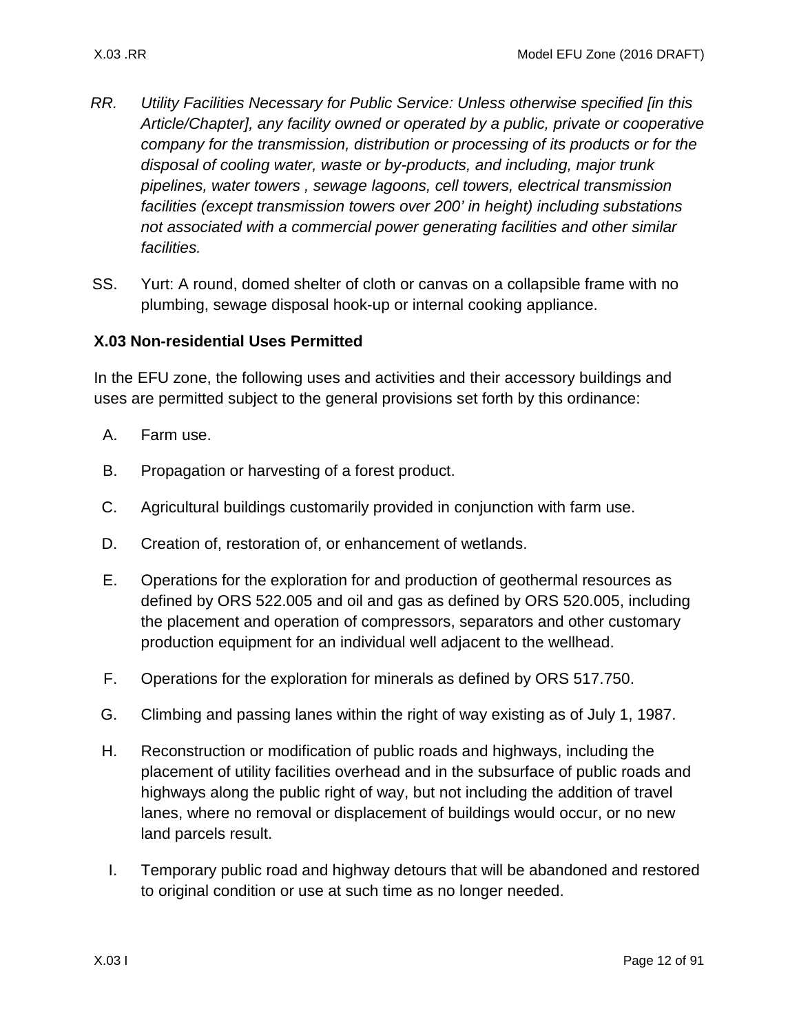*RR. Utility Facilities Necessary for Public Service: Unless otherwise specified [in this Article/Chapter], any facility owned or operated by a public, private or cooperative company for the transmission, distribution or processing of its products or for the disposal of cooling water, waste or by-products, and including, major trunk pipelines, water towers , sewage lagoons, cell towers, electrical transmission facilities (except transmission towers over 200' in height) including substations not associated with a commercial power generating facilities and other similar facilities.*

SS. Yurt: A round, domed shelter of cloth or canvas on a collapsible frame with no plumbing, sewage disposal hook-up or internal cooking appliance.

### X.03 Non-residential Uses Permitted

In the EFU zone, the following uses and activities and their accessory buildings and uses are permitted subject to the general provisions set forth by this ordinance:

A. Farm use.

B. Propagation or harvesting of a forest product.

C. Agricultural buildings customarily provided in conjunction with farm use.

D. Creation of, restoration of, or enhancement of wetlands.

E. Operations for the exploration for and production of geothermal resources as defined by ORS 522.005 and oil and gas as defined by ORS 520.005, including the placement and operation of compressors, separators and other customary production equipment for an individual well adjacent to the wellhead.

F. Operations for the exploration for minerals as defined by ORS 517.750.

G. Climbing and passing lanes within the right of way existing as of July 1, 1987.

H. Reconstruction or modification of public roads and highways, including the placement of utility facilities overhead and in the subsurface of public roads and highways along the public right of way, but not including the addition of travel lanes, where no removal or displacement of buildings would occur, or no new land parcels result.

I. Temporary public road and highway detours that will be abandoned and restored to original condition or use at such time as no longer needed.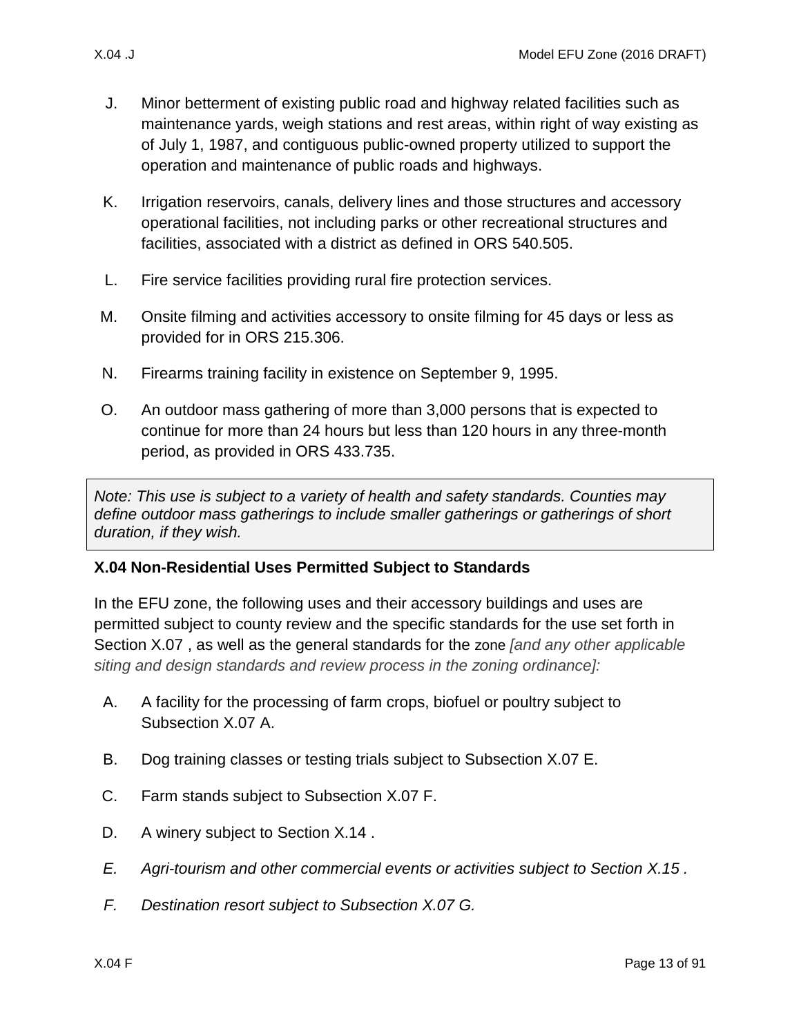J. Minor betterment of existing public road and highway related facilities such as maintenance yards, weigh stations and rest areas, within right of way existing as of July 1, 1987, and contiguous public-owned property utilized to support the operation and maintenance of public roads and highways.

K. Irrigation reservoirs, canals, delivery lines and those structures and accessory operational facilities, not including parks or other recreational structures and facilities, associated with a district as defined in ORS 540.505.

L. Fire service facilities providing rural fire protection services.

M. Onsite filming and activities accessory to onsite filming for 45 days or less as provided for in ORS 215.306.

N. Firearms training facility in existence on September 9, 1995.

O. An outdoor mass gathering of more than 3,000 persons that is expected to continue for more than 24 hours but less than 120 hours in any three-month period, as provided in ORS 433.735.

> *Note: This use is subject to a variety of health and safety standards. Counties may define outdoor mass gatherings to include smaller gatherings or gatherings of short duration, if they wish.*

### X.04 Non-Residential Uses Permitted Subject to Standards

In the EFU zone, the following uses and their accessory buildings and uses are permitted subject to county review and the specific standards for the use set forth in Section X.07 , as well as the general standards for the zone *[and any other applicable siting and design standards and review process in the zoning ordinance]:*

A. A facility for the processing of farm crops, biofuel or poultry subject to Subsection X.07 A.

B. Dog training classes or testing trials subject to Subsection X.07 E.

C. Farm stands subject to Subsection X.07 F.

D. A winery subject to Section X.14 .

*E. Agri-tourism and other commercial events or activities subject to Section X.15 .*

*F. Destination resort subject to Subsection X.07 G.*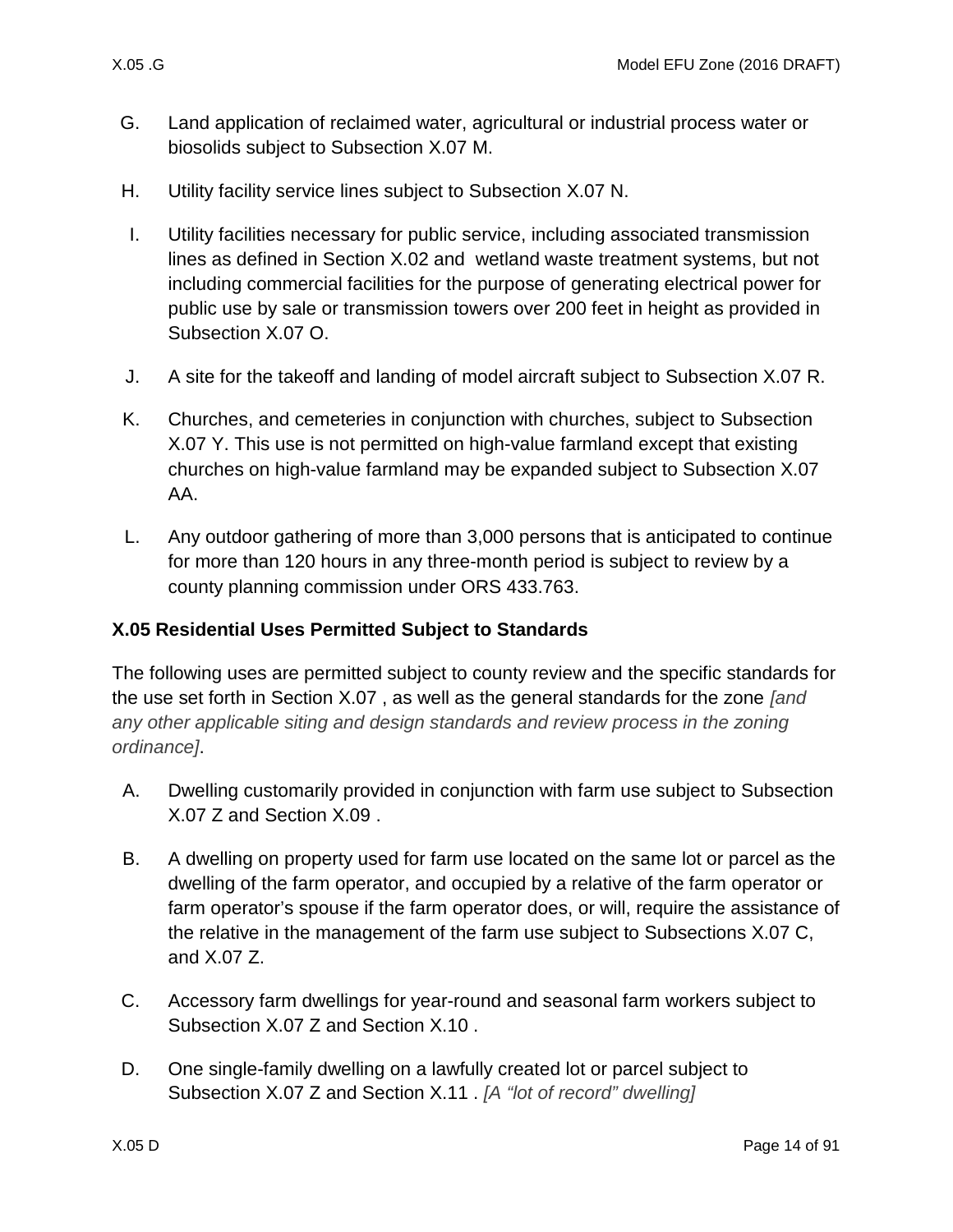G. Land application of reclaimed water, agricultural or industrial process water or biosolids subject to Subsection X.07 M.

H. Utility facility service lines subject to Subsection X.07 N.

I. Utility facilities necessary for public service, including associated transmission lines as defined in Section X.02 and wetland waste treatment systems, but not including commercial facilities for the purpose of generating electrical power for public use by sale or transmission towers over 200 feet in height as provided in Subsection X.07 O.

J. A site for the takeoff and landing of model aircraft subject to Subsection X.07 R.

K. Churches, and cemeteries in conjunction with churches, subject to Subsection X.07 Y. This use is not permitted on high-value farmland except that existing churches on high-value farmland may be expanded subject to Subsection X.07 AA.

L. Any outdoor gathering of more than 3,000 persons that is anticipated to continue for more than 120 hours in any three-month period is subject to review by a county planning commission under ORS 433.763.

### X.05 Residential Uses Permitted Subject to Standards

The following uses are permitted subject to county review and the specific standards for the use set forth in Section X.07 , as well as the general standards for the zone *[and any other applicable siting and design standards and review process in the zoning ordinance]*.

A. Dwelling customarily provided in conjunction with farm use subject to Subsection X.07 Z and Section X.09 .

B. A dwelling on property used for farm use located on the same lot or parcel as the dwelling of the farm operator, and occupied by a relative of the farm operator or farm operator's spouse if the farm operator does, or will, require the assistance of the relative in the management of the farm use subject to Subsections X.07 C, and X.07 Z.

C. Accessory farm dwellings for year-round and seasonal farm workers subject to Subsection X.07 Z and Section X.10 .

D. One single-family dwelling on a lawfully created lot or parcel subject to Subsection X.07 Z and Section X.11 . *[A "lot of record" dwelling]*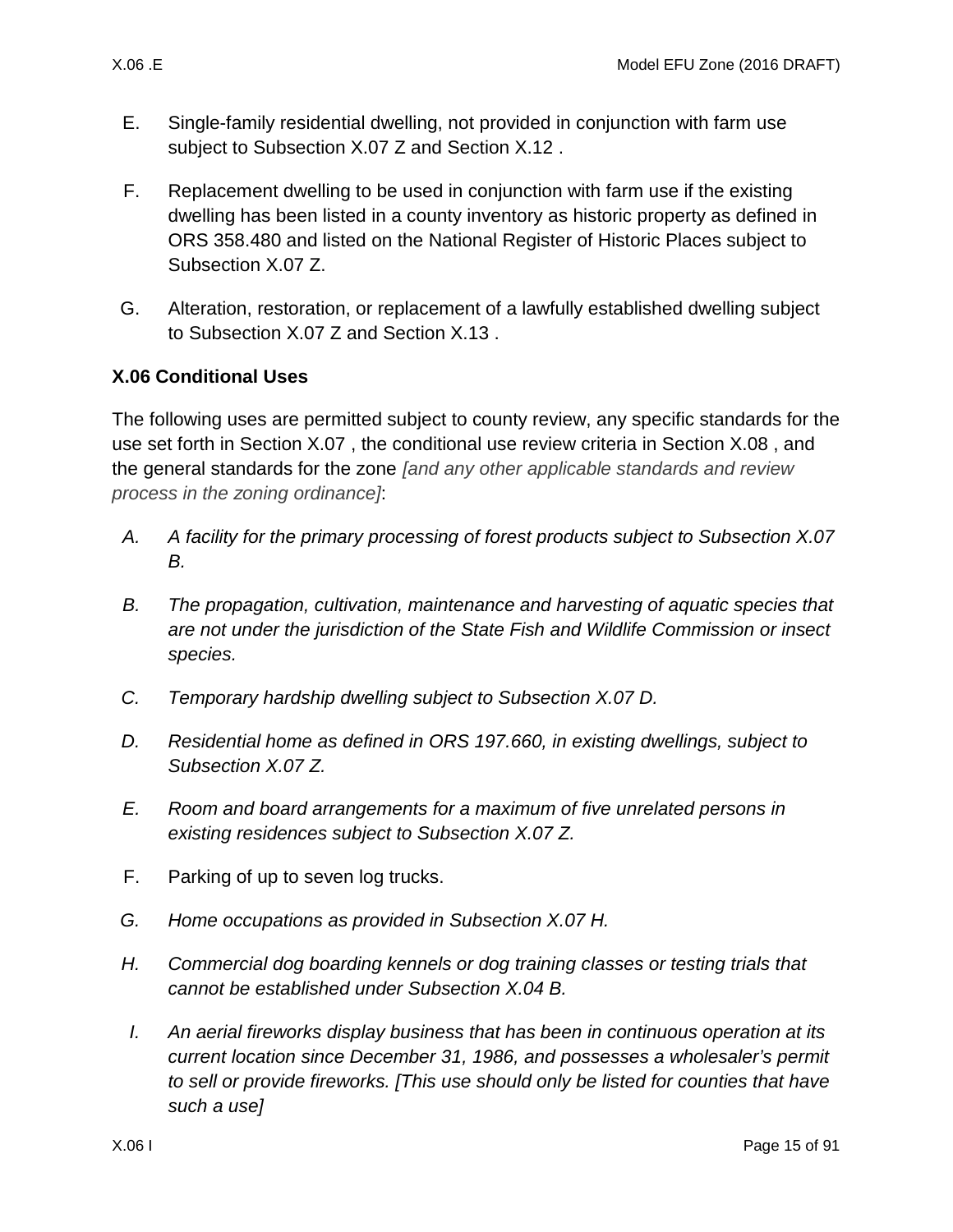E. Single-family residential dwelling, not provided in conjunction with farm use subject to Subsection X.07 Z and Section X.12 .

F. Replacement dwelling to be used in conjunction with farm use if the existing dwelling has been listed in a county inventory as historic property as defined in ORS 358.480 and listed on the National Register of Historic Places subject to Subsection X.07 Z.

G. Alteration, restoration, or replacement of a lawfully established dwelling subject to Subsection X.07 Z and Section X.13 .

### X.06 Conditional Uses

The following uses are permitted subject to county review, any specific standards for the use set forth in Section X.07 , the conditional use review criteria in Section X.08 , and the general standards for the zone *[and any other applicable standards and review process in the zoning ordinance]*:

*A. A facility for the primary processing of forest products subject to Subsection X.07 B.*

*B. The propagation, cultivation, maintenance and harvesting of aquatic species that are not under the jurisdiction of the State Fish and Wildlife Commission or insect species.*

*C. Temporary hardship dwelling subject to Subsection X.07 D.*

*D. Residential home as defined in ORS 197.660, in existing dwellings, subject to Subsection X.07 Z.*

*E. Room and board arrangements for a maximum of five unrelated persons in existing residences subject to Subsection X.07 Z.*

F. Parking of up to seven log trucks.

*G. Home occupations as provided in Subsection X.07 H.*

*H. Commercial dog boarding kennels or dog training classes or testing trials that cannot be established under Subsection X.04 B.*

*I. An aerial fireworks display business that has been in continuous operation at its current location since December 31, 1986, and possesses a wholesaler's permit to sell or provide fireworks. [This use should only be listed for counties that have such a use]*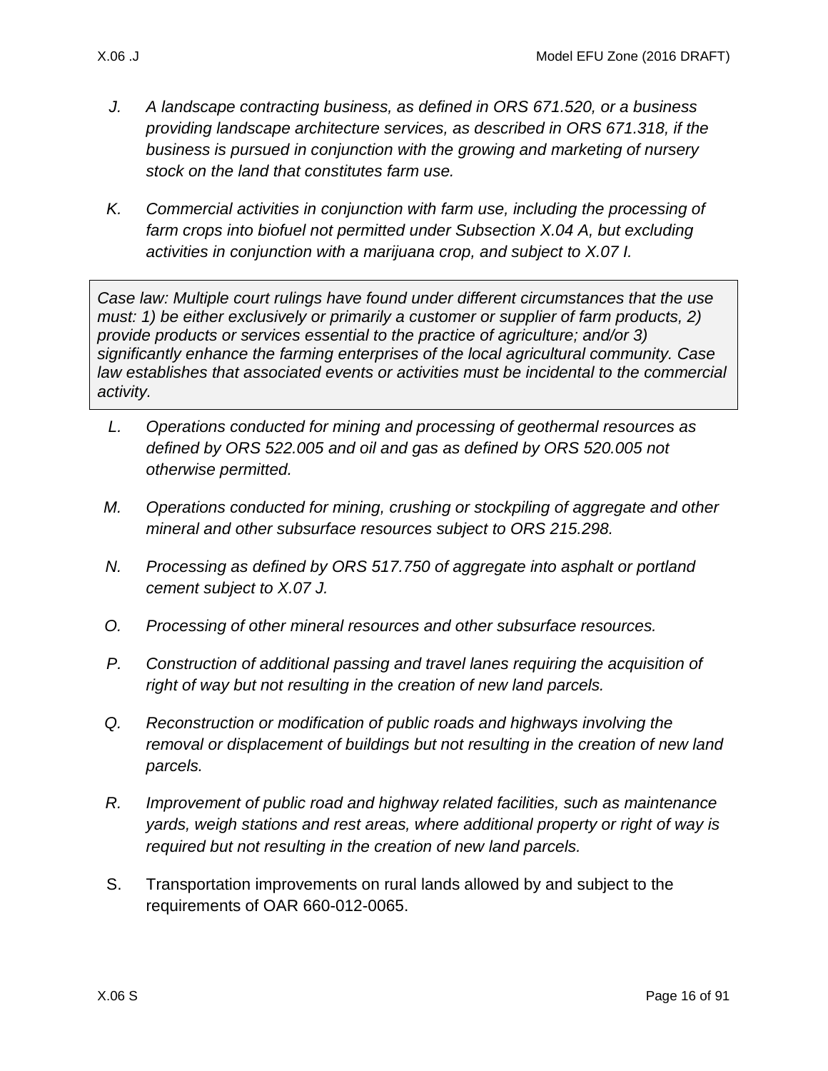J. *A landscape contracting business, as defined in ORS 671.520, or a business providing landscape architecture services, as described in ORS 671.318, if the business is pursued in conjunction with the growing and marketing of nursery stock on the land that constitutes farm use.*

K. *Commercial activities in conjunction with farm use, including the processing of farm crops into biofuel not permitted under Subsection X.04 A, but excluding activities in conjunction with a marijuana crop, and subject to X.07 I.*

> *Case law: Multiple court rulings have found under different circumstances that the use must: 1) be either exclusively or primarily a customer or supplier of farm products, 2) provide products or services essential to the practice of agriculture; and/or 3) significantly enhance the farming enterprises of the local agricultural community. Case law establishes that associated events or activities must be incidental to the commercial activity.*

L. *Operations conducted for mining and processing of geothermal resources as defined by ORS 522.005 and oil and gas as defined by ORS 520.005 not otherwise permitted.*

M. *Operations conducted for mining, crushing or stockpiling of aggregate and other mineral and other subsurface resources subject to ORS 215.298.*

N. *Processing as defined by ORS 517.750 of aggregate into asphalt or portland cement subject to X.07 J.*

O. *Processing of other mineral resources and other subsurface resources.*

P. *Construction of additional passing and travel lanes requiring the acquisition of right of way but not resulting in the creation of new land parcels.*

Q. *Reconstruction or modification of public roads and highways involving the removal or displacement of buildings but not resulting in the creation of new land parcels.*

R. *Improvement of public road and highway related facilities, such as maintenance yards, weigh stations and rest areas, where additional property or right of way is required but not resulting in the creation of new land parcels.*

S. Transportation improvements on rural lands allowed by and subject to the requirements of OAR 660-012-0065.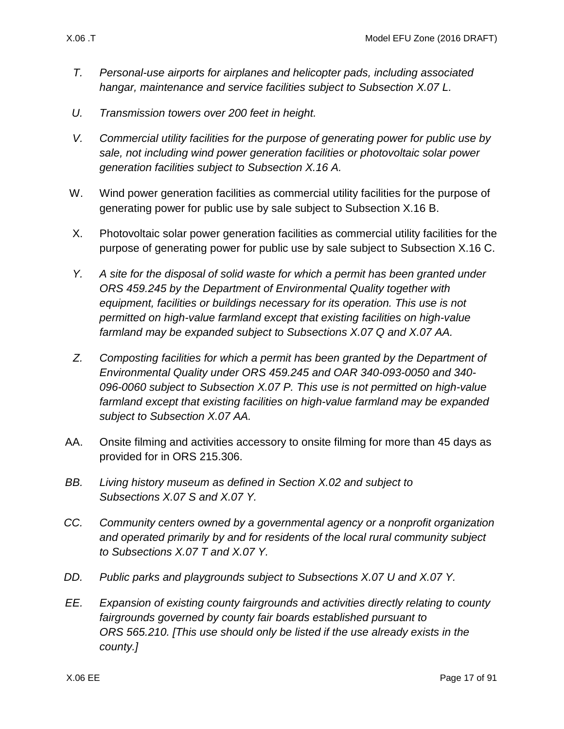T. *Personal-use airports for airplanes and helicopter pads, including associated hangar, maintenance and service facilities subject to Subsection X.07 L.*

U. *Transmission towers over 200 feet in height.*

V. *Commercial utility facilities for the purpose of generating power for public use by sale, not including wind power generation facilities or photovoltaic solar power generation facilities subject to Subsection X.16 A.*

W. Wind power generation facilities as commercial utility facilities for the purpose of generating power for public use by sale subject to Subsection X.16 B.

X. Photovoltaic solar power generation facilities as commercial utility facilities for the purpose of generating power for public use by sale subject to Subsection X.16 C.

Y. *A site for the disposal of solid waste for which a permit has been granted under ORS 459.245 by the Department of Environmental Quality together with equipment, facilities or buildings necessary for its operation. This use is not permitted on high-value farmland except that existing facilities on high-value farmland may be expanded subject to Subsections X.07 Q and X.07 AA.*

Z. *Composting facilities for which a permit has been granted by the Department of Environmental Quality under ORS 459.245 and OAR 340-093-0050 and 340-096-0060 subject to Subsection X.07 P. This use is not permitted on high-value farmland except that existing facilities on high-value farmland may be expanded subject to Subsection X.07 AA.*

AA. Onsite filming and activities accessory to onsite filming for more than 45 days as provided for in ORS 215.306.

BB. *Living history museum as defined in Section X.02 and subject to Subsections X.07 S and X.07 Y.*

CC. *Community centers owned by a governmental agency or a nonprofit organization and operated primarily by and for residents of the local rural community subject to Subsections X.07 T and X.07 Y.*

DD. *Public parks and playgrounds subject to Subsections X.07 U and X.07 Y.*

EE. *Expansion of existing county fairgrounds and activities directly relating to county fairgrounds governed by county fair boards established pursuant to ORS 565.210. [This use should only be listed if the use already exists in the county.]*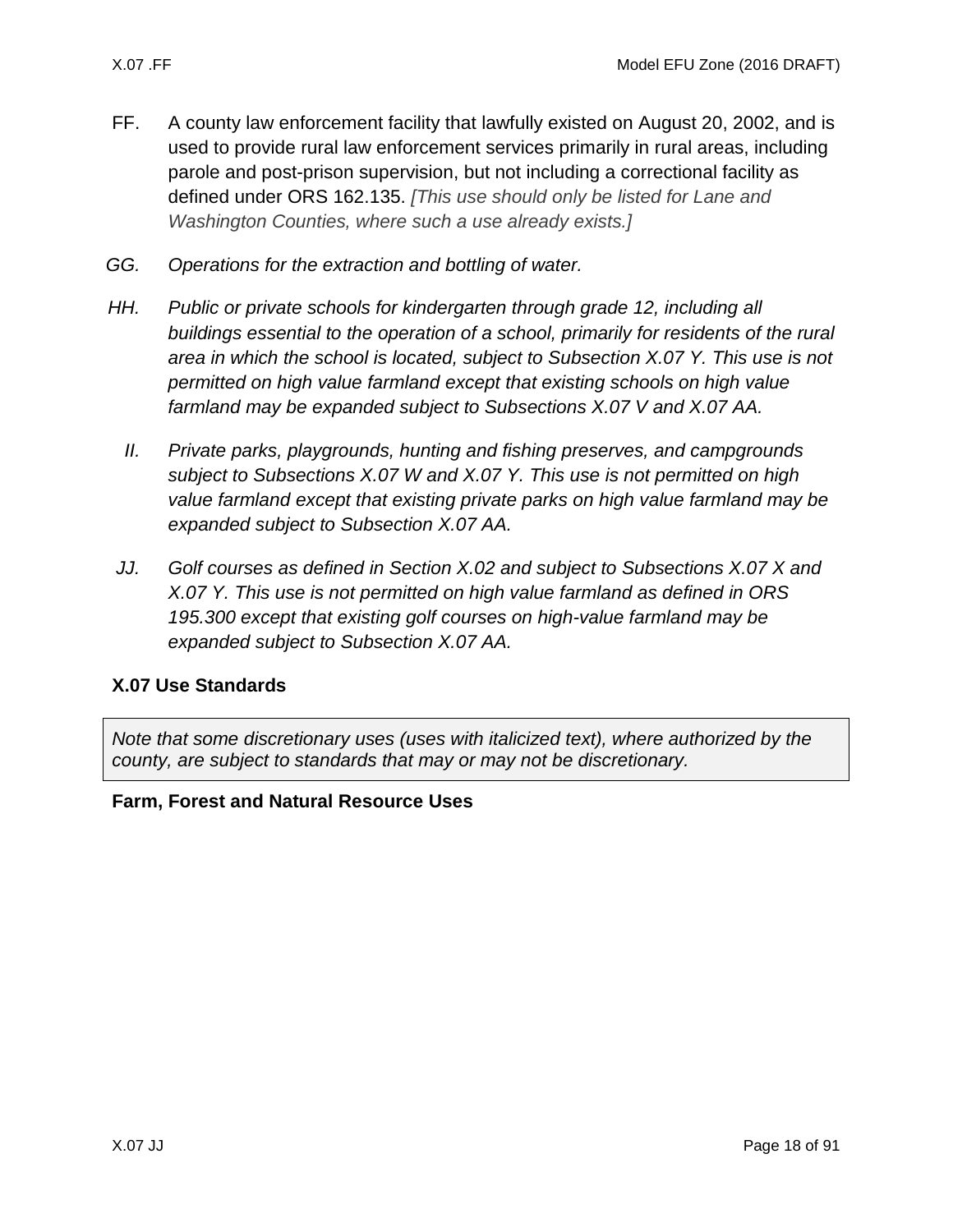FF. A county law enforcement facility that lawfully existed on August 20, 2002, and is used to provide rural law enforcement services primarily in rural areas, including parole and post-prison supervision, but not including a correctional facility as defined under ORS 162.135. *[This use should only be listed for Lane and Washington Counties, where such a use already exists.]*

*GG. Operations for the extraction and bottling of water.*

*HH. Public or private schools for kindergarten through grade 12, including all buildings essential to the operation of a school, primarily for residents of the rural area in which the school is located, subject to Subsection X.07 Y. This use is not permitted on high value farmland except that existing schools on high value farmland may be expanded subject to Subsections X.07 V and X.07 AA.*

*II. Private parks, playgrounds, hunting and fishing preserves, and campgrounds subject to Subsections X.07 W and X.07 Y. This use is not permitted on high value farmland except that existing private parks on high value farmland may be expanded subject to Subsection X.07 AA.*

*JJ. Golf courses as defined in Section X.02 and subject to Subsections X.07 X and X.07 Y. This use is not permitted on high value farmland as defined in ORS 195.300 except that existing golf courses on high-value farmland may be expanded subject to Subsection X.07 AA.*

## X.07 Use Standards

*Note that some discretionary uses (uses with italicized text), where authorized by the county, are subject to standards that may or may not be discretionary.*

### Farm, Forest and Natural Resource Uses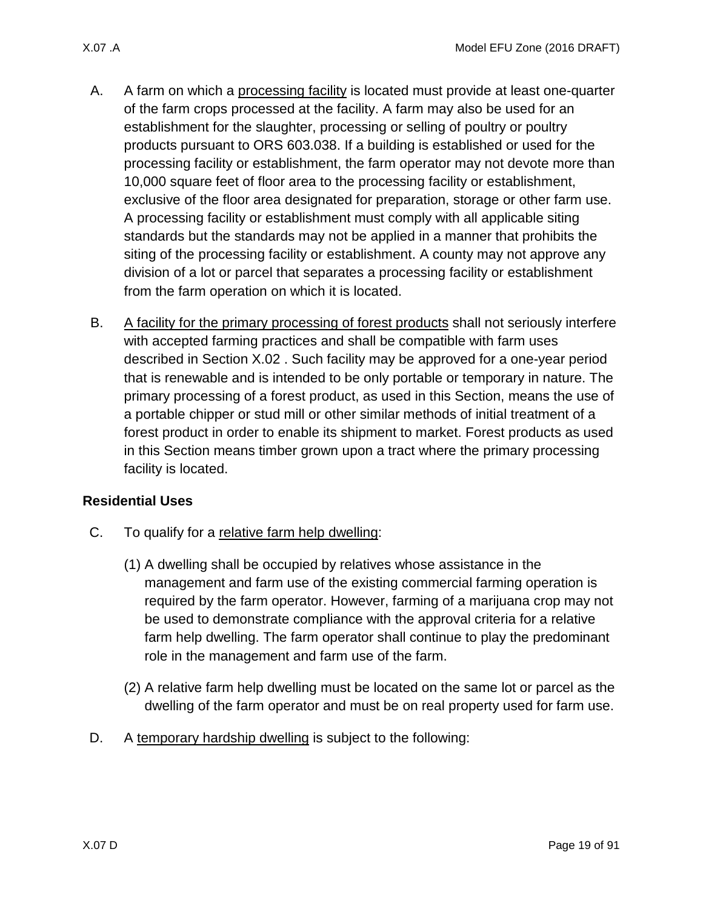A. A farm on which a processing facility is located must provide at least one-quarter of the farm crops processed at the facility. A farm may also be used for an establishment for the slaughter, processing or selling of poultry or poultry products pursuant to ORS 603.038. If a building is established or used for the processing facility or establishment, the farm operator may not devote more than 10,000 square feet of floor area to the processing facility or establishment, exclusive of the floor area designated for preparation, storage or other farm use. A processing facility or establishment must comply with all applicable siting standards but the standards may not be applied in a manner that prohibits the siting of the processing facility or establishment. A county may not approve any division of a lot or parcel that separates a processing facility or establishment from the farm operation on which it is located.

B. A facility for the primary processing of forest products shall not seriously interfere with accepted farming practices and shall be compatible with farm uses described in Section X.02 . Such facility may be approved for a one-year period that is renewable and is intended to be only portable or temporary in nature. The primary processing of a forest product, as used in this Section, means the use of a portable chipper or stud mill or other similar methods of initial treatment of a forest product in order to enable its shipment to market. Forest products as used in this Section means timber grown upon a tract where the primary processing facility is located.

**Residential Uses**

C. To qualify for a relative farm help dwelling:

   (1) A dwelling shall be occupied by relatives whose assistance in the management and farm use of the existing commercial farming operation is required by the farm operator. However, farming of a marijuana crop may not be used to demonstrate compliance with the approval criteria for a relative farm help dwelling. The farm operator shall continue to play the predominant role in the management and farm use of the farm.

   (2) A relative farm help dwelling must be located on the same lot or parcel as the dwelling of the farm operator and must be on real property used for farm use.

D. A temporary hardship dwelling is subject to the following: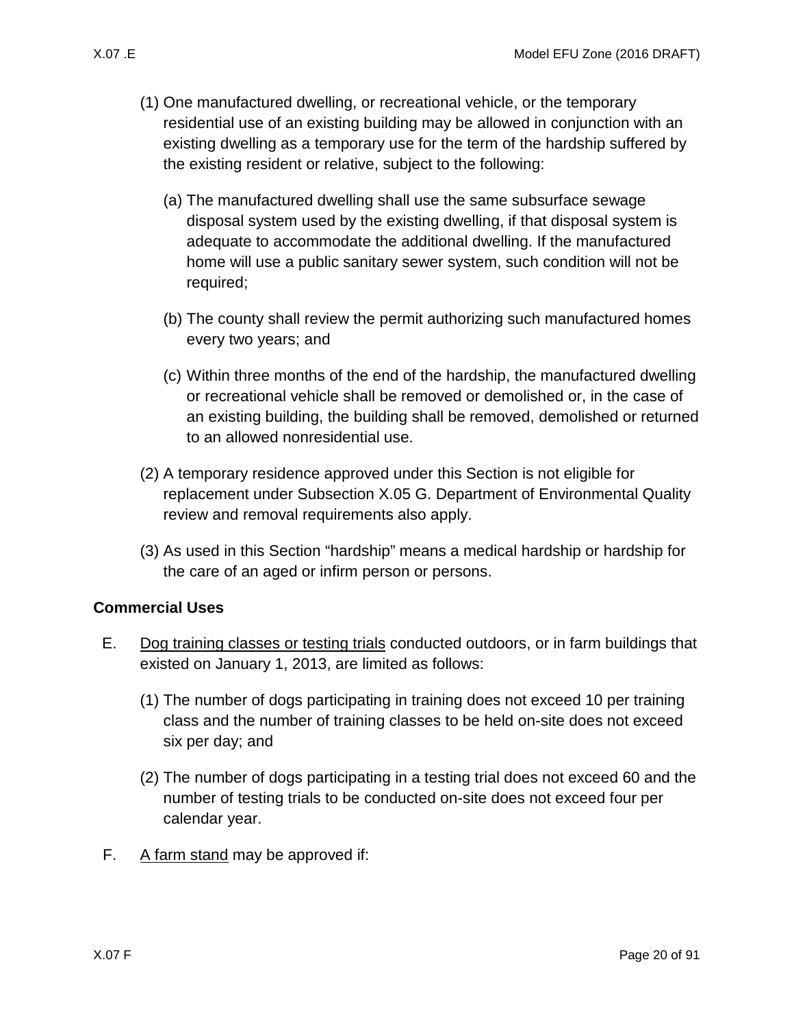(1) One manufactured dwelling, or recreational vehicle, or the temporary residential use of an existing building may be allowed in conjunction with an existing dwelling as a temporary use for the term of the hardship suffered by the existing resident or relative, subject to the following:

   (a) The manufactured dwelling shall use the same subsurface sewage disposal system used by the existing dwelling, if that disposal system is adequate to accommodate the additional dwelling. If the manufactured home will use a public sanitary sewer system, such condition will not be required;

   (b) The county shall review the permit authorizing such manufactured homes every two years; and

   (c) Within three months of the end of the hardship, the manufactured dwelling or recreational vehicle shall be removed or demolished or, in the case of an existing building, the building shall be removed, demolished or returned to an allowed nonresidential use.

(2) A temporary residence approved under this Section is not eligible for replacement under Subsection X.05 G. Department of Environmental Quality review and removal requirements also apply.

(3) As used in this Section "hardship" means a medical hardship or hardship for the care of an aged or infirm person or persons.

**Commercial Uses**

E. Dog training classes or testing trials conducted outdoors, or in farm buildings that existed on January 1, 2013, are limited as follows:

   (1) The number of dogs participating in training does not exceed 10 per training class and the number of training classes to be held on-site does not exceed six per day; and

   (2) The number of dogs participating in a testing trial does not exceed 60 and the number of testing trials to be conducted on-site does not exceed four per calendar year.

F. A farm stand may be approved if: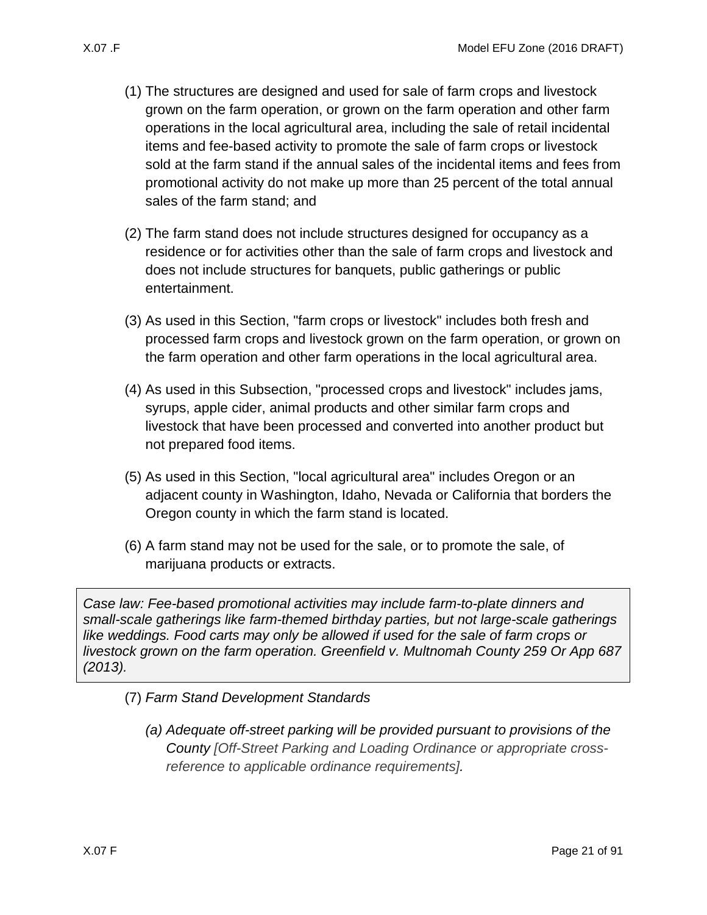(1) The structures are designed and used for sale of farm crops and livestock grown on the farm operation, or grown on the farm operation and other farm operations in the local agricultural area, including the sale of retail incidental items and fee-based activity to promote the sale of farm crops or livestock sold at the farm stand if the annual sales of the incidental items and fees from promotional activity do not make up more than 25 percent of the total annual sales of the farm stand; and

(2) The farm stand does not include structures designed for occupancy as a residence or for activities other than the sale of farm crops and livestock and does not include structures for banquets, public gatherings or public entertainment.

(3) As used in this Section, "farm crops or livestock" includes both fresh and processed farm crops and livestock grown on the farm operation, or grown on the farm operation and other farm operations in the local agricultural area.

(4) As used in this Subsection, "processed crops and livestock" includes jams, syrups, apple cider, animal products and other similar farm crops and livestock that have been processed and converted into another product but not prepared food items.

(5) As used in this Section, "local agricultural area" includes Oregon or an adjacent county in Washington, Idaho, Nevada or California that borders the Oregon county in which the farm stand is located.

(6) A farm stand may not be used for the sale, or to promote the sale, of marijuana products or extracts.

> *Case law: Fee-based promotional activities may include farm-to-plate dinners and small-scale gatherings like farm-themed birthday parties, but not large-scale gatherings like weddings. Food carts may only be allowed if used for the sale of farm crops or livestock grown on the farm operation. Greenfield v. Multnomah County 259 Or App 687 (2013).*

(7) *Farm Stand Development Standards*

*(a) Adequate off-street parking will be provided pursuant to provisions of the County [Off-Street Parking and Loading Ordinance or appropriate cross-reference to applicable ordinance requirements].*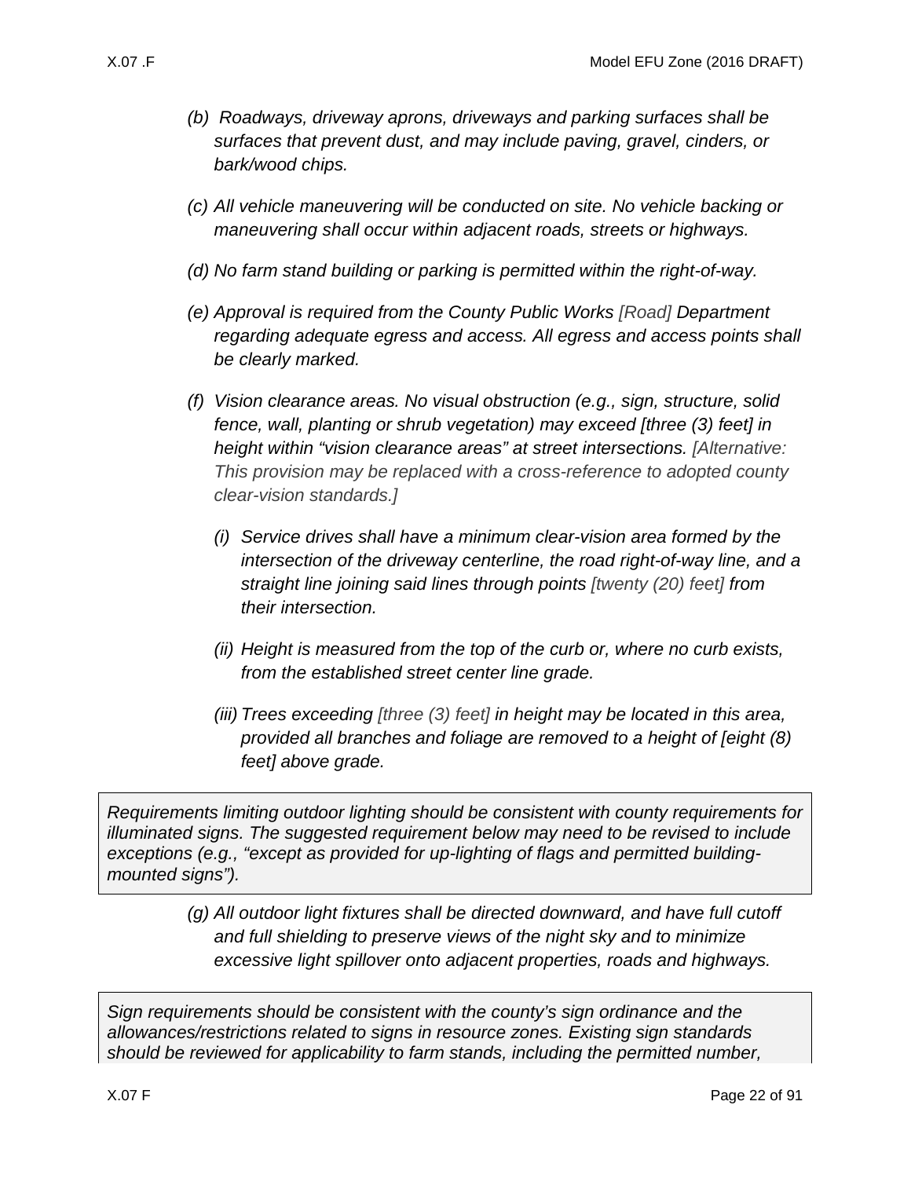*(b) Roadways, driveway aprons, driveways and parking surfaces shall be surfaces that prevent dust, and may include paving, gravel, cinders, or bark/wood chips.*

*(c) All vehicle maneuvering will be conducted on site. No vehicle backing or maneuvering shall occur within adjacent roads, streets or highways.*

*(d) No farm stand building or parking is permitted within the right-of-way.*

*(e) Approval is required from the County Public Works [Road] Department regarding adequate egress and access. All egress and access points shall be clearly marked.*

*(f) Vision clearance areas. No visual obstruction (e.g., sign, structure, solid fence, wall, planting or shrub vegetation) may exceed [three (3) feet] in height within "vision clearance areas" at street intersections. [Alternative: This provision may be replaced with a cross-reference to adopted county clear-vision standards.]*

*(i) Service drives shall have a minimum clear-vision area formed by the intersection of the driveway centerline, the road right-of-way line, and a straight line joining said lines through points [twenty (20) feet] from their intersection.*

*(ii) Height is measured from the top of the curb or, where no curb exists, from the established street center line grade.*

*(iii) Trees exceeding [three (3) feet] in height may be located in this area, provided all branches and foliage are removed to a height of [eight (8) feet] above grade.*

> *Requirements limiting outdoor lighting should be consistent with county requirements for illuminated signs. The suggested requirement below may need to be revised to include exceptions (e.g., "except as provided for up-lighting of flags and permitted building-mounted signs").*

*(g) All outdoor light fixtures shall be directed downward, and have full cutoff and full shielding to preserve views of the night sky and to minimize excessive light spillover onto adjacent properties, roads and highways.*

> *Sign requirements should be consistent with the county's sign ordinance and the allowances/restrictions related to signs in resource zones. Existing sign standards should be reviewed for applicability to farm stands, including the permitted number,*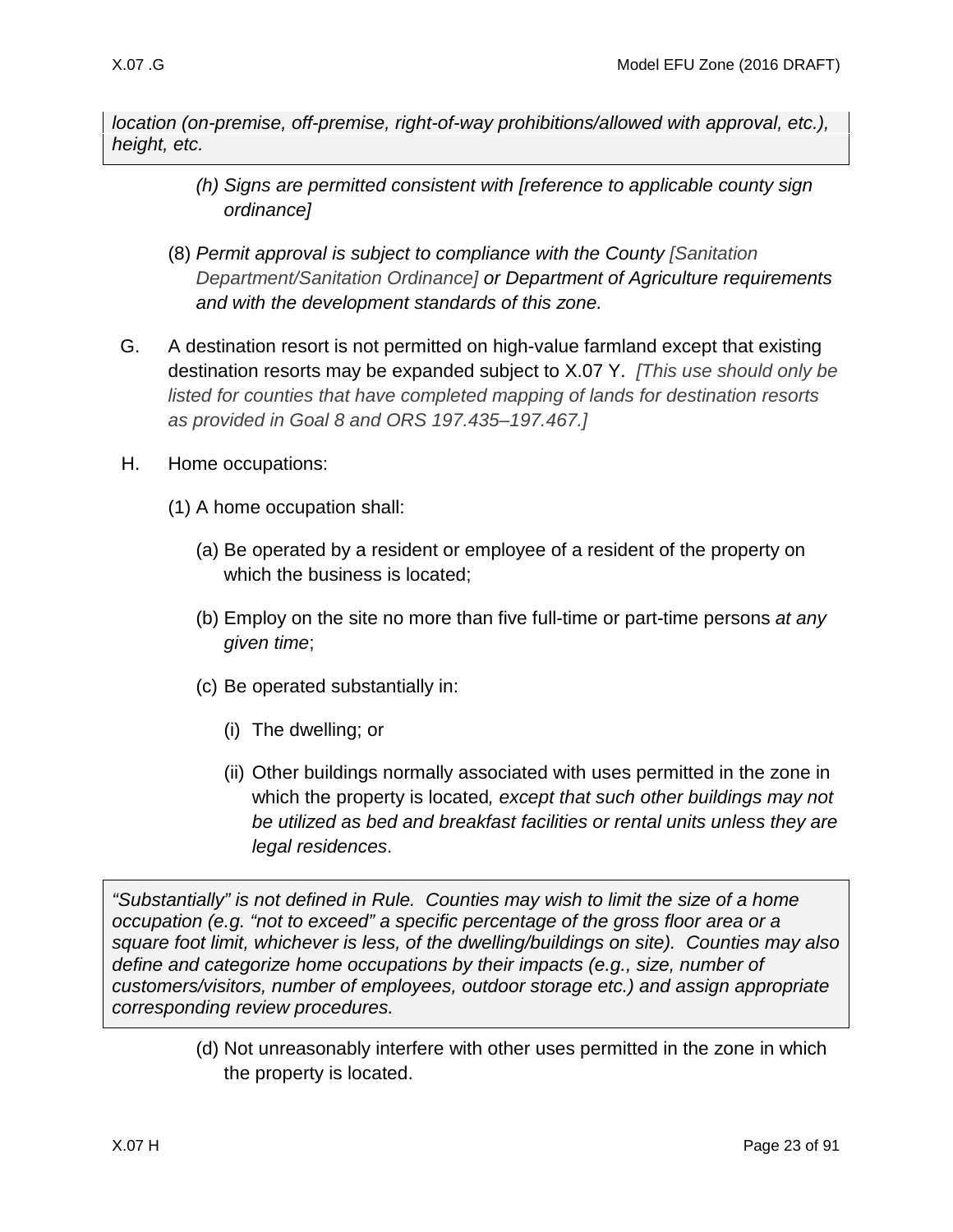*location (on-premise, off-premise, right-of-way prohibitions/allowed with approval, etc.), height, etc.*

(h) *Signs are permitted consistent with [reference to applicable county sign ordinance]*

(8) *Permit approval is subject to compliance with the County [Sanitation Department/Sanitation Ordinance] or Department of Agriculture requirements and with the development standards of this zone.*

G. A destination resort is not permitted on high-value farmland except that existing destination resorts may be expanded subject to X.07 Y. *[This use should only be listed for counties that have completed mapping of lands for destination resorts as provided in Goal 8 and ORS 197.435–197.467.]*

H. Home occupations:

(1) A home occupation shall:

(a) Be operated by a resident or employee of a resident of the property on which the business is located;

(b) Employ on the site no more than five full-time or part-time persons *at any given time*;

(c) Be operated substantially in:

(i) The dwelling; or

(ii) Other buildings normally associated with uses permitted in the zone in which the property is located*, except that such other buildings may not be utilized as bed and breakfast facilities or rental units unless they are legal residences*.

*"Substantially" is not defined in Rule. Counties may wish to limit the size of a home occupation (e.g. "not to exceed" a specific percentage of the gross floor area or a square foot limit, whichever is less, of the dwelling/buildings on site). Counties may also define and categorize home occupations by their impacts (e.g., size, number of customers/visitors, number of employees, outdoor storage etc.) and assign appropriate corresponding review procedures.*

(d) Not unreasonably interfere with other uses permitted in the zone in which the property is located.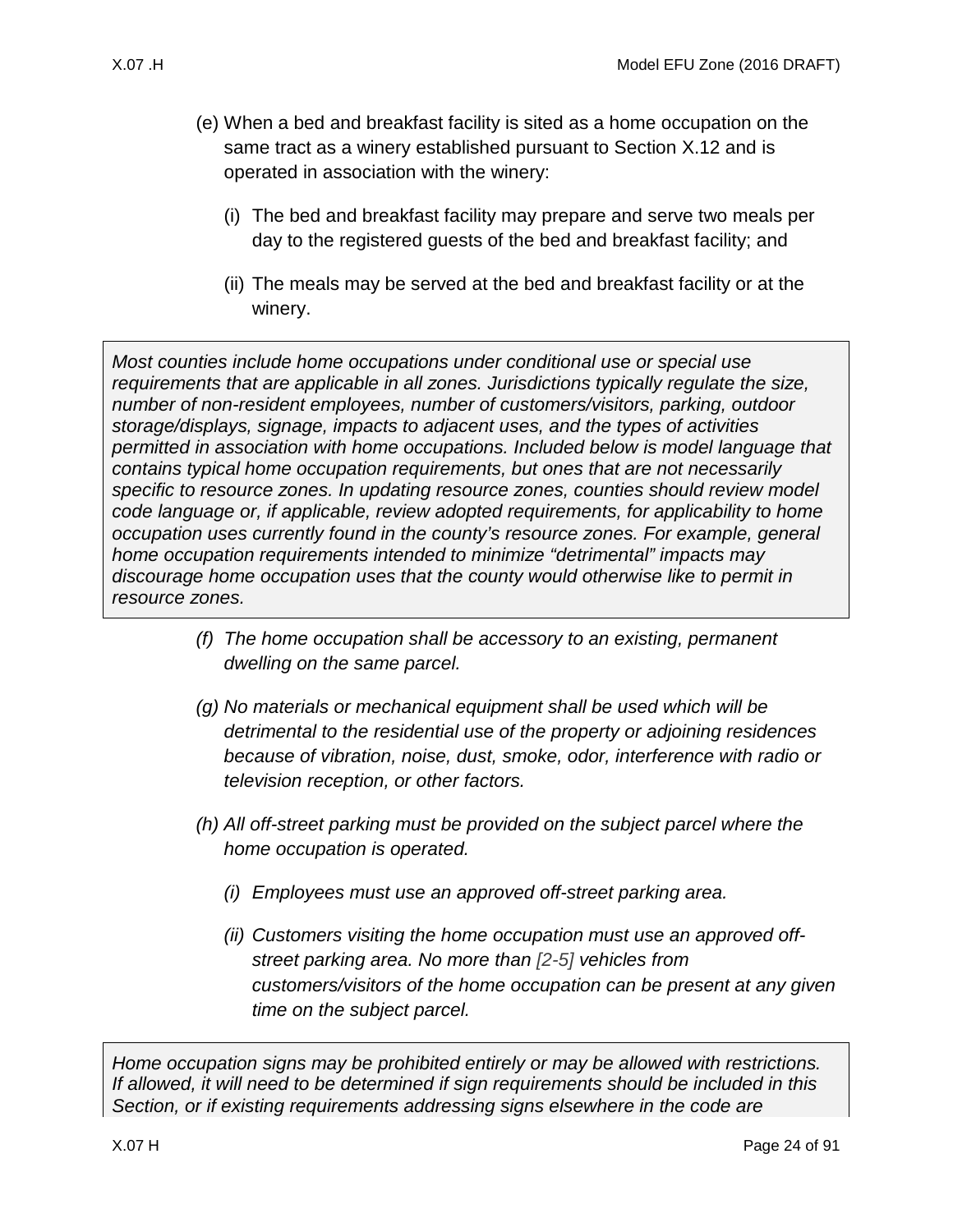(e) When a bed and breakfast facility is sited as a home occupation on the same tract as a winery established pursuant to Section X.12 and is operated in association with the winery:

   (i) The bed and breakfast facility may prepare and serve two meals per day to the registered guests of the bed and breakfast facility; and

   (ii) The meals may be served at the bed and breakfast facility or at the winery.

> *Most counties include home occupations under conditional use or special use requirements that are applicable in all zones. Jurisdictions typically regulate the size, number of non-resident employees, number of customers/visitors, parking, outdoor storage/displays, signage, impacts to adjacent uses, and the types of activities permitted in association with home occupations. Included below is model language that contains typical home occupation requirements, but ones that are not necessarily specific to resource zones. In updating resource zones, counties should review model code language or, if applicable, review adopted requirements, for applicability to home occupation uses currently found in the county's resource zones. For example, general home occupation requirements intended to minimize "detrimental" impacts may discourage home occupation uses that the county would otherwise like to permit in resource zones.*

*(f) The home occupation shall be accessory to an existing, permanent dwelling on the same parcel.*

*(g) No materials or mechanical equipment shall be used which will be detrimental to the residential use of the property or adjoining residences because of vibration, noise, dust, smoke, odor, interference with radio or television reception, or other factors.*

*(h) All off-street parking must be provided on the subject parcel where the home occupation is operated.*

   *(i) Employees must use an approved off-street parking area.*

   *(ii) Customers visiting the home occupation must use an approved off-street parking area. No more than [2-5] vehicles from customers/visitors of the home occupation can be present at any given time on the subject parcel.*

> *Home occupation signs may be prohibited entirely or may be allowed with restrictions. If allowed, it will need to be determined if sign requirements should be included in this Section, or if existing requirements addressing signs elsewhere in the code are*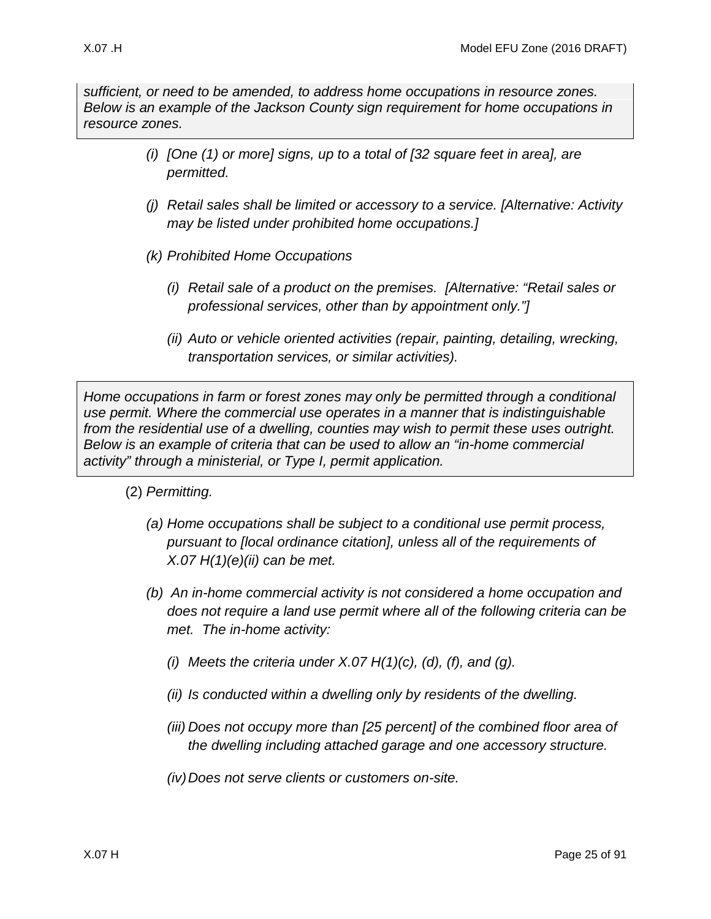*sufficient, or need to be amended, to address home occupations in resource zones. Below is an example of the Jackson County sign requirement for home occupations in resource zones.*

*(i) [One (1) or more] signs, up to a total of [32 square feet in area], are permitted.*

*(j) Retail sales shall be limited or accessory to a service. [Alternative: Activity may be listed under prohibited home occupations.]*

*(k) Prohibited Home Occupations*

*(i) Retail sale of a product on the premises. [Alternative: "Retail sales or professional services, other than by appointment only."]*

*(ii) Auto or vehicle oriented activities (repair, painting, detailing, wrecking, transportation services, or similar activities).*

*Home occupations in farm or forest zones may only be permitted through a conditional use permit. Where the commercial use operates in a manner that is indistinguishable from the residential use of a dwelling, counties may wish to permit these uses outright. Below is an example of criteria that can be used to allow an "in-home commercial activity" through a ministerial, or Type I, permit application.*

(2) *Permitting.*

*(a) Home occupations shall be subject to a conditional use permit process, pursuant to [local ordinance citation], unless all of the requirements of X.07 H(1)(e)(ii) can be met.*

*(b) An in-home commercial activity is not considered a home occupation and does not require a land use permit where all of the following criteria can be met. The in-home activity:*

*(i) Meets the criteria under X.07 H(1)(c), (d), (f), and (g).*

*(ii) Is conducted within a dwelling only by residents of the dwelling.*

*(iii) Does not occupy more than [25 percent] of the combined floor area of the dwelling including attached garage and one accessory structure.*

*(iv) Does not serve clients or customers on-site.*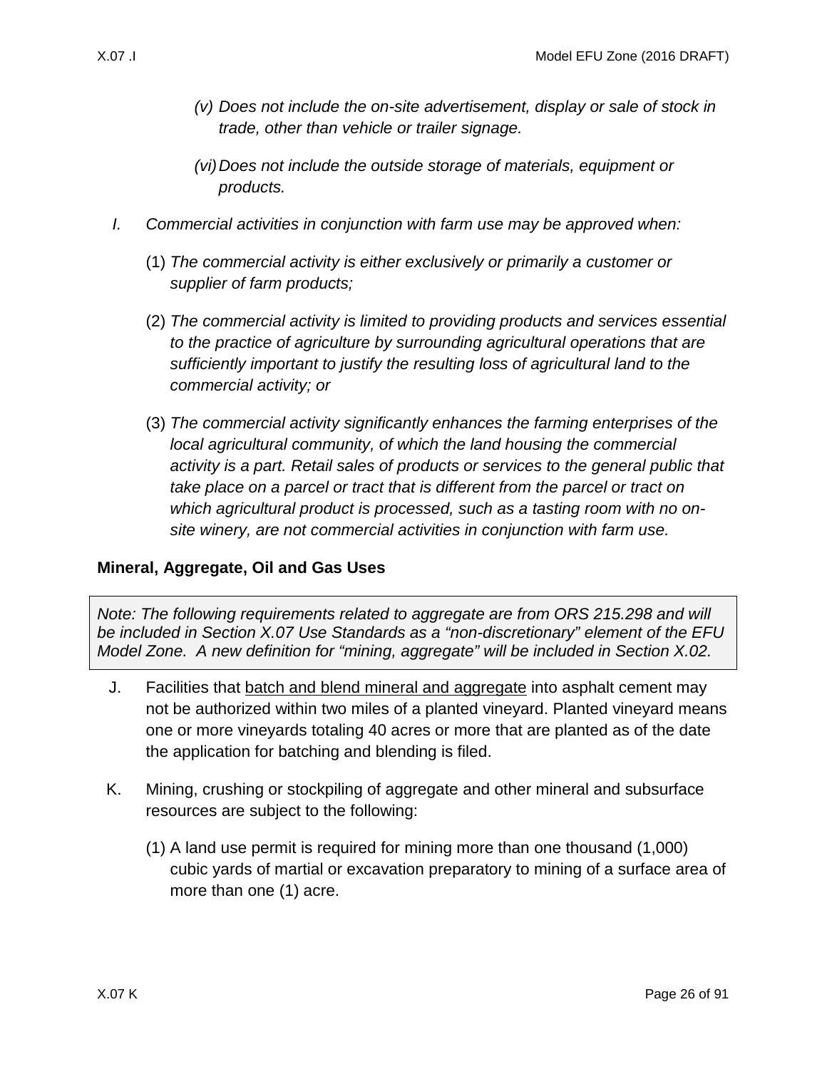*(v) Does not include the on-site advertisement, display or sale of stock in trade, other than vehicle or trailer signage.*

*(vi) Does not include the outside storage of materials, equipment or products.*

I. *Commercial activities in conjunction with farm use may be approved when:*

(1) *The commercial activity is either exclusively or primarily a customer or supplier of farm products;*

(2) *The commercial activity is limited to providing products and services essential to the practice of agriculture by surrounding agricultural operations that are sufficiently important to justify the resulting loss of agricultural land to the commercial activity; or*

(3) *The commercial activity significantly enhances the farming enterprises of the local agricultural community, of which the land housing the commercial activity is a part. Retail sales of products or services to the general public that take place on a parcel or tract that is different from the parcel or tract on which agricultural product is processed, such as a tasting room with no on-site winery, are not commercial activities in conjunction with farm use.*

**Mineral, Aggregate, Oil and Gas Uses**

> *Note: The following requirements related to aggregate are from ORS 215.298 and will be included in Section X.07 Use Standards as a "non-discretionary" element of the EFU Model Zone. A new definition for "mining, aggregate" will be included in Section X.02.*

J. Facilities that <u>batch and blend mineral and aggregate</u> into asphalt cement may not be authorized within two miles of a planted vineyard. Planted vineyard means one or more vineyards totaling 40 acres or more that are planted as of the date the application for batching and blending is filed.

K. Mining, crushing or stockpiling of aggregate and other mineral and subsurface resources are subject to the following:

(1) A land use permit is required for mining more than one thousand (1,000) cubic yards of martial or excavation preparatory to mining of a surface area of more than one (1) acre.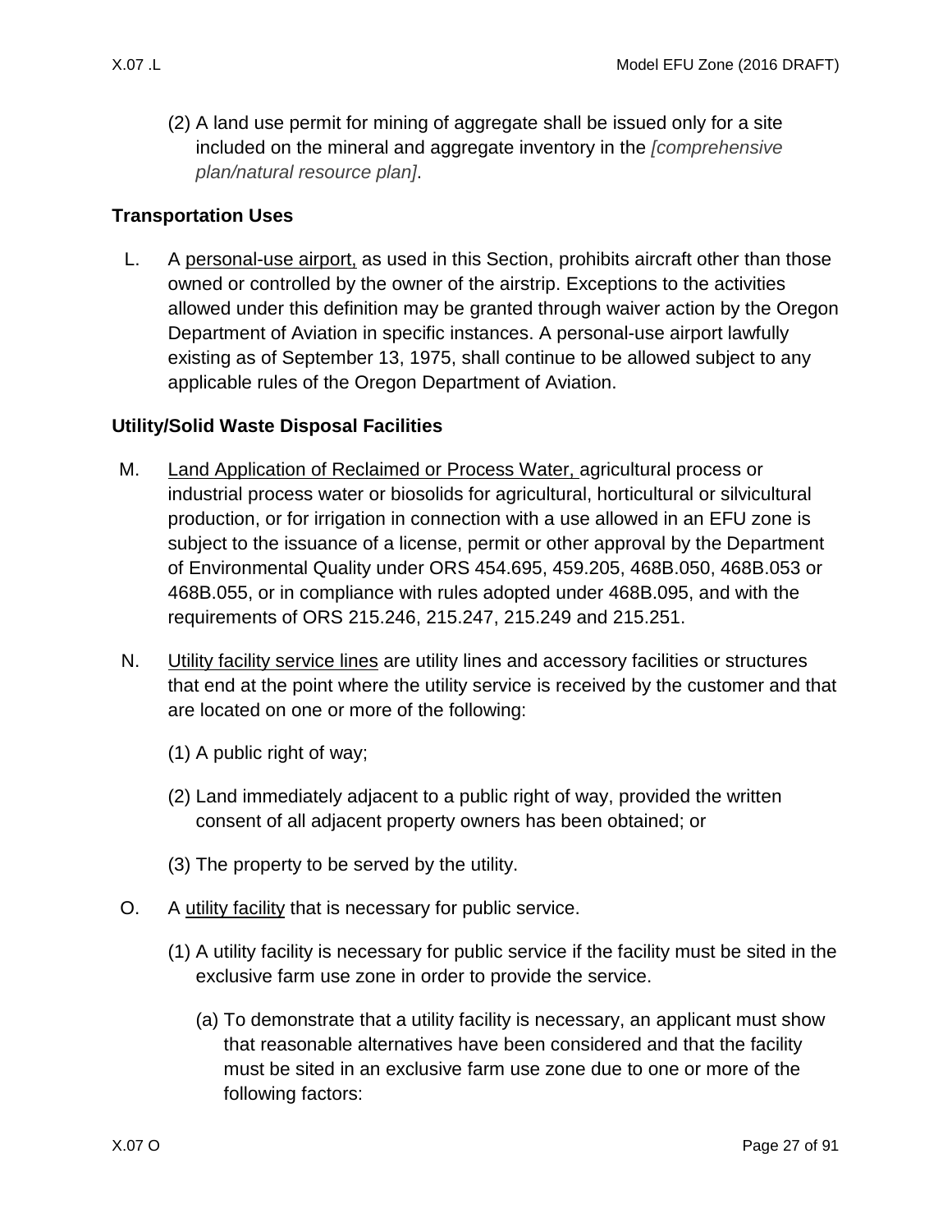(2) A land use permit for mining of aggregate shall be issued only for a site included on the mineral and aggregate inventory in the *[comprehensive plan/natural resource plan]*.

**Transportation Uses**

L. A <u>personal-use airport,</u> as used in this Section, prohibits aircraft other than those owned or controlled by the owner of the airstrip. Exceptions to the activities allowed under this definition may be granted through waiver action by the Oregon Department of Aviation in specific instances. A personal-use airport lawfully existing as of September 13, 1975, shall continue to be allowed subject to any applicable rules of the Oregon Department of Aviation.

**Utility/Solid Waste Disposal Facilities**

M. <u>Land Application of Reclaimed or Process Water,</u> agricultural process or industrial process water or biosolids for agricultural, horticultural or silvicultural production, or for irrigation in connection with a use allowed in an EFU zone is subject to the issuance of a license, permit or other approval by the Department of Environmental Quality under ORS 454.695, 459.205, 468B.050, 468B.053 or 468B.055, or in compliance with rules adopted under 468B.095, and with the requirements of ORS 215.246, 215.247, 215.249 and 215.251.

N. <u>Utility facility service lines</u> are utility lines and accessory facilities or structures that end at the point where the utility service is received by the customer and that are located on one or more of the following:

(1) A public right of way;

(2) Land immediately adjacent to a public right of way, provided the written consent of all adjacent property owners has been obtained; or

(3) The property to be served by the utility.

O. A <u>utility facility</u> that is necessary for public service.

(1) A utility facility is necessary for public service if the facility must be sited in the exclusive farm use zone in order to provide the service.

(a) To demonstrate that a utility facility is necessary, an applicant must show that reasonable alternatives have been considered and that the facility must be sited in an exclusive farm use zone due to one or more of the following factors: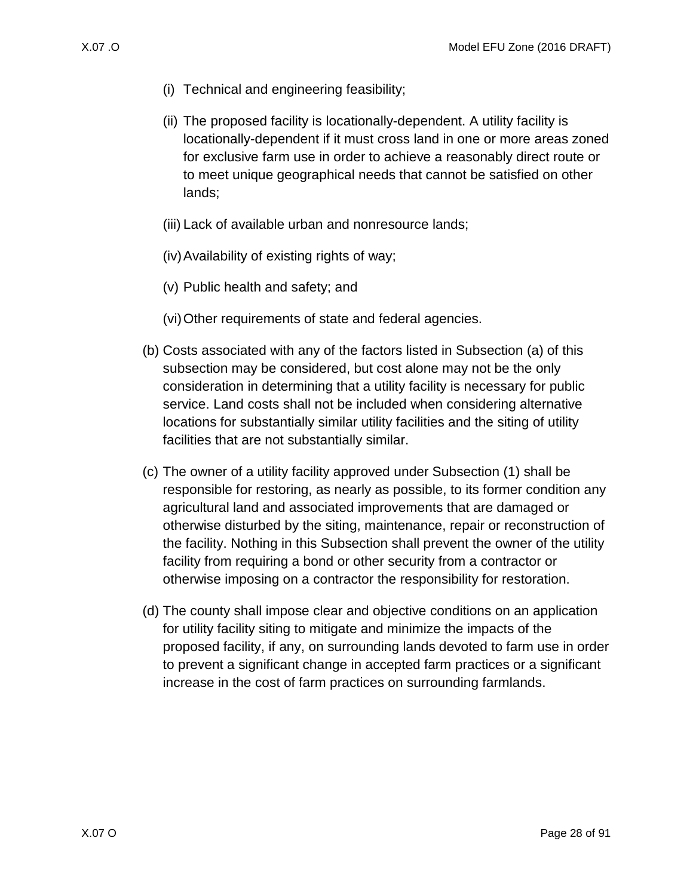(i) Technical and engineering feasibility;

(ii) The proposed facility is locationally-dependent. A utility facility is locationally-dependent if it must cross land in one or more areas zoned for exclusive farm use in order to achieve a reasonably direct route or to meet unique geographical needs that cannot be satisfied on other lands;

(iii) Lack of available urban and nonresource lands;

(iv) Availability of existing rights of way;

(v) Public health and safety; and

(vi) Other requirements of state and federal agencies.

(b) Costs associated with any of the factors listed in Subsection (a) of this subsection may be considered, but cost alone may not be the only consideration in determining that a utility facility is necessary for public service. Land costs shall not be included when considering alternative locations for substantially similar utility facilities and the siting of utility facilities that are not substantially similar.

(c) The owner of a utility facility approved under Subsection (1) shall be responsible for restoring, as nearly as possible, to its former condition any agricultural land and associated improvements that are damaged or otherwise disturbed by the siting, maintenance, repair or reconstruction of the facility. Nothing in this Subsection shall prevent the owner of the utility facility from requiring a bond or other security from a contractor or otherwise imposing on a contractor the responsibility for restoration.

(d) The county shall impose clear and objective conditions on an application for utility facility siting to mitigate and minimize the impacts of the proposed facility, if any, on surrounding lands devoted to farm use in order to prevent a significant change in accepted farm practices or a significant increase in the cost of farm practices on surrounding farmlands.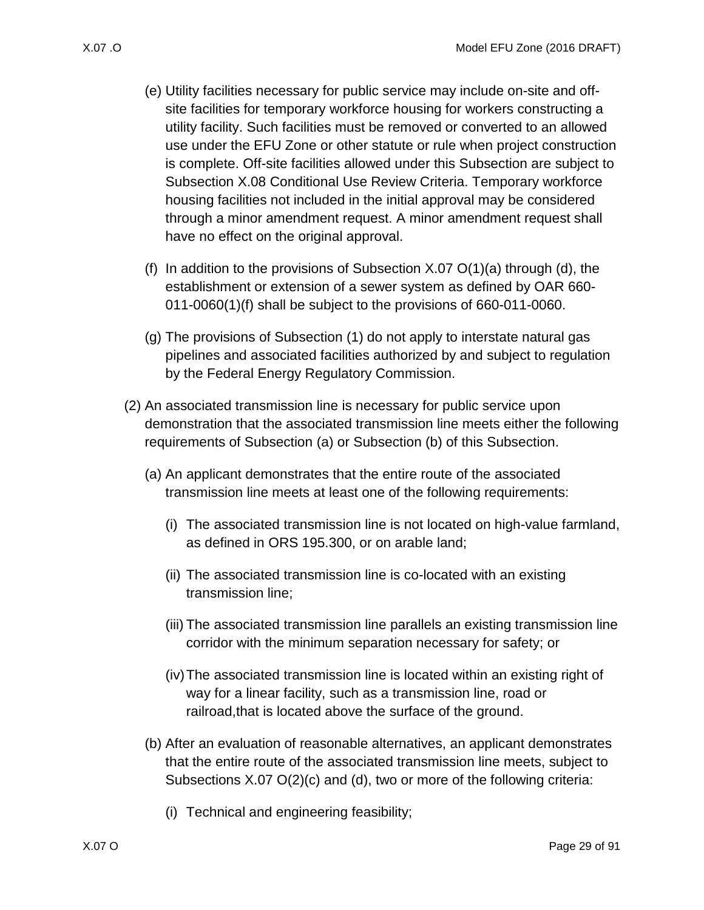(e) Utility facilities necessary for public service may include on-site and off-site facilities for temporary workforce housing for workers constructing a utility facility. Such facilities must be removed or converted to an allowed use under the EFU Zone or other statute or rule when project construction is complete. Off-site facilities allowed under this Subsection are subject to Subsection X.08 Conditional Use Review Criteria. Temporary workforce housing facilities not included in the initial approval may be considered through a minor amendment request. A minor amendment request shall have no effect on the original approval.

(f) In addition to the provisions of Subsection X.07 O(1)(a) through (d), the establishment or extension of a sewer system as defined by OAR 660-011-0060(1)(f) shall be subject to the provisions of 660-011-0060.

(g) The provisions of Subsection (1) do not apply to interstate natural gas pipelines and associated facilities authorized by and subject to regulation by the Federal Energy Regulatory Commission.

(2) An associated transmission line is necessary for public service upon demonstration that the associated transmission line meets either the following requirements of Subsection (a) or Subsection (b) of this Subsection.

(a) An applicant demonstrates that the entire route of the associated transmission line meets at least one of the following requirements:

(i) The associated transmission line is not located on high-value farmland, as defined in ORS 195.300, or on arable land;

(ii) The associated transmission line is co-located with an existing transmission line;

(iii) The associated transmission line parallels an existing transmission line corridor with the minimum separation necessary for safety; or

(iv) The associated transmission line is located within an existing right of way for a linear facility, such as a transmission line, road or railroad,that is located above the surface of the ground.

(b) After an evaluation of reasonable alternatives, an applicant demonstrates that the entire route of the associated transmission line meets, subject to Subsections X.07 O(2)(c) and (d), two or more of the following criteria:

(i) Technical and engineering feasibility;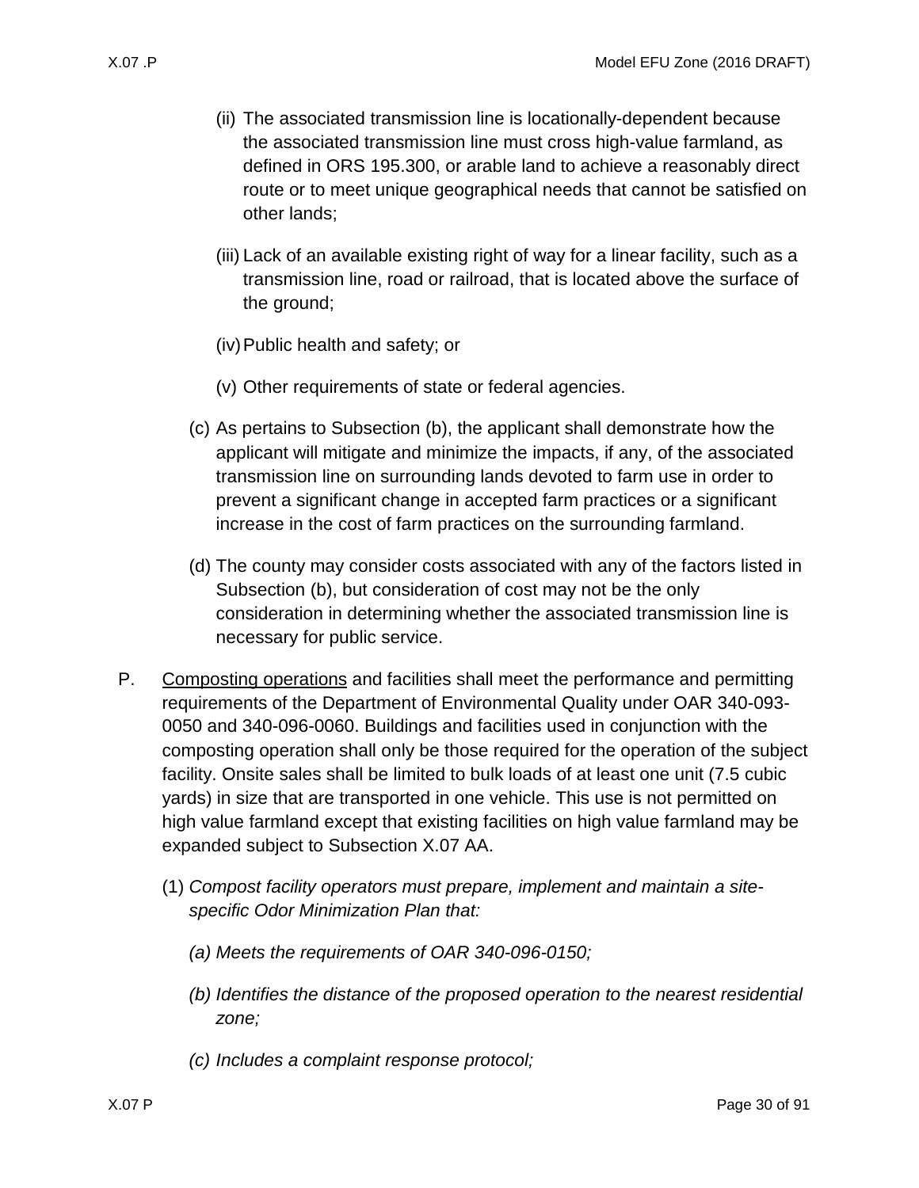(ii) The associated transmission line is locationally-dependent because the associated transmission line must cross high-value farmland, as defined in ORS 195.300, or arable land to achieve a reasonably direct route or to meet unique geographical needs that cannot be satisfied on other lands;

(iii) Lack of an available existing right of way for a linear facility, such as a transmission line, road or railroad, that is located above the surface of the ground;

(iv) Public health and safety; or

(v) Other requirements of state or federal agencies.

(c) As pertains to Subsection (b), the applicant shall demonstrate how the applicant will mitigate and minimize the impacts, if any, of the associated transmission line on surrounding lands devoted to farm use in order to prevent a significant change in accepted farm practices or a significant increase in the cost of farm practices on the surrounding farmland.

(d) The county may consider costs associated with any of the factors listed in Subsection (b), but consideration of cost may not be the only consideration in determining whether the associated transmission line is necessary for public service.

P. Composting operations and facilities shall meet the performance and permitting requirements of the Department of Environmental Quality under OAR 340-093-0050 and 340-096-0060. Buildings and facilities used in conjunction with the composting operation shall only be those required for the operation of the subject facility. Onsite sales shall be limited to bulk loads of at least one unit (7.5 cubic yards) in size that are transported in one vehicle. This use is not permitted on high value farmland except that existing facilities on high value farmland may be expanded subject to Subsection X.07 AA.

(1) *Compost facility operators must prepare, implement and maintain a site-specific Odor Minimization Plan that:*

*(a) Meets the requirements of OAR 340-096-0150;*

*(b) Identifies the distance of the proposed operation to the nearest residential zone;*

*(c) Includes a complaint response protocol;*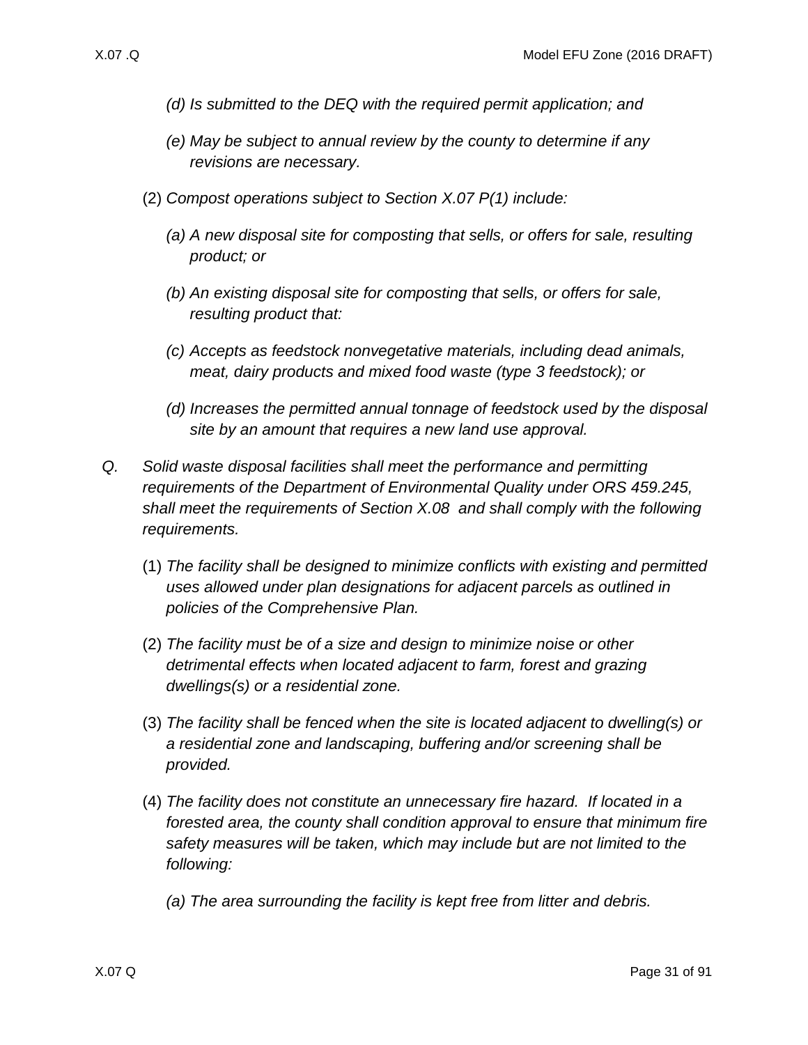*(d) Is submitted to the DEQ with the required permit application; and*

*(e) May be subject to annual review by the county to determine if any revisions are necessary.*

(2) *Compost operations subject to Section X.07 P(1) include:*

*(a) A new disposal site for composting that sells, or offers for sale, resulting product; or*

*(b) An existing disposal site for composting that sells, or offers for sale, resulting product that:*

*(c) Accepts as feedstock nonvegetative materials, including dead animals, meat, dairy products and mixed food waste (type 3 feedstock); or*

*(d) Increases the permitted annual tonnage of feedstock used by the disposal site by an amount that requires a new land use approval.*

*Q. Solid waste disposal facilities shall meet the performance and permitting requirements of the Department of Environmental Quality under ORS 459.245, shall meet the requirements of Section X.08 and shall comply with the following requirements.*

(1) *The facility shall be designed to minimize conflicts with existing and permitted uses allowed under plan designations for adjacent parcels as outlined in policies of the Comprehensive Plan.*

(2) *The facility must be of a size and design to minimize noise or other detrimental effects when located adjacent to farm, forest and grazing dwellings(s) or a residential zone.*

(3) *The facility shall be fenced when the site is located adjacent to dwelling(s) or a residential zone and landscaping, buffering and/or screening shall be provided.*

(4) *The facility does not constitute an unnecessary fire hazard. If located in a forested area, the county shall condition approval to ensure that minimum fire safety measures will be taken, which may include but are not limited to the following:*

*(a) The area surrounding the facility is kept free from litter and debris.*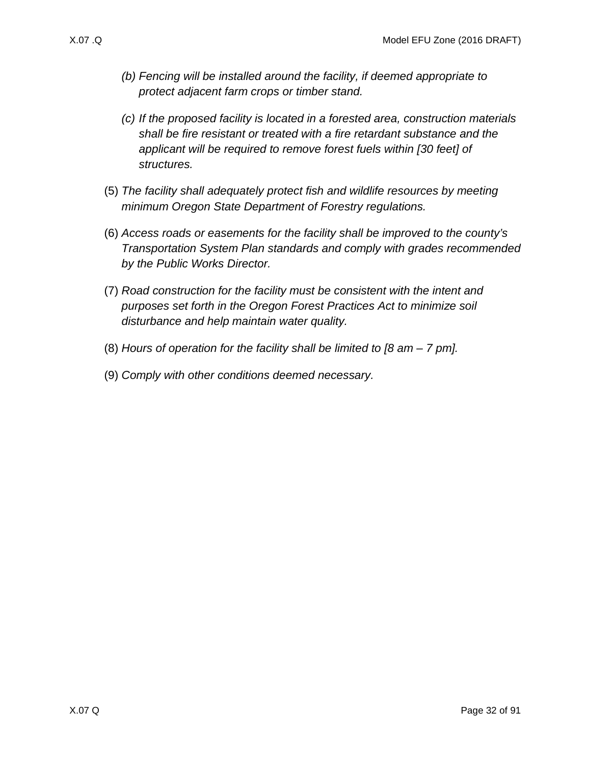*(b) Fencing will be installed around the facility, if deemed appropriate to protect adjacent farm crops or timber stand.*

*(c) If the proposed facility is located in a forested area, construction materials shall be fire resistant or treated with a fire retardant substance and the applicant will be required to remove forest fuels within [30 feet] of structures.*

(5) *The facility shall adequately protect fish and wildlife resources by meeting minimum Oregon State Department of Forestry regulations.*

(6) *Access roads or easements for the facility shall be improved to the county's Transportation System Plan standards and comply with grades recommended by the Public Works Director.*

(7) *Road construction for the facility must be consistent with the intent and purposes set forth in the Oregon Forest Practices Act to minimize soil disturbance and help maintain water quality.*

(8) *Hours of operation for the facility shall be limited to [8 am – 7 pm].*

(9) *Comply with other conditions deemed necessary.*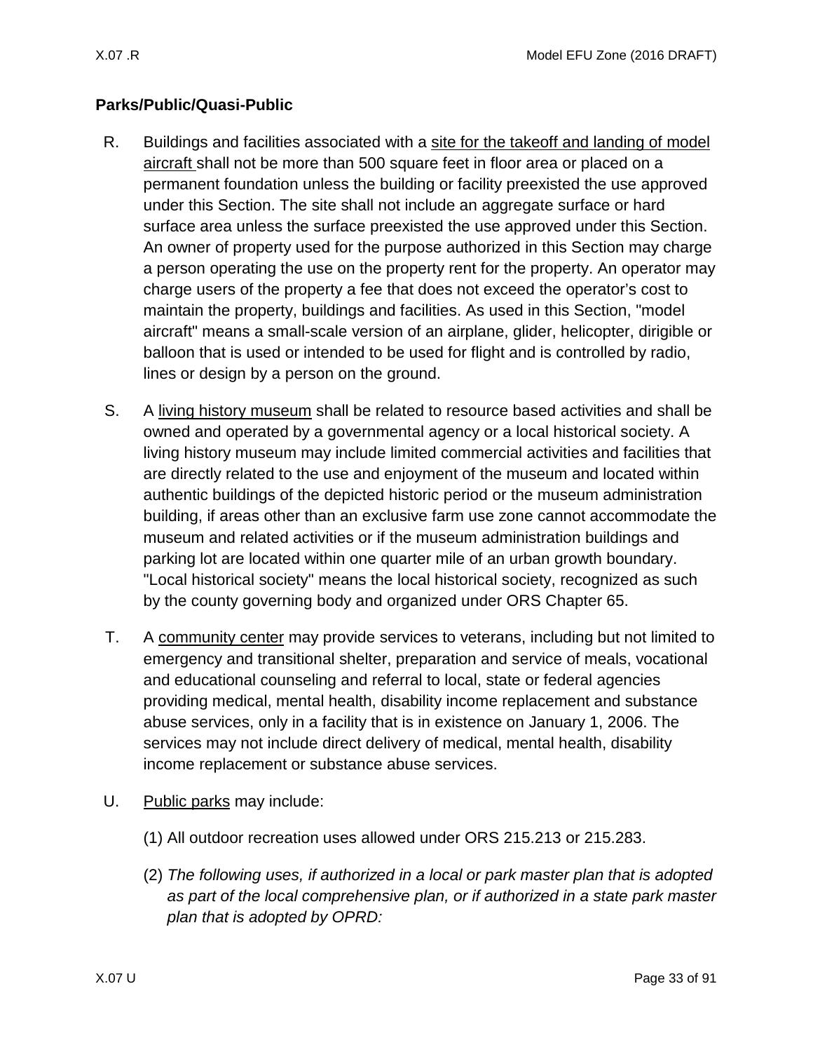## Parks/Public/Quasi-Public

R. Buildings and facilities associated with a <u>site for the takeoff and landing of model aircraft</u> shall not be more than 500 square feet in floor area or placed on a permanent foundation unless the building or facility preexisted the use approved under this Section. The site shall not include an aggregate surface or hard surface area unless the surface preexisted the use approved under this Section. An owner of property used for the purpose authorized in this Section may charge a person operating the use on the property rent for the property. An operator may charge users of the property a fee that does not exceed the operator's cost to maintain the property, buildings and facilities. As used in this Section, "model aircraft" means a small-scale version of an airplane, glider, helicopter, dirigible or balloon that is used or intended to be used for flight and is controlled by radio, lines or design by a person on the ground.

S. A <u>living history museum</u> shall be related to resource based activities and shall be owned and operated by a governmental agency or a local historical society. A living history museum may include limited commercial activities and facilities that are directly related to the use and enjoyment of the museum and located within authentic buildings of the depicted historic period or the museum administration building, if areas other than an exclusive farm use zone cannot accommodate the museum and related activities or if the museum administration buildings and parking lot are located within one quarter mile of an urban growth boundary. "Local historical society" means the local historical society, recognized as such by the county governing body and organized under ORS Chapter 65.

T. A <u>community center</u> may provide services to veterans, including but not limited to emergency and transitional shelter, preparation and service of meals, vocational and educational counseling and referral to local, state or federal agencies providing medical, mental health, disability income replacement and substance abuse services, only in a facility that is in existence on January 1, 2006. The services may not include direct delivery of medical, mental health, disability income replacement or substance abuse services.

U. <u>Public parks</u> may include:

(1) All outdoor recreation uses allowed under ORS 215.213 or 215.283.

(2) *The following uses, if authorized in a local or park master plan that is adopted as part of the local comprehensive plan, or if authorized in a state park master plan that is adopted by OPRD:*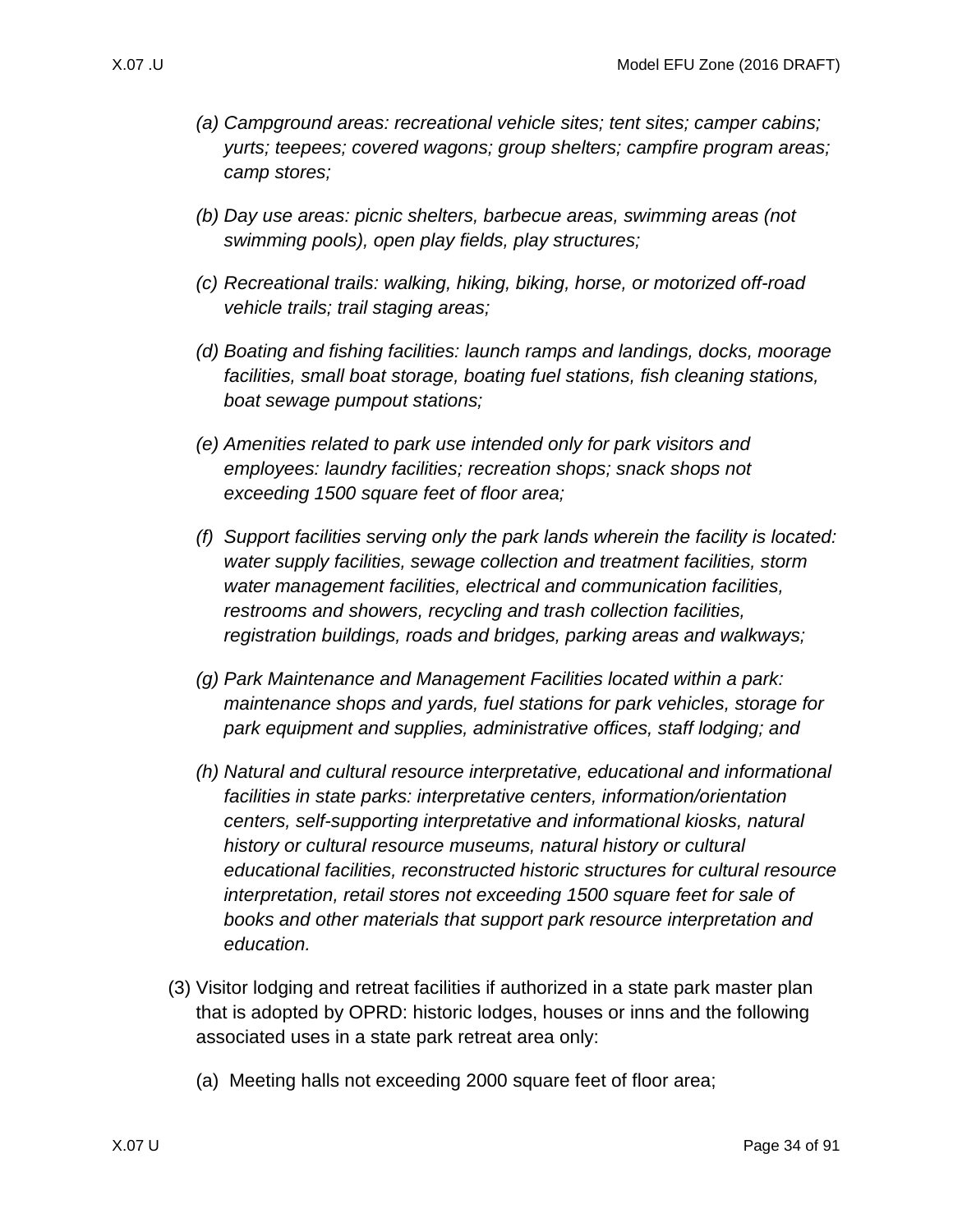*(a) Campground areas: recreational vehicle sites; tent sites; camper cabins; yurts; teepees; covered wagons; group shelters; campfire program areas; camp stores;*

*(b) Day use areas: picnic shelters, barbecue areas, swimming areas (not swimming pools), open play fields, play structures;*

*(c) Recreational trails: walking, hiking, biking, horse, or motorized off-road vehicle trails; trail staging areas;*

*(d) Boating and fishing facilities: launch ramps and landings, docks, moorage facilities, small boat storage, boating fuel stations, fish cleaning stations, boat sewage pumpout stations;*

*(e) Amenities related to park use intended only for park visitors and employees: laundry facilities; recreation shops; snack shops not exceeding 1500 square feet of floor area;*

*(f) Support facilities serving only the park lands wherein the facility is located: water supply facilities, sewage collection and treatment facilities, storm water management facilities, electrical and communication facilities, restrooms and showers, recycling and trash collection facilities, registration buildings, roads and bridges, parking areas and walkways;*

*(g) Park Maintenance and Management Facilities located within a park: maintenance shops and yards, fuel stations for park vehicles, storage for park equipment and supplies, administrative offices, staff lodging; and*

*(h) Natural and cultural resource interpretative, educational and informational facilities in state parks: interpretative centers, information/orientation centers, self-supporting interpretative and informational kiosks, natural history or cultural resource museums, natural history or cultural educational facilities, reconstructed historic structures for cultural resource interpretation, retail stores not exceeding 1500 square feet for sale of books and other materials that support park resource interpretation and education.*

(3) Visitor lodging and retreat facilities if authorized in a state park master plan that is adopted by OPRD: historic lodges, houses or inns and the following associated uses in a state park retreat area only:

(a) Meeting halls not exceeding 2000 square feet of floor area;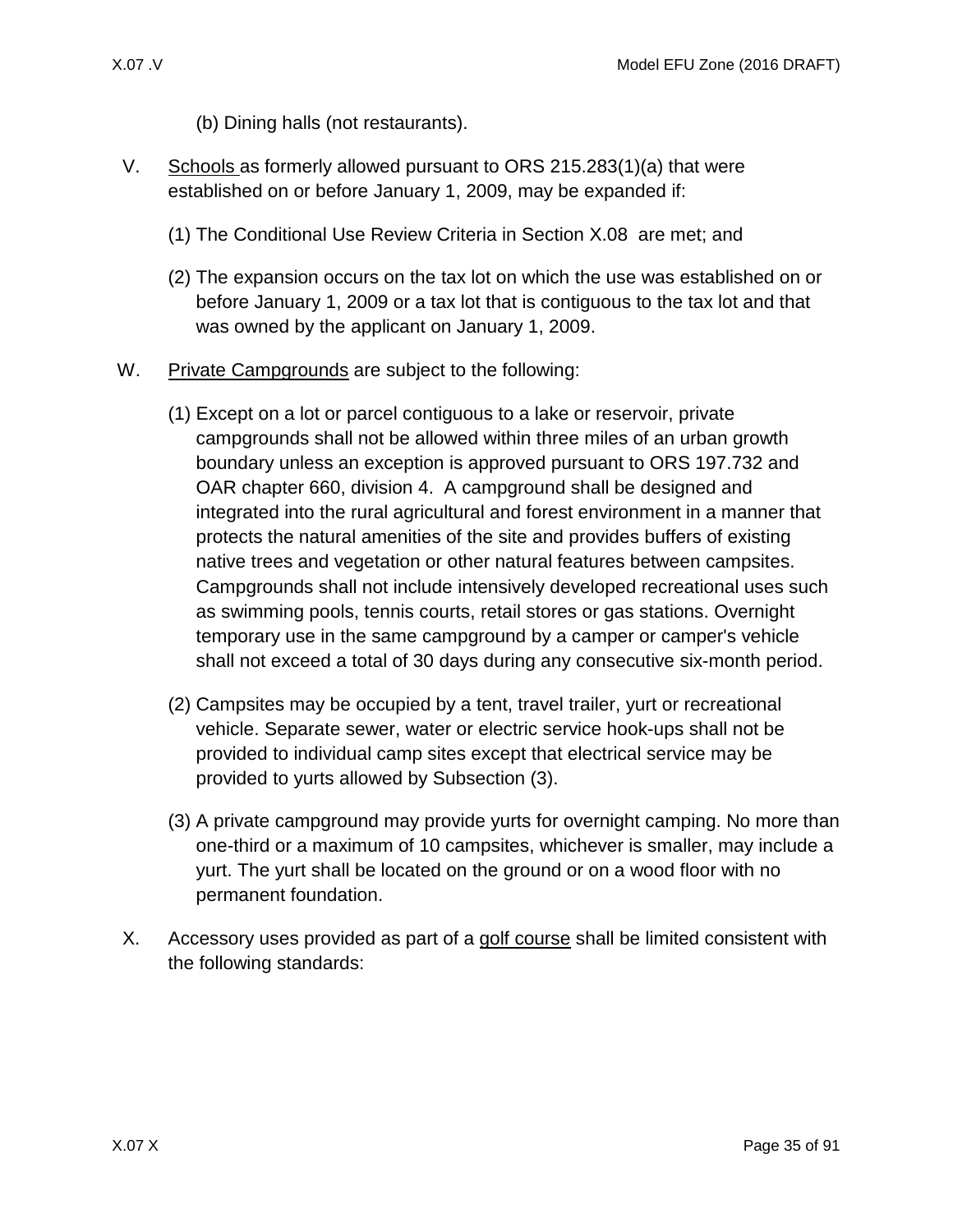(b) Dining halls (not restaurants).

V. Schools as formerly allowed pursuant to ORS 215.283(1)(a) that were established on or before January 1, 2009, may be expanded if:

(1) The Conditional Use Review Criteria in Section X.08 are met; and

(2) The expansion occurs on the tax lot on which the use was established on or before January 1, 2009 or a tax lot that is contiguous to the tax lot and that was owned by the applicant on January 1, 2009.

W. Private Campgrounds are subject to the following:

(1) Except on a lot or parcel contiguous to a lake or reservoir, private campgrounds shall not be allowed within three miles of an urban growth boundary unless an exception is approved pursuant to ORS 197.732 and OAR chapter 660, division 4. A campground shall be designed and integrated into the rural agricultural and forest environment in a manner that protects the natural amenities of the site and provides buffers of existing native trees and vegetation or other natural features between campsites. Campgrounds shall not include intensively developed recreational uses such as swimming pools, tennis courts, retail stores or gas stations. Overnight temporary use in the same campground by a camper or camper's vehicle shall not exceed a total of 30 days during any consecutive six-month period.

(2) Campsites may be occupied by a tent, travel trailer, yurt or recreational vehicle. Separate sewer, water or electric service hook-ups shall not be provided to individual camp sites except that electrical service may be provided to yurts allowed by Subsection (3).

(3) A private campground may provide yurts for overnight camping. No more than one-third or a maximum of 10 campsites, whichever is smaller, may include a yurt. The yurt shall be located on the ground or on a wood floor with no permanent foundation.

X. Accessory uses provided as part of a golf course shall be limited consistent with the following standards: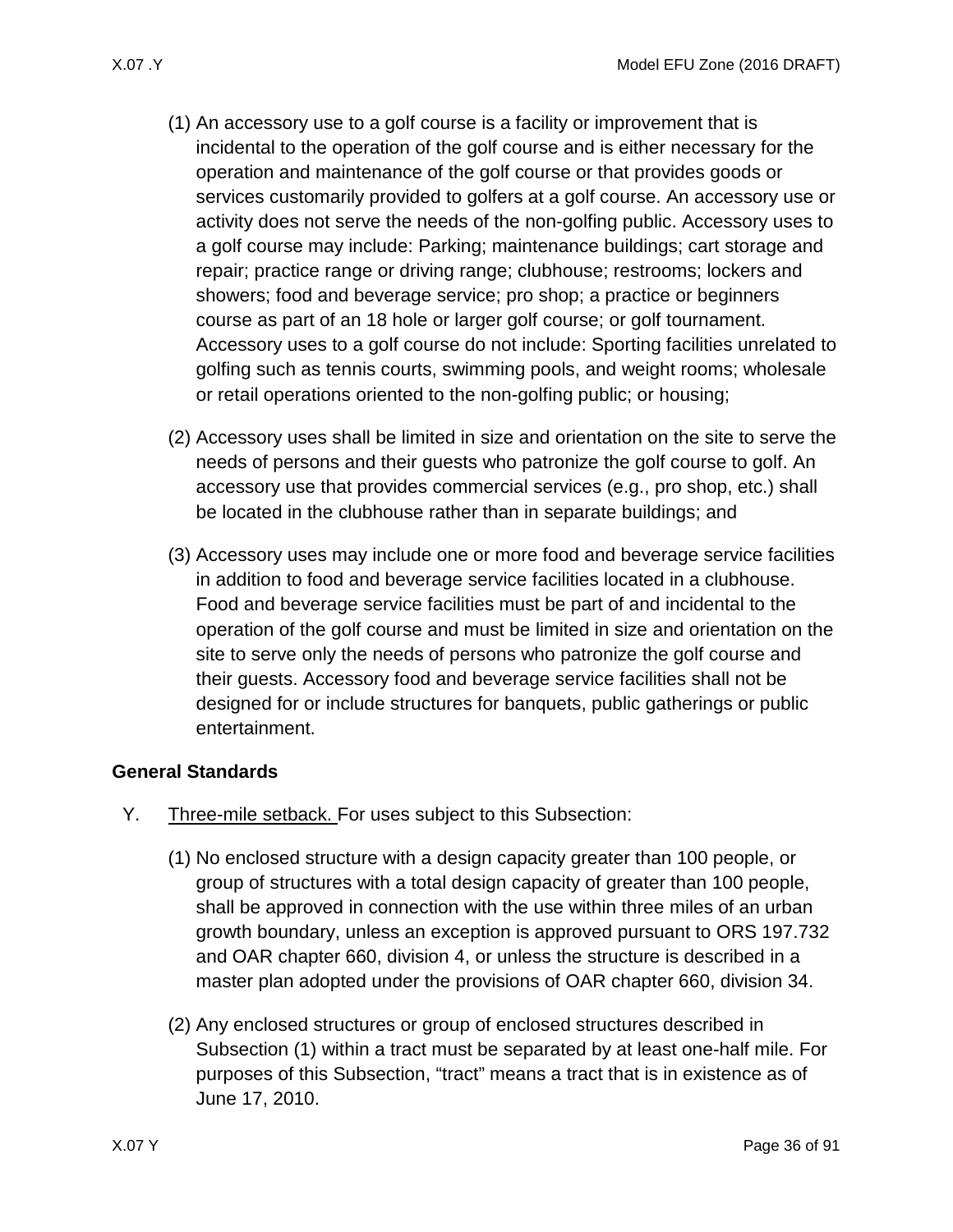(1) An accessory use to a golf course is a facility or improvement that is incidental to the operation of the golf course and is either necessary for the operation and maintenance of the golf course or that provides goods or services customarily provided to golfers at a golf course. An accessory use or activity does not serve the needs of the non-golfing public. Accessory uses to a golf course may include: Parking; maintenance buildings; cart storage and repair; practice range or driving range; clubhouse; restrooms; lockers and showers; food and beverage service; pro shop; a practice or beginners course as part of an 18 hole or larger golf course; or golf tournament. Accessory uses to a golf course do not include: Sporting facilities unrelated to golfing such as tennis courts, swimming pools, and weight rooms; wholesale or retail operations oriented to the non-golfing public; or housing;

(2) Accessory uses shall be limited in size and orientation on the site to serve the needs of persons and their guests who patronize the golf course to golf. An accessory use that provides commercial services (e.g., pro shop, etc.) shall be located in the clubhouse rather than in separate buildings; and

(3) Accessory uses may include one or more food and beverage service facilities in addition to food and beverage service facilities located in a clubhouse. Food and beverage service facilities must be part of and incidental to the operation of the golf course and must be limited in size and orientation on the site to serve only the needs of persons who patronize the golf course and their guests. Accessory food and beverage service facilities shall not be designed for or include structures for banquets, public gatherings or public entertainment.

**General Standards**

Y. Three-mile setback. For uses subject to this Subsection:

(1) No enclosed structure with a design capacity greater than 100 people, or group of structures with a total design capacity of greater than 100 people, shall be approved in connection with the use within three miles of an urban growth boundary, unless an exception is approved pursuant to ORS 197.732 and OAR chapter 660, division 4, or unless the structure is described in a master plan adopted under the provisions of OAR chapter 660, division 34.

(2) Any enclosed structures or group of enclosed structures described in Subsection (1) within a tract must be separated by at least one-half mile. For purposes of this Subsection, “tract” means a tract that is in existence as of June 17, 2010.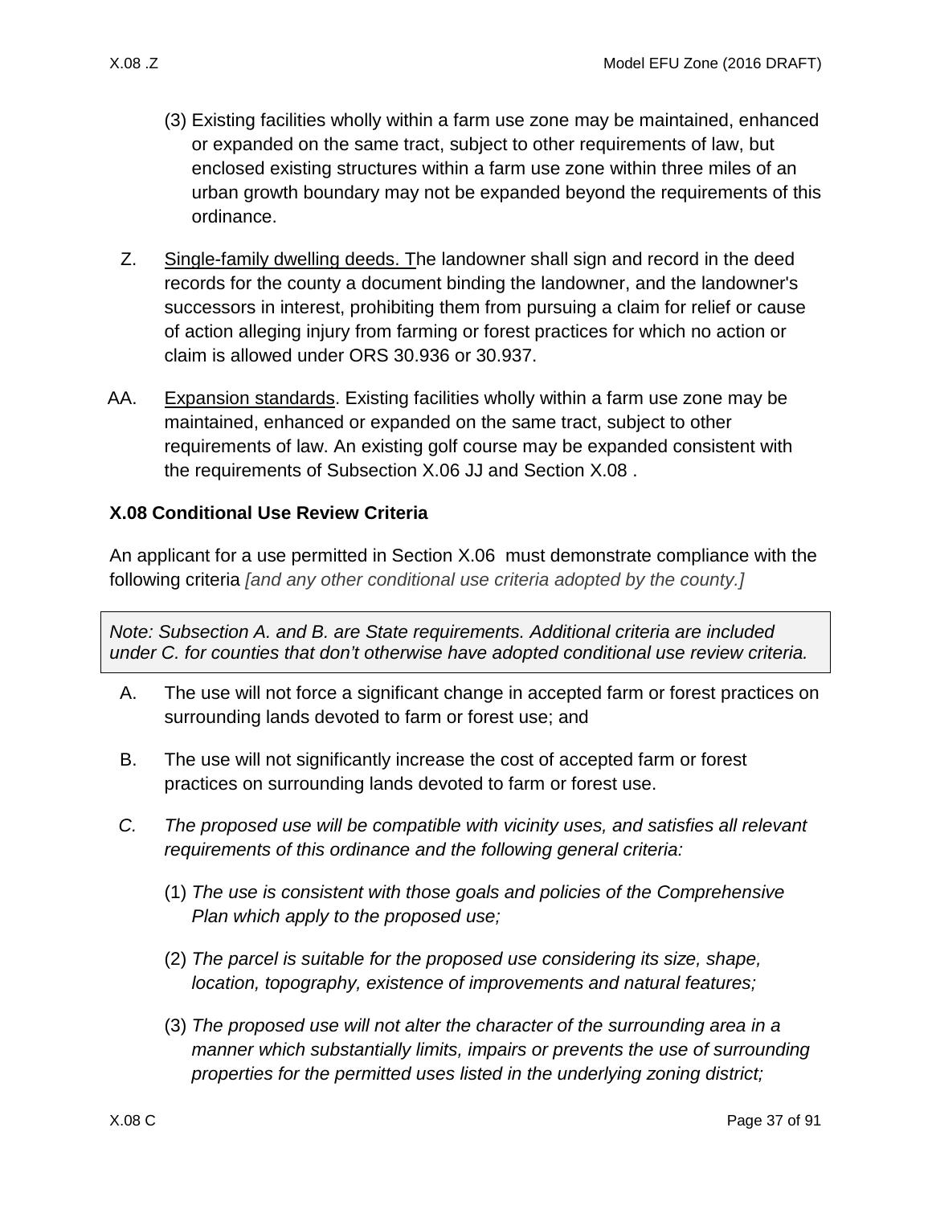(3) Existing facilities wholly within a farm use zone may be maintained, enhanced or expanded on the same tract, subject to other requirements of law, but enclosed existing structures within a farm use zone within three miles of an urban growth boundary may not be expanded beyond the requirements of this ordinance.

Z. Single-family dwelling deeds. The landowner shall sign and record in the deed records for the county a document binding the landowner, and the landowner's successors in interest, prohibiting them from pursuing a claim for relief or cause of action alleging injury from farming or forest practices for which no action or claim is allowed under ORS 30.936 or 30.937.

AA. Expansion standards. Existing facilities wholly within a farm use zone may be maintained, enhanced or expanded on the same tract, subject to other requirements of law. An existing golf course may be expanded consistent with the requirements of Subsection X.06 JJ and Section X.08 .

## X.08 Conditional Use Review Criteria

An applicant for a use permitted in Section X.06 must demonstrate compliance with the following criteria *[and any other conditional use criteria adopted by the county.]*

> *Note: Subsection A. and B. are State requirements. Additional criteria are included under C. for counties that don't otherwise have adopted conditional use review criteria.*

A. The use will not force a significant change in accepted farm or forest practices on surrounding lands devoted to farm or forest use; and

B. The use will not significantly increase the cost of accepted farm or forest practices on surrounding lands devoted to farm or forest use.

*C. The proposed use will be compatible with vicinity uses, and satisfies all relevant requirements of this ordinance and the following general criteria:*

(1) *The use is consistent with those goals and policies of the Comprehensive Plan which apply to the proposed use;*

(2) *The parcel is suitable for the proposed use considering its size, shape, location, topography, existence of improvements and natural features;*

(3) *The proposed use will not alter the character of the surrounding area in a manner which substantially limits, impairs or prevents the use of surrounding properties for the permitted uses listed in the underlying zoning district;*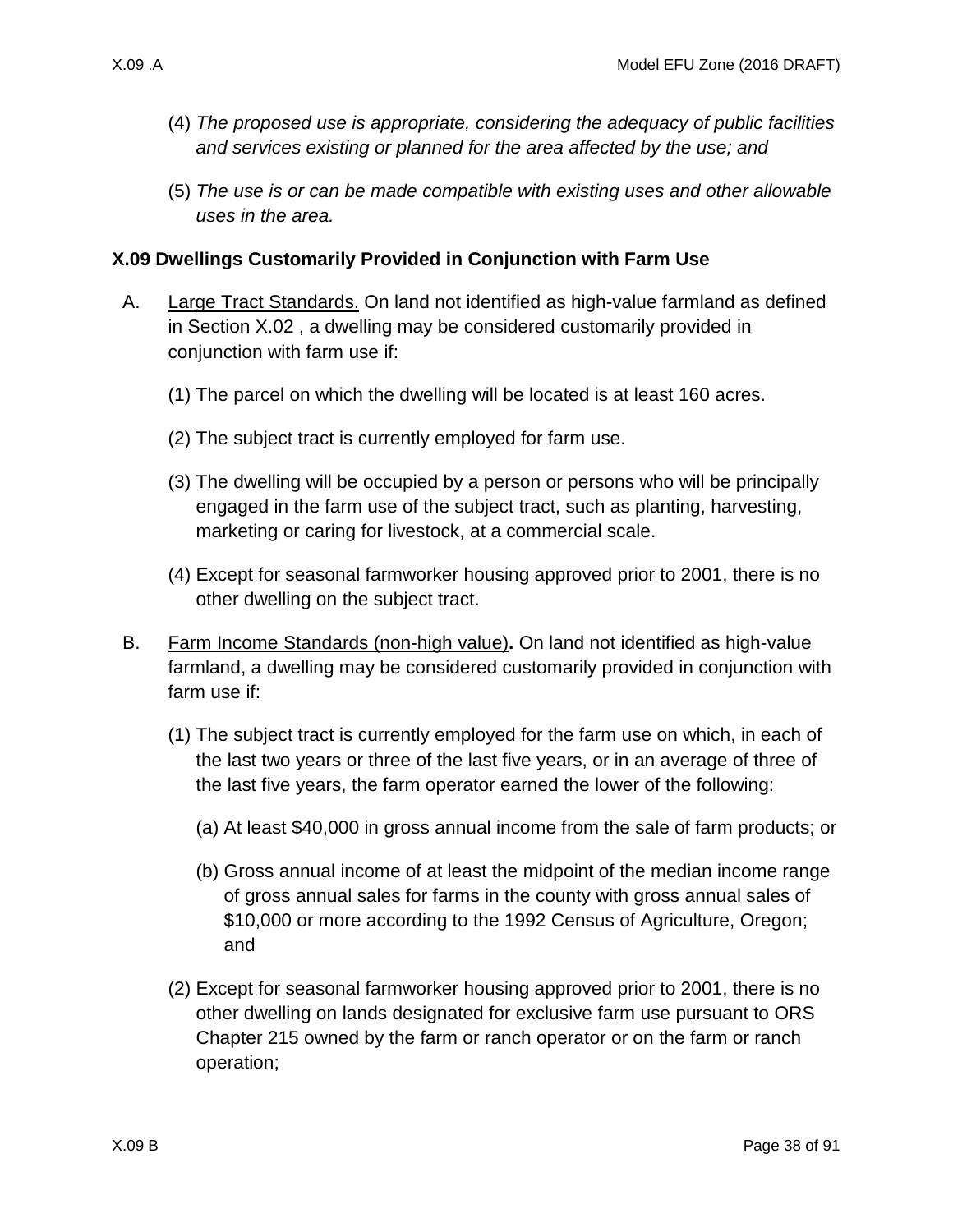(4) *The proposed use is appropriate, considering the adequacy of public facilities and services existing or planned for the area affected by the use; and*

(5) *The use is or can be made compatible with existing uses and other allowable uses in the area.*

### X.09 Dwellings Customarily Provided in Conjunction with Farm Use

A. Large Tract Standards. On land not identified as high-value farmland as defined in Section X.02 , a dwelling may be considered customarily provided in conjunction with farm use if:

(1) The parcel on which the dwelling will be located is at least 160 acres.

(2) The subject tract is currently employed for farm use.

(3) The dwelling will be occupied by a person or persons who will be principally engaged in the farm use of the subject tract, such as planting, harvesting, marketing or caring for livestock, at a commercial scale.

(4) Except for seasonal farmworker housing approved prior to 2001, there is no other dwelling on the subject tract.

B. Farm Income Standards (non-high value)**.** On land not identified as high-value farmland, a dwelling may be considered customarily provided in conjunction with farm use if:

(1) The subject tract is currently employed for the farm use on which, in each of the last two years or three of the last five years, or in an average of three of the last five years, the farm operator earned the lower of the following:

(a) At least $40,000 in gross annual income from the sale of farm products; or

(b) Gross annual income of at least the midpoint of the median income range of gross annual sales for farms in the county with gross annual sales of $10,000 or more according to the 1992 Census of Agriculture, Oregon; and

(2) Except for seasonal farmworker housing approved prior to 2001, there is no other dwelling on lands designated for exclusive farm use pursuant to ORS Chapter 215 owned by the farm or ranch operator or on the farm or ranch operation;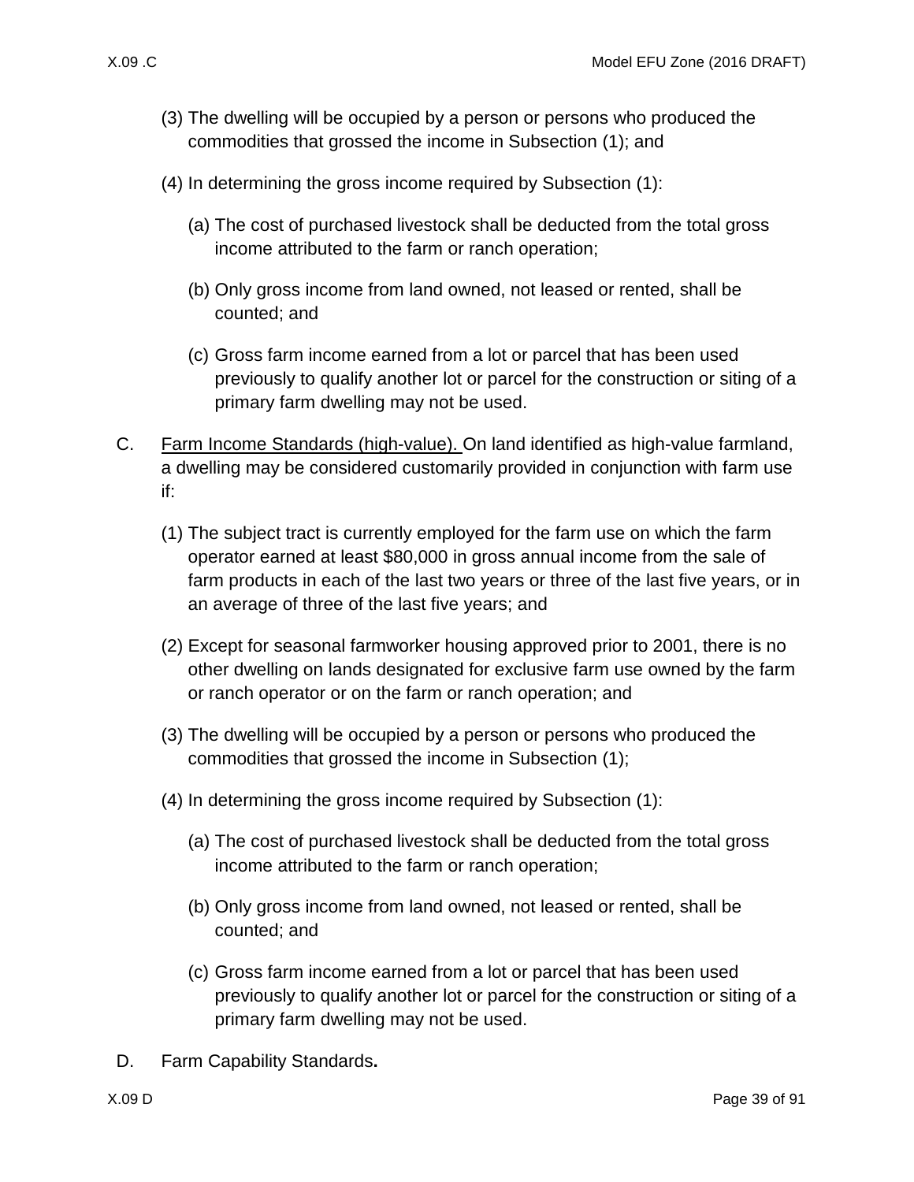(3) The dwelling will be occupied by a person or persons who produced the commodities that grossed the income in Subsection (1); and

(4) In determining the gross income required by Subsection (1):

   (a) The cost of purchased livestock shall be deducted from the total gross income attributed to the farm or ranch operation;

   (b) Only gross income from land owned, not leased or rented, shall be counted; and

   (c) Gross farm income earned from a lot or parcel that has been used previously to qualify another lot or parcel for the construction or siting of a primary farm dwelling may not be used.

C. Farm Income Standards (high-value). On land identified as high-value farmland, a dwelling may be considered customarily provided in conjunction with farm use if:

(1) The subject tract is currently employed for the farm use on which the farm operator earned at least $80,000 in gross annual income from the sale of farm products in each of the last two years or three of the last five years, or in an average of three of the last five years; and

(2) Except for seasonal farmworker housing approved prior to 2001, there is no other dwelling on lands designated for exclusive farm use owned by the farm or ranch operator or on the farm or ranch operation; and

(3) The dwelling will be occupied by a person or persons who produced the commodities that grossed the income in Subsection (1);

(4) In determining the gross income required by Subsection (1):

   (a) The cost of purchased livestock shall be deducted from the total gross income attributed to the farm or ranch operation;

   (b) Only gross income from land owned, not leased or rented, shall be counted; and

   (c) Gross farm income earned from a lot or parcel that has been used previously to qualify another lot or parcel for the construction or siting of a primary farm dwelling may not be used.

D. Farm Capability Standards**.**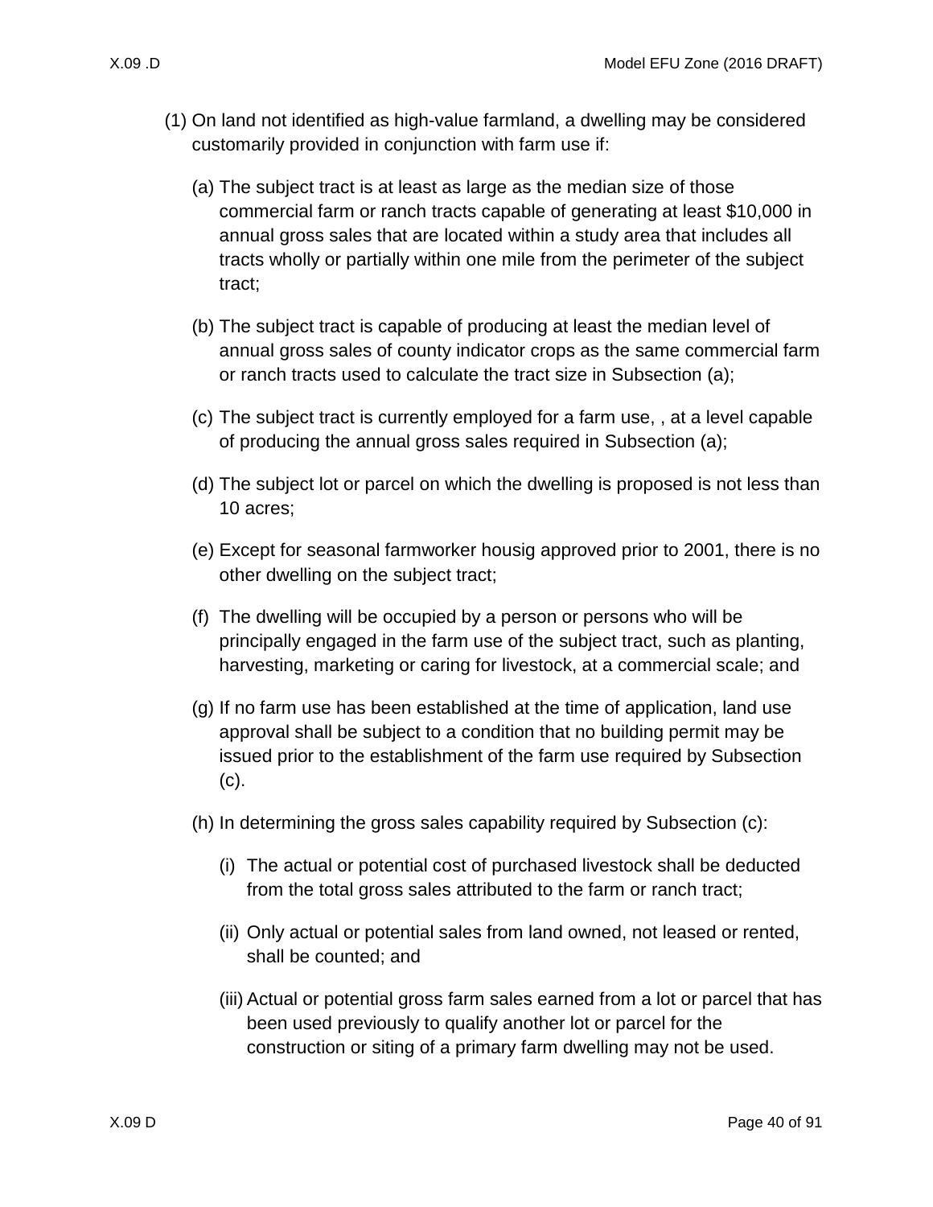(1) On land not identified as high-value farmland, a dwelling may be considered customarily provided in conjunction with farm use if:

   (a) The subject tract is at least as large as the median size of those commercial farm or ranch tracts capable of generating at least $10,000 in annual gross sales that are located within a study area that includes all tracts wholly or partially within one mile from the perimeter of the subject tract;

   (b) The subject tract is capable of producing at least the median level of annual gross sales of county indicator crops as the same commercial farm or ranch tracts used to calculate the tract size in Subsection (a);

   (c) The subject tract is currently employed for a farm use, , at a level capable of producing the annual gross sales required in Subsection (a);

   (d) The subject lot or parcel on which the dwelling is proposed is not less than 10 acres;

   (e) Except for seasonal farmworker housig approved prior to 2001, there is no other dwelling on the subject tract;

   (f) The dwelling will be occupied by a person or persons who will be principally engaged in the farm use of the subject tract, such as planting, harvesting, marketing or caring for livestock, at a commercial scale; and

   (g) If no farm use has been established at the time of application, land use approval shall be subject to a condition that no building permit may be issued prior to the establishment of the farm use required by Subsection (c).

   (h) In determining the gross sales capability required by Subsection (c):

      (i) The actual or potential cost of purchased livestock shall be deducted from the total gross sales attributed to the farm or ranch tract;

      (ii) Only actual or potential sales from land owned, not leased or rented, shall be counted; and

      (iii) Actual or potential gross farm sales earned from a lot or parcel that has been used previously to qualify another lot or parcel for the construction or siting of a primary farm dwelling may not be used.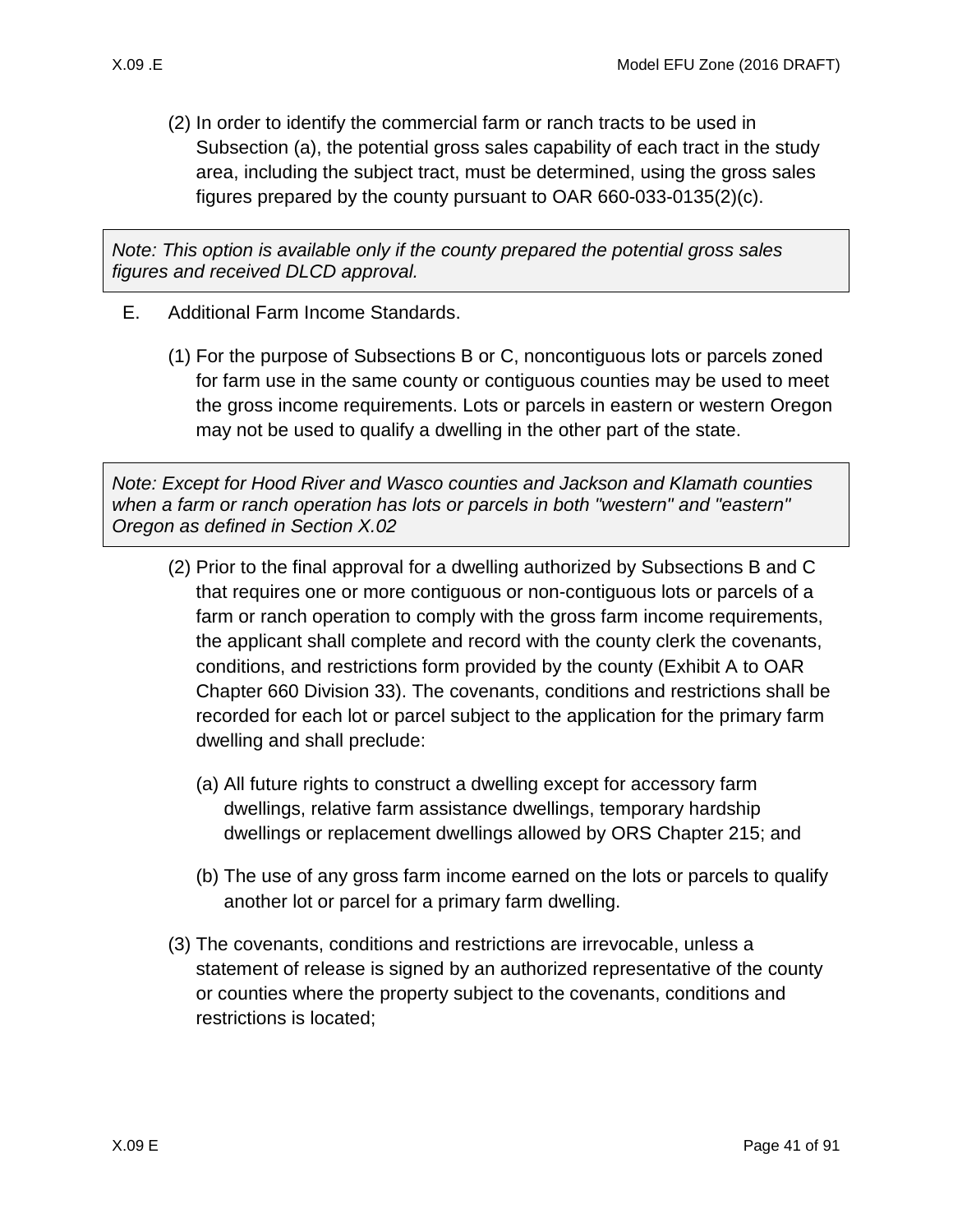(2) In order to identify the commercial farm or ranch tracts to be used in Subsection (a), the potential gross sales capability of each tract in the study area, including the subject tract, must be determined, using the gross sales figures prepared by the county pursuant to OAR 660-033-0135(2)(c).

> *Note: This option is available only if the county prepared the potential gross sales figures and received DLCD approval.*

E. Additional Farm Income Standards.

(1) For the purpose of Subsections B or C, noncontiguous lots or parcels zoned for farm use in the same county or contiguous counties may be used to meet the gross income requirements. Lots or parcels in eastern or western Oregon may not be used to qualify a dwelling in the other part of the state.

> *Note: Except for Hood River and Wasco counties and Jackson and Klamath counties when a farm or ranch operation has lots or parcels in both "western" and "eastern" Oregon as defined in Section X.02*

(2) Prior to the final approval for a dwelling authorized by Subsections B and C that requires one or more contiguous or non-contiguous lots or parcels of a farm or ranch operation to comply with the gross farm income requirements, the applicant shall complete and record with the county clerk the covenants, conditions, and restrictions form provided by the county (Exhibit A to OAR Chapter 660 Division 33). The covenants, conditions and restrictions shall be recorded for each lot or parcel subject to the application for the primary farm dwelling and shall preclude:

(a) All future rights to construct a dwelling except for accessory farm dwellings, relative farm assistance dwellings, temporary hardship dwellings or replacement dwellings allowed by ORS Chapter 215; and

(b) The use of any gross farm income earned on the lots or parcels to qualify another lot or parcel for a primary farm dwelling.

(3) The covenants, conditions and restrictions are irrevocable, unless a statement of release is signed by an authorized representative of the county or counties where the property subject to the covenants, conditions and restrictions is located;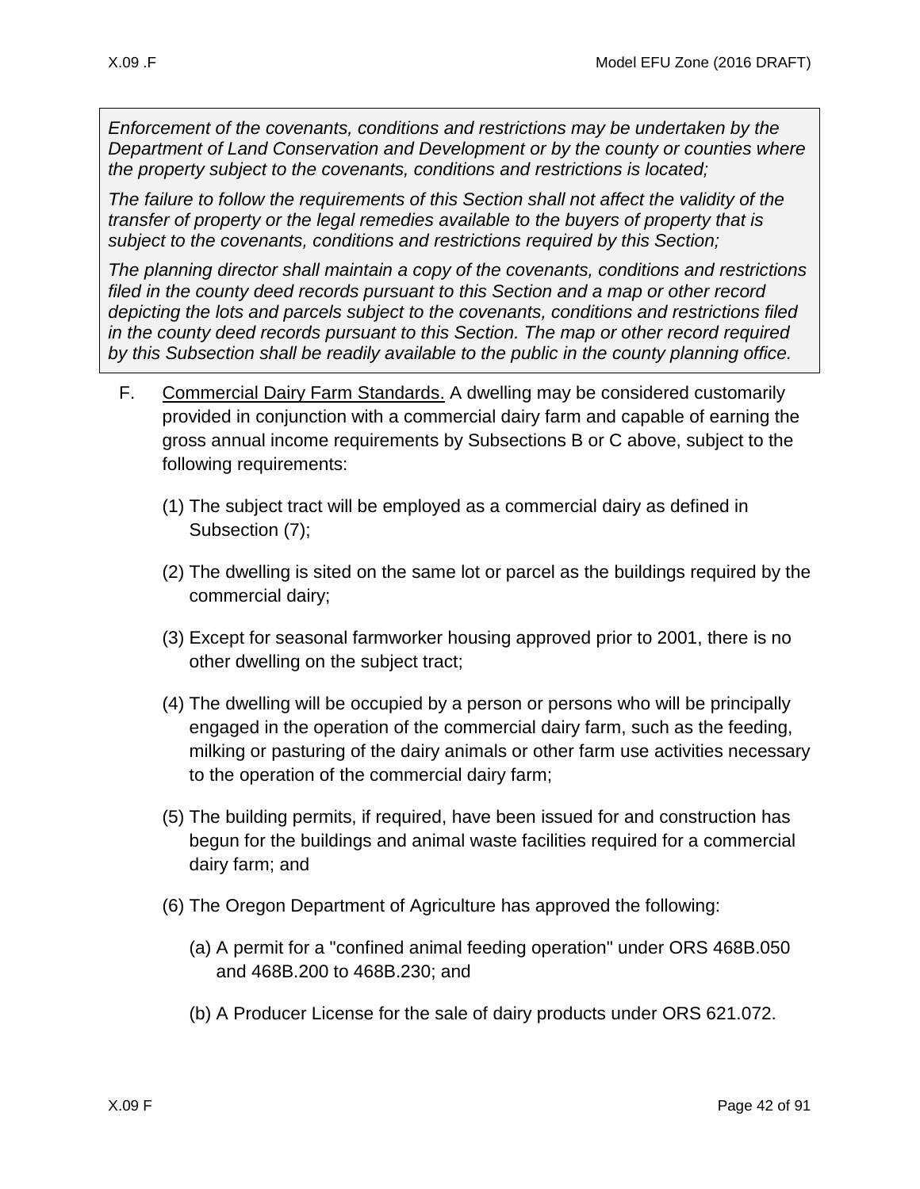*Enforcement of the covenants, conditions and restrictions may be undertaken by the Department of Land Conservation and Development or by the county or counties where the property subject to the covenants, conditions and restrictions is located;*

*The failure to follow the requirements of this Section shall not affect the validity of the transfer of property or the legal remedies available to the buyers of property that is subject to the covenants, conditions and restrictions required by this Section;*

*The planning director shall maintain a copy of the covenants, conditions and restrictions filed in the county deed records pursuant to this Section and a map or other record depicting the lots and parcels subject to the covenants, conditions and restrictions filed in the county deed records pursuant to this Section. The map or other record required by this Subsection shall be readily available to the public in the county planning office.*

F. <u>Commercial Dairy Farm Standards.</u> A dwelling may be considered customarily provided in conjunction with a commercial dairy farm and capable of earning the gross annual income requirements by Subsections B or C above, subject to the following requirements:

   (1) The subject tract will be employed as a commercial dairy as defined in Subsection (7);

   (2) The dwelling is sited on the same lot or parcel as the buildings required by the commercial dairy;

   (3) Except for seasonal farmworker housing approved prior to 2001, there is no other dwelling on the subject tract;

   (4) The dwelling will be occupied by a person or persons who will be principally engaged in the operation of the commercial dairy farm, such as the feeding, milking or pasturing of the dairy animals or other farm use activities necessary to the operation of the commercial dairy farm;

   (5) The building permits, if required, have been issued for and construction has begun for the buildings and animal waste facilities required for a commercial dairy farm; and

   (6) The Oregon Department of Agriculture has approved the following:

      (a) A permit for a "confined animal feeding operation" under ORS 468B.050 and 468B.200 to 468B.230; and

      (b) A Producer License for the sale of dairy products under ORS 621.072.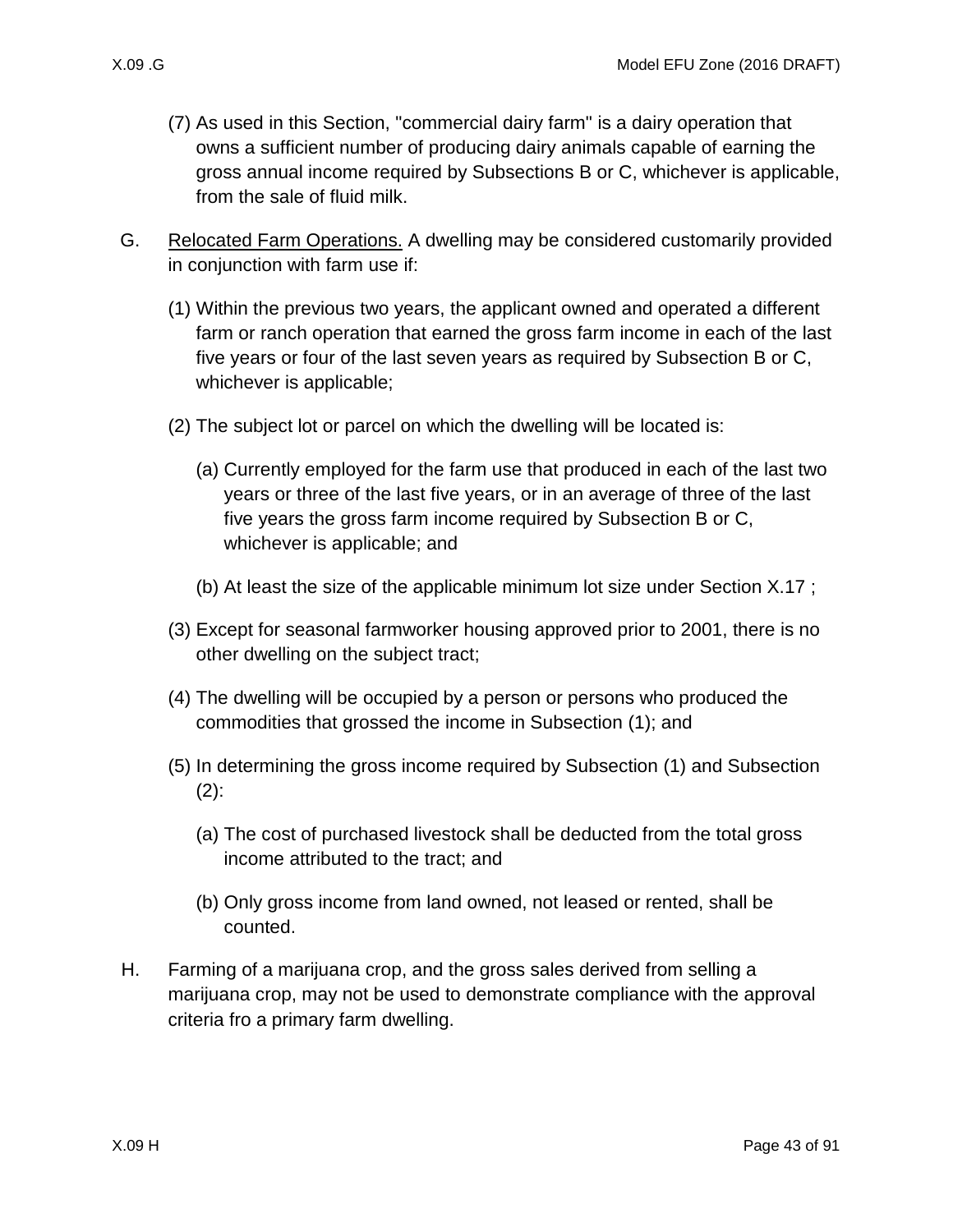(7) As used in this Section, "commercial dairy farm" is a dairy operation that owns a sufficient number of producing dairy animals capable of earning the gross annual income required by Subsections B or C, whichever is applicable, from the sale of fluid milk.

G. Relocated Farm Operations. A dwelling may be considered customarily provided in conjunction with farm use if:

(1) Within the previous two years, the applicant owned and operated a different farm or ranch operation that earned the gross farm income in each of the last five years or four of the last seven years as required by Subsection B or C, whichever is applicable;

(2) The subject lot or parcel on which the dwelling will be located is:

(a) Currently employed for the farm use that produced in each of the last two years or three of the last five years, or in an average of three of the last five years the gross farm income required by Subsection B or C, whichever is applicable; and

(b) At least the size of the applicable minimum lot size under Section X.17 ;

(3) Except for seasonal farmworker housing approved prior to 2001, there is no other dwelling on the subject tract;

(4) The dwelling will be occupied by a person or persons who produced the commodities that grossed the income in Subsection (1); and

(5) In determining the gross income required by Subsection (1) and Subsection (2):

(a) The cost of purchased livestock shall be deducted from the total gross income attributed to the tract; and

(b) Only gross income from land owned, not leased or rented, shall be counted.

H. Farming of a marijuana crop, and the gross sales derived from selling a marijuana crop, may not be used to demonstrate compliance with the approval criteria fro a primary farm dwelling.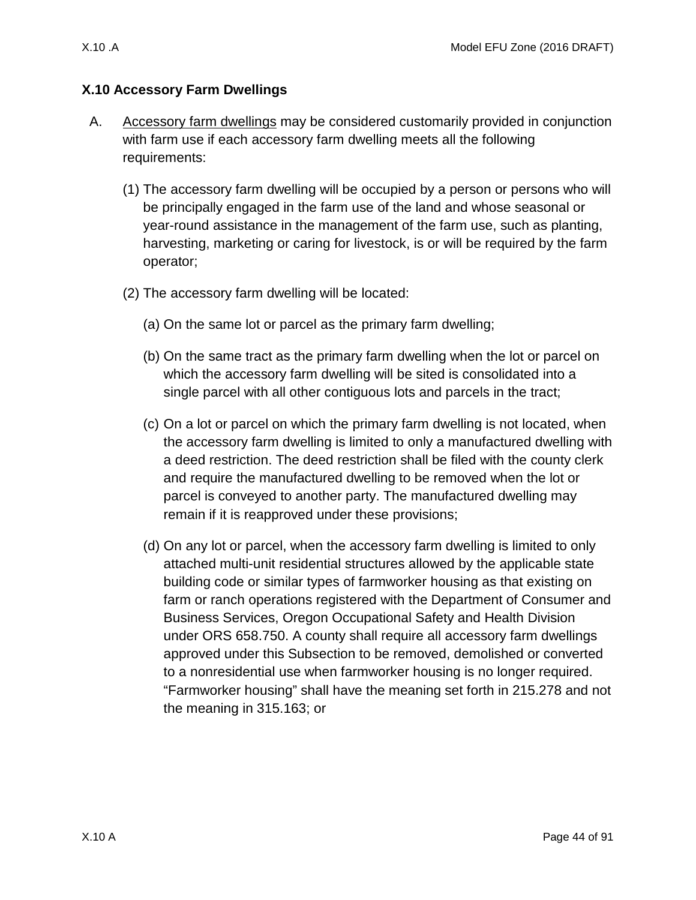## X.10 Accessory Farm Dwellings

A. Accessory farm dwellings may be considered customarily provided in conjunction with farm use if each accessory farm dwelling meets all the following requirements:

   (1) The accessory farm dwelling will be occupied by a person or persons who will be principally engaged in the farm use of the land and whose seasonal or year-round assistance in the management of the farm use, such as planting, harvesting, marketing or caring for livestock, is or will be required by the farm operator;

   (2) The accessory farm dwelling will be located:

      (a) On the same lot or parcel as the primary farm dwelling;

      (b) On the same tract as the primary farm dwelling when the lot or parcel on which the accessory farm dwelling will be sited is consolidated into a single parcel with all other contiguous lots and parcels in the tract;

      (c) On a lot or parcel on which the primary farm dwelling is not located, when the accessory farm dwelling is limited to only a manufactured dwelling with a deed restriction. The deed restriction shall be filed with the county clerk and require the manufactured dwelling to be removed when the lot or parcel is conveyed to another party. The manufactured dwelling may remain if it is reapproved under these provisions;

      (d) On any lot or parcel, when the accessory farm dwelling is limited to only attached multi-unit residential structures allowed by the applicable state building code or similar types of farmworker housing as that existing on farm or ranch operations registered with the Department of Consumer and Business Services, Oregon Occupational Safety and Health Division under ORS 658.750. A county shall require all accessory farm dwellings approved under this Subsection to be removed, demolished or converted to a nonresidential use when farmworker housing is no longer required. “Farmworker housing” shall have the meaning set forth in 215.278 and not the meaning in 315.163; or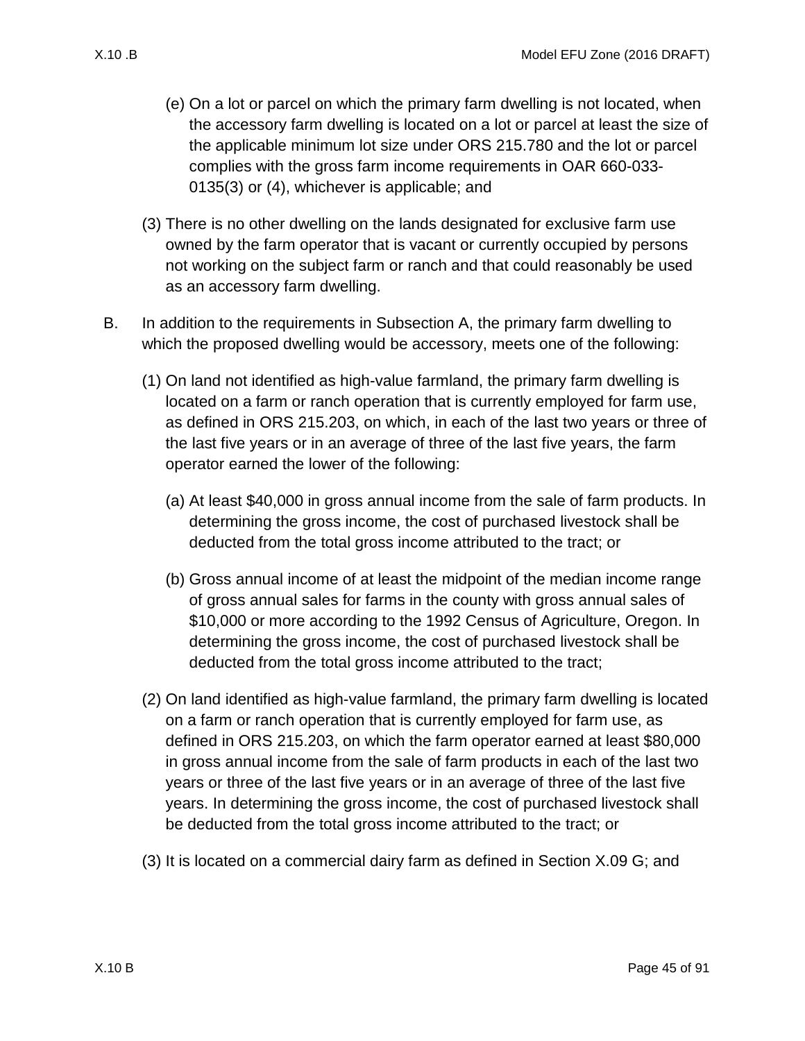(e) On a lot or parcel on which the primary farm dwelling is not located, when the accessory farm dwelling is located on a lot or parcel at least the size of the applicable minimum lot size under ORS 215.780 and the lot or parcel complies with the gross farm income requirements in OAR 660-033-0135(3) or (4), whichever is applicable; and

(3) There is no other dwelling on the lands designated for exclusive farm use owned by the farm operator that is vacant or currently occupied by persons not working on the subject farm or ranch and that could reasonably be used as an accessory farm dwelling.

B. In addition to the requirements in Subsection A, the primary farm dwelling to which the proposed dwelling would be accessory, meets one of the following:

(1) On land not identified as high-value farmland, the primary farm dwelling is located on a farm or ranch operation that is currently employed for farm use, as defined in ORS 215.203, on which, in each of the last two years or three of the last five years or in an average of three of the last five years, the farm operator earned the lower of the following:

(a) At least $40,000 in gross annual income from the sale of farm products. In determining the gross income, the cost of purchased livestock shall be deducted from the total gross income attributed to the tract; or

(b) Gross annual income of at least the midpoint of the median income range of gross annual sales for farms in the county with gross annual sales of $10,000 or more according to the 1992 Census of Agriculture, Oregon. In determining the gross income, the cost of purchased livestock shall be deducted from the total gross income attributed to the tract;

(2) On land identified as high-value farmland, the primary farm dwelling is located on a farm or ranch operation that is currently employed for farm use, as defined in ORS 215.203, on which the farm operator earned at least $80,000 in gross annual income from the sale of farm products in each of the last two years or three of the last five years or in an average of three of the last five years. In determining the gross income, the cost of purchased livestock shall be deducted from the total gross income attributed to the tract; or

(3) It is located on a commercial dairy farm as defined in Section X.09 G; and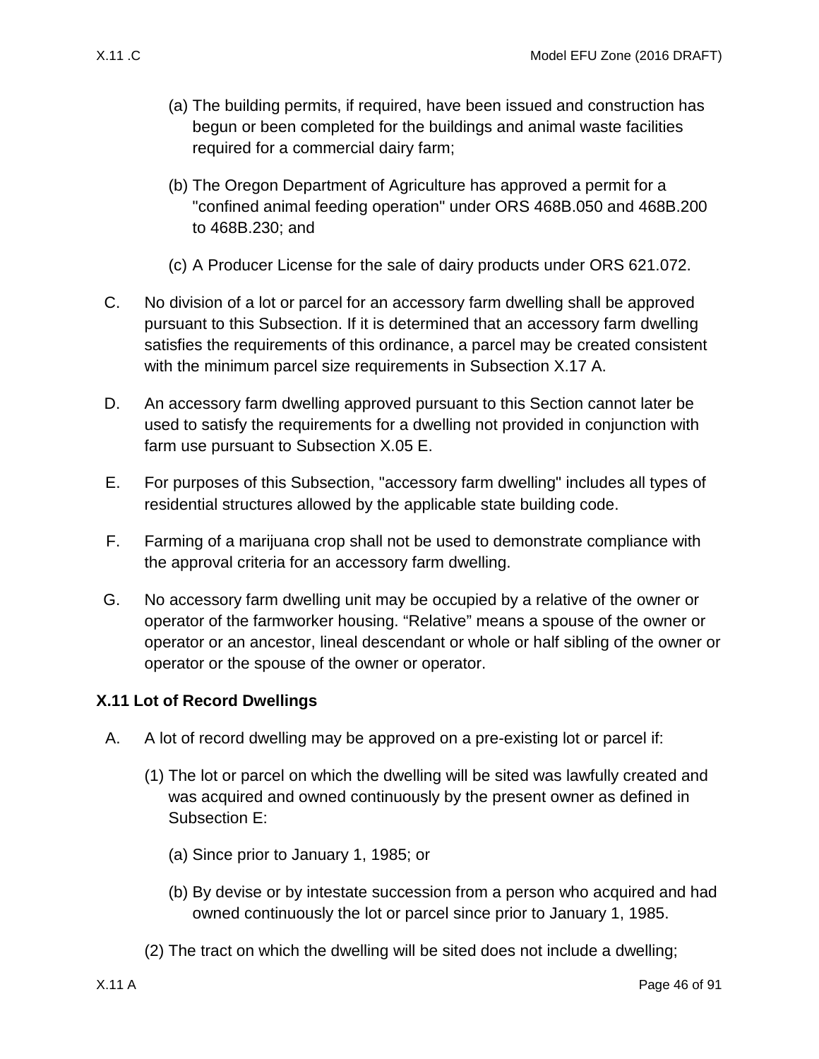(a) The building permits, if required, have been issued and construction has begun or been completed for the buildings and animal waste facilities required for a commercial dairy farm;

(b) The Oregon Department of Agriculture has approved a permit for a "confined animal feeding operation" under ORS 468B.050 and 468B.200 to 468B.230; and

(c) A Producer License for the sale of dairy products under ORS 621.072.

C. No division of a lot or parcel for an accessory farm dwelling shall be approved pursuant to this Subsection. If it is determined that an accessory farm dwelling satisfies the requirements of this ordinance, a parcel may be created consistent with the minimum parcel size requirements in Subsection X.17 A.

D. An accessory farm dwelling approved pursuant to this Section cannot later be used to satisfy the requirements for a dwelling not provided in conjunction with farm use pursuant to Subsection X.05 E.

E. For purposes of this Subsection, "accessory farm dwelling" includes all types of residential structures allowed by the applicable state building code.

F. Farming of a marijuana crop shall not be used to demonstrate compliance with the approval criteria for an accessory farm dwelling.

G. No accessory farm dwelling unit may be occupied by a relative of the owner or operator of the farmworker housing. “Relative” means a spouse of the owner or operator or an ancestor, lineal descendant or whole or half sibling of the owner or operator or the spouse of the owner or operator.

### X.11 Lot of Record Dwellings

A. A lot of record dwelling may be approved on a pre-existing lot or parcel if:

(1) The lot or parcel on which the dwelling will be sited was lawfully created and was acquired and owned continuously by the present owner as defined in Subsection E:

(a) Since prior to January 1, 1985; or

(b) By devise or by intestate succession from a person who acquired and had owned continuously the lot or parcel since prior to January 1, 1985.

(2) The tract on which the dwelling will be sited does not include a dwelling;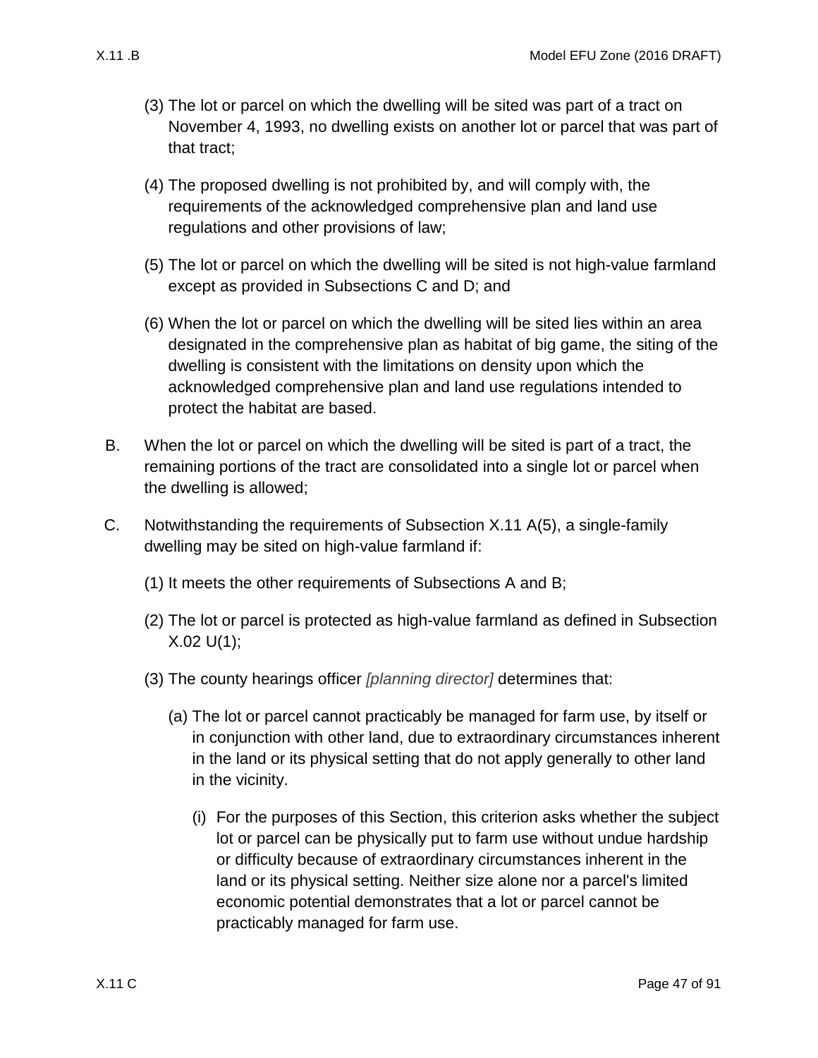(3) The lot or parcel on which the dwelling will be sited was part of a tract on November 4, 1993, no dwelling exists on another lot or parcel that was part of that tract;

(4) The proposed dwelling is not prohibited by, and will comply with, the requirements of the acknowledged comprehensive plan and land use regulations and other provisions of law;

(5) The lot or parcel on which the dwelling will be sited is not high-value farmland except as provided in Subsections C and D; and

(6) When the lot or parcel on which the dwelling will be sited lies within an area designated in the comprehensive plan as habitat of big game, the siting of the dwelling is consistent with the limitations on density upon which the acknowledged comprehensive plan and land use regulations intended to protect the habitat are based.

B. When the lot or parcel on which the dwelling will be sited is part of a tract, the remaining portions of the tract are consolidated into a single lot or parcel when the dwelling is allowed;

C. Notwithstanding the requirements of Subsection X.11 A(5), a single-family dwelling may be sited on high-value farmland if:

(1) It meets the other requirements of Subsections A and B;

(2) The lot or parcel is protected as high-value farmland as defined in Subsection X.02 U(1);

(3) The county hearings officer *[planning director]* determines that:

(a) The lot or parcel cannot practicably be managed for farm use, by itself or in conjunction with other land, due to extraordinary circumstances inherent in the land or its physical setting that do not apply generally to other land in the vicinity.

(i) For the purposes of this Section, this criterion asks whether the subject lot or parcel can be physically put to farm use without undue hardship or difficulty because of extraordinary circumstances inherent in the land or its physical setting. Neither size alone nor a parcel's limited economic potential demonstrates that a lot or parcel cannot be practicably managed for farm use.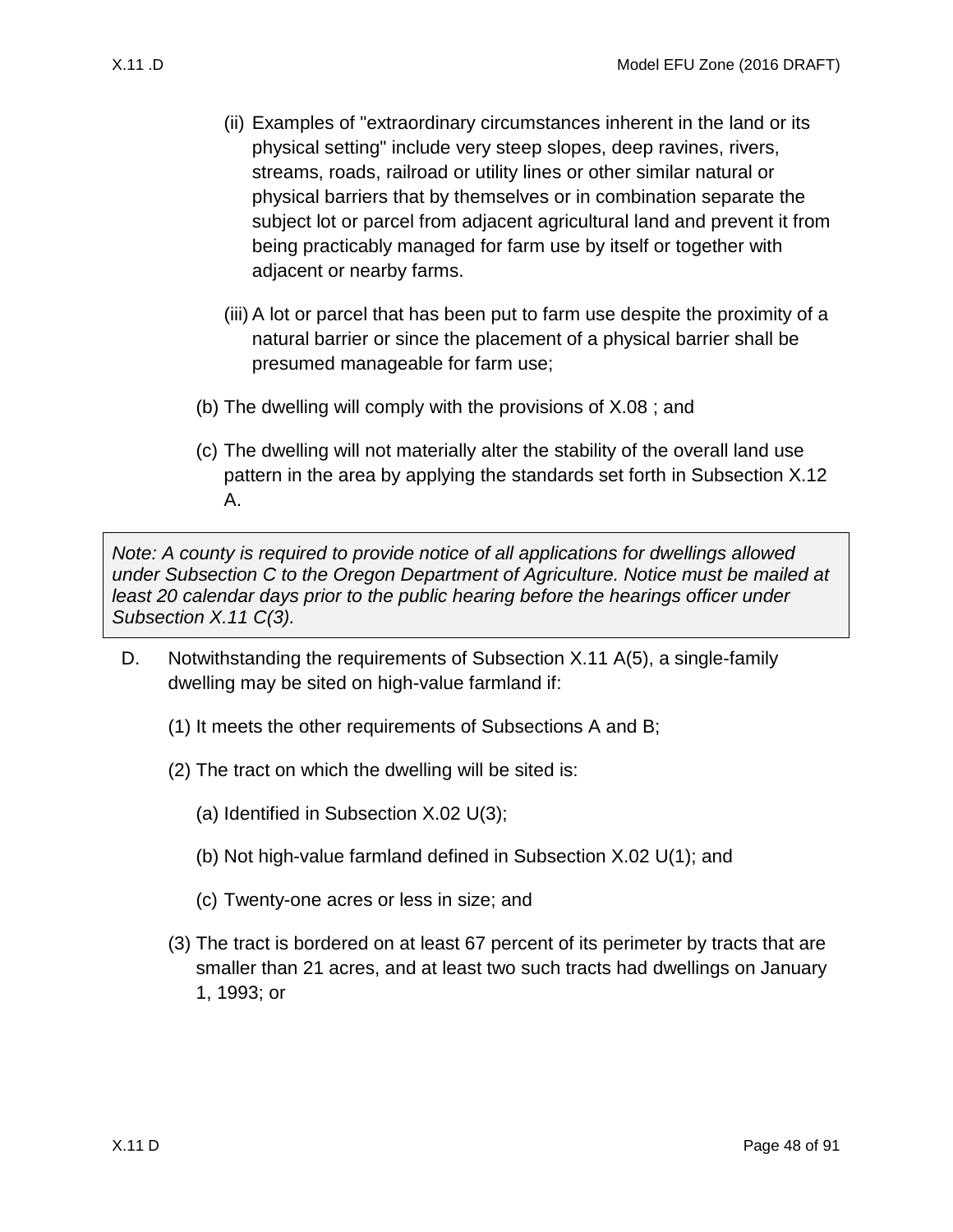(ii) Examples of "extraordinary circumstances inherent in the land or its physical setting" include very steep slopes, deep ravines, rivers, streams, roads, railroad or utility lines or other similar natural or physical barriers that by themselves or in combination separate the subject lot or parcel from adjacent agricultural land and prevent it from being practicably managed for farm use by itself or together with adjacent or nearby farms.

(iii) A lot or parcel that has been put to farm use despite the proximity of a natural barrier or since the placement of a physical barrier shall be presumed manageable for farm use;

(b) The dwelling will comply with the provisions of X.08 ; and

(c) The dwelling will not materially alter the stability of the overall land use pattern in the area by applying the standards set forth in Subsection X.12 A.

> *Note: A county is required to provide notice of all applications for dwellings allowed under Subsection C to the Oregon Department of Agriculture. Notice must be mailed at least 20 calendar days prior to the public hearing before the hearings officer under Subsection X.11 C(3).*

D. Notwithstanding the requirements of Subsection X.11 A(5), a single-family dwelling may be sited on high-value farmland if:

(1) It meets the other requirements of Subsections A and B;

(2) The tract on which the dwelling will be sited is:

(a) Identified in Subsection X.02 U(3);

(b) Not high-value farmland defined in Subsection X.02 U(1); and

(c) Twenty-one acres or less in size; and

(3) The tract is bordered on at least 67 percent of its perimeter by tracts that are smaller than 21 acres, and at least two such tracts had dwellings on January 1, 1993; or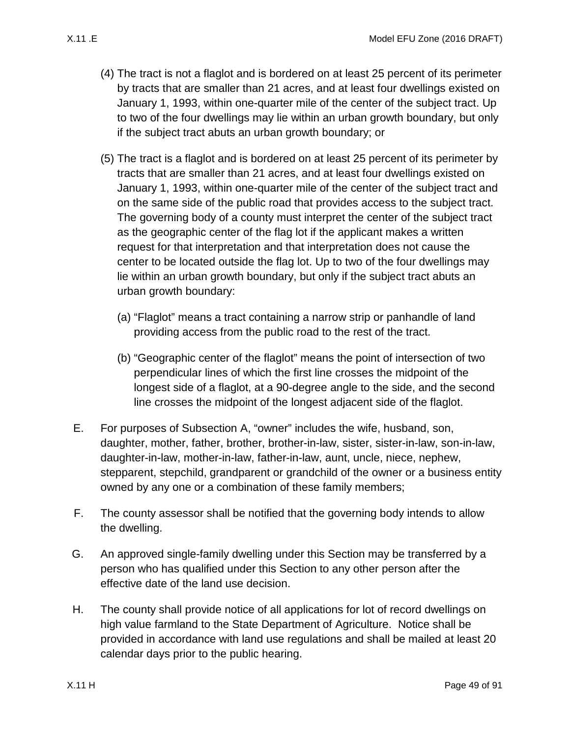(4) The tract is not a flaglot and is bordered on at least 25 percent of its perimeter by tracts that are smaller than 21 acres, and at least four dwellings existed on January 1, 1993, within one-quarter mile of the center of the subject tract. Up to two of the four dwellings may lie within an urban growth boundary, but only if the subject tract abuts an urban growth boundary; or

(5) The tract is a flaglot and is bordered on at least 25 percent of its perimeter by tracts that are smaller than 21 acres, and at least four dwellings existed on January 1, 1993, within one-quarter mile of the center of the subject tract and on the same side of the public road that provides access to the subject tract. The governing body of a county must interpret the center of the subject tract as the geographic center of the flag lot if the applicant makes a written request for that interpretation and that interpretation does not cause the center to be located outside the flag lot. Up to two of the four dwellings may lie within an urban growth boundary, but only if the subject tract abuts an urban growth boundary:

   (a) "Flaglot" means a tract containing a narrow strip or panhandle of land providing access from the public road to the rest of the tract.

   (b) "Geographic center of the flaglot" means the point of intersection of two perpendicular lines of which the first line crosses the midpoint of the longest side of a flaglot, at a 90-degree angle to the side, and the second line crosses the midpoint of the longest adjacent side of the flaglot.

E. For purposes of Subsection A, "owner" includes the wife, husband, son, daughter, mother, father, brother, brother-in-law, sister, sister-in-law, son-in-law, daughter-in-law, mother-in-law, father-in-law, aunt, uncle, niece, nephew, stepparent, stepchild, grandparent or grandchild of the owner or a business entity owned by any one or a combination of these family members;

F. The county assessor shall be notified that the governing body intends to allow the dwelling.

G. An approved single-family dwelling under this Section may be transferred by a person who has qualified under this Section to any other person after the effective date of the land use decision.

H. The county shall provide notice of all applications for lot of record dwellings on high value farmland to the State Department of Agriculture. Notice shall be provided in accordance with land use regulations and shall be mailed at least 20 calendar days prior to the public hearing.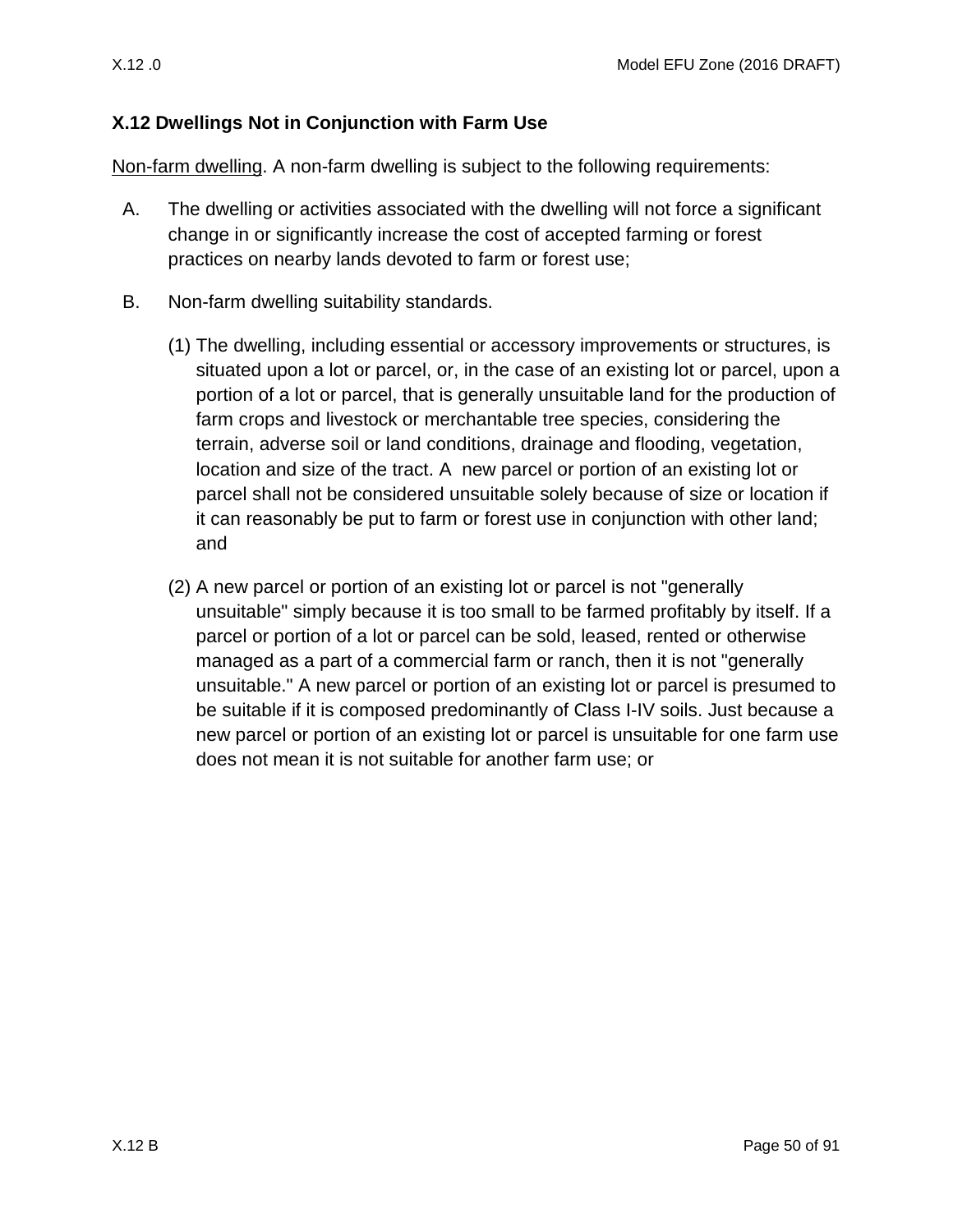## X.12 Dwellings Not in Conjunction with Farm Use

Non-farm dwelling. A non-farm dwelling is subject to the following requirements:

A. The dwelling or activities associated with the dwelling will not force a significant change in or significantly increase the cost of accepted farming or forest practices on nearby lands devoted to farm or forest use;

B. Non-farm dwelling suitability standards.

   (1) The dwelling, including essential or accessory improvements or structures, is situated upon a lot or parcel, or, in the case of an existing lot or parcel, upon a portion of a lot or parcel, that is generally unsuitable land for the production of farm crops and livestock or merchantable tree species, considering the terrain, adverse soil or land conditions, drainage and flooding, vegetation, location and size of the tract. A new parcel or portion of an existing lot or parcel shall not be considered unsuitable solely because of size or location if it can reasonably be put to farm or forest use in conjunction with other land; and

   (2) A new parcel or portion of an existing lot or parcel is not "generally unsuitable" simply because it is too small to be farmed profitably by itself. If a parcel or portion of a lot or parcel can be sold, leased, rented or otherwise managed as a part of a commercial farm or ranch, then it is not "generally unsuitable." A new parcel or portion of an existing lot or parcel is presumed to be suitable if it is composed predominantly of Class I-IV soils. Just because a new parcel or portion of an existing lot or parcel is unsuitable for one farm use does not mean it is not suitable for another farm use; or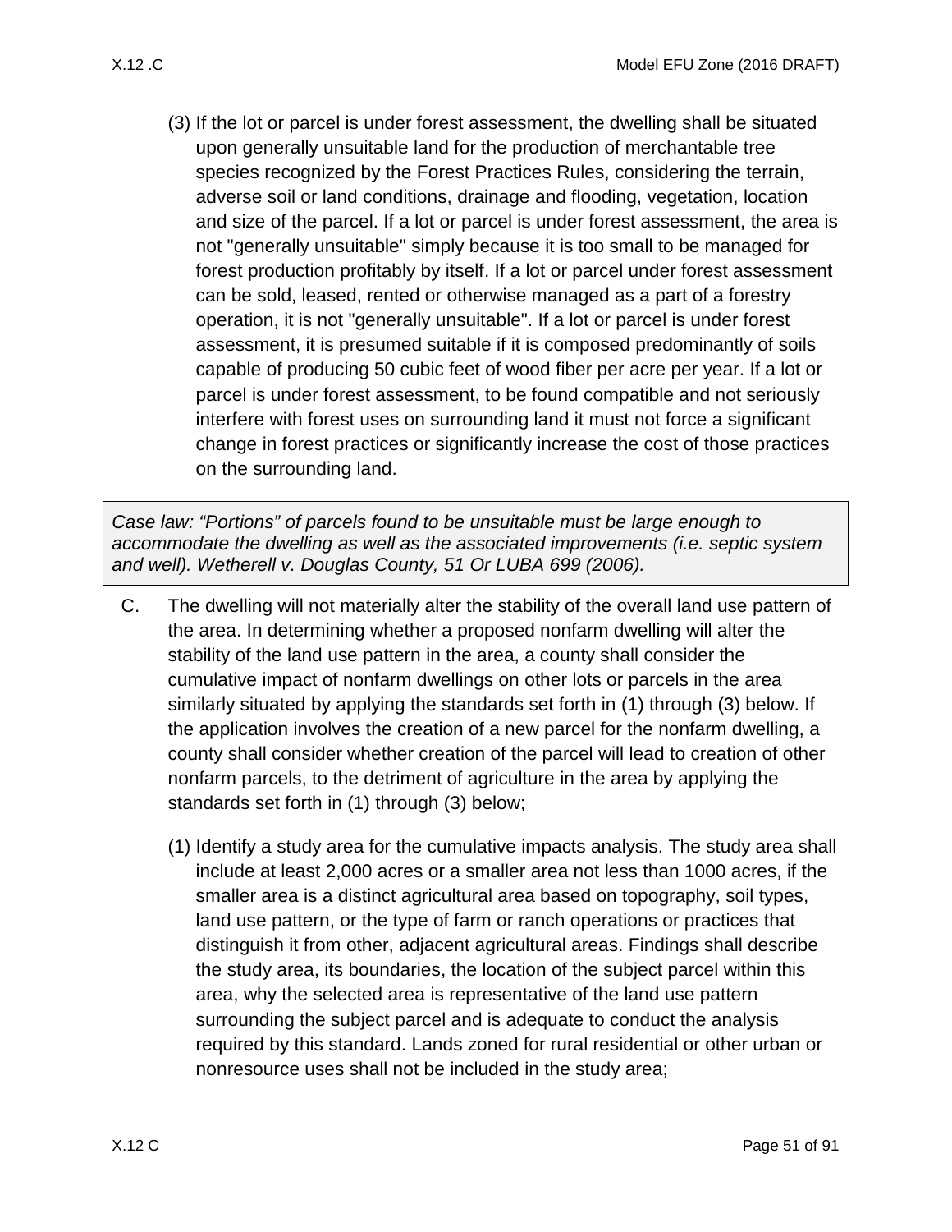(3) If the lot or parcel is under forest assessment, the dwelling shall be situated upon generally unsuitable land for the production of merchantable tree species recognized by the Forest Practices Rules, considering the terrain, adverse soil or land conditions, drainage and flooding, vegetation, location and size of the parcel. If a lot or parcel is under forest assessment, the area is not "generally unsuitable" simply because it is too small to be managed for forest production profitably by itself. If a lot or parcel under forest assessment can be sold, leased, rented or otherwise managed as a part of a forestry operation, it is not "generally unsuitable". If a lot or parcel is under forest assessment, it is presumed suitable if it is composed predominantly of soils capable of producing 50 cubic feet of wood fiber per acre per year. If a lot or parcel is under forest assessment, to be found compatible and not seriously interfere with forest uses on surrounding land it must not force a significant change in forest practices or significantly increase the cost of those practices on the surrounding land.

*Case law: "Portions" of parcels found to be unsuitable must be large enough to accommodate the dwelling as well as the associated improvements (i.e. septic system and well). Wetherell v. Douglas County, 51 Or LUBA 699 (2006).*

C. The dwelling will not materially alter the stability of the overall land use pattern of the area. In determining whether a proposed nonfarm dwelling will alter the stability of the land use pattern in the area, a county shall consider the cumulative impact of nonfarm dwellings on other lots or parcels in the area similarly situated by applying the standards set forth in (1) through (3) below. If the application involves the creation of a new parcel for the nonfarm dwelling, a county shall consider whether creation of the parcel will lead to creation of other nonfarm parcels, to the detriment of agriculture in the area by applying the standards set forth in (1) through (3) below;

(1) Identify a study area for the cumulative impacts analysis. The study area shall include at least 2,000 acres or a smaller area not less than 1000 acres, if the smaller area is a distinct agricultural area based on topography, soil types, land use pattern, or the type of farm or ranch operations or practices that distinguish it from other, adjacent agricultural areas. Findings shall describe the study area, its boundaries, the location of the subject parcel within this area, why the selected area is representative of the land use pattern surrounding the subject parcel and is adequate to conduct the analysis required by this standard. Lands zoned for rural residential or other urban or nonresource uses shall not be included in the study area;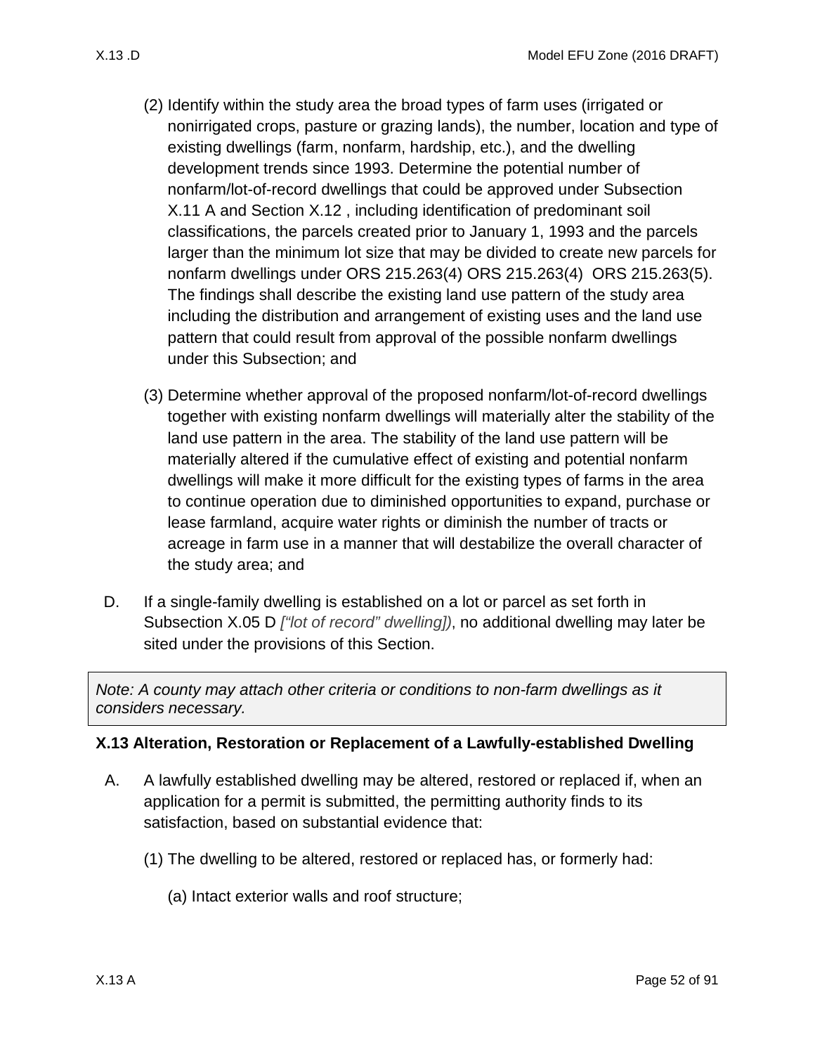(2) Identify within the study area the broad types of farm uses (irrigated or nonirrigated crops, pasture or grazing lands), the number, location and type of existing dwellings (farm, nonfarm, hardship, etc.), and the dwelling development trends since 1993. Determine the potential number of nonfarm/lot-of-record dwellings that could be approved under Subsection X.11 A and Section X.12 , including identification of predominant soil classifications, the parcels created prior to January 1, 1993 and the parcels larger than the minimum lot size that may be divided to create new parcels for nonfarm dwellings under ORS 215.263(4) ORS 215.263(4)  ORS 215.263(5). The findings shall describe the existing land use pattern of the study area including the distribution and arrangement of existing uses and the land use pattern that could result from approval of the possible nonfarm dwellings under this Subsection; and

(3) Determine whether approval of the proposed nonfarm/lot-of-record dwellings together with existing nonfarm dwellings will materially alter the stability of the land use pattern in the area. The stability of the land use pattern will be materially altered if the cumulative effect of existing and potential nonfarm dwellings will make it more difficult for the existing types of farms in the area to continue operation due to diminished opportunities to expand, purchase or lease farmland, acquire water rights or diminish the number of tracts or acreage in farm use in a manner that will destabilize the overall character of the study area; and

D. If a single-family dwelling is established on a lot or parcel as set forth in Subsection X.05 D *["lot of record" dwelling])*, no additional dwelling may later be sited under the provisions of this Section.

*Note: A county may attach other criteria or conditions to non-farm dwellings as it considers necessary.*

### X.13 Alteration, Restoration or Replacement of a Lawfully-established Dwelling

A. A lawfully established dwelling may be altered, restored or replaced if, when an application for a permit is submitted, the permitting authority finds to its satisfaction, based on substantial evidence that:

(1) The dwelling to be altered, restored or replaced has, or formerly had:

(a) Intact exterior walls and roof structure;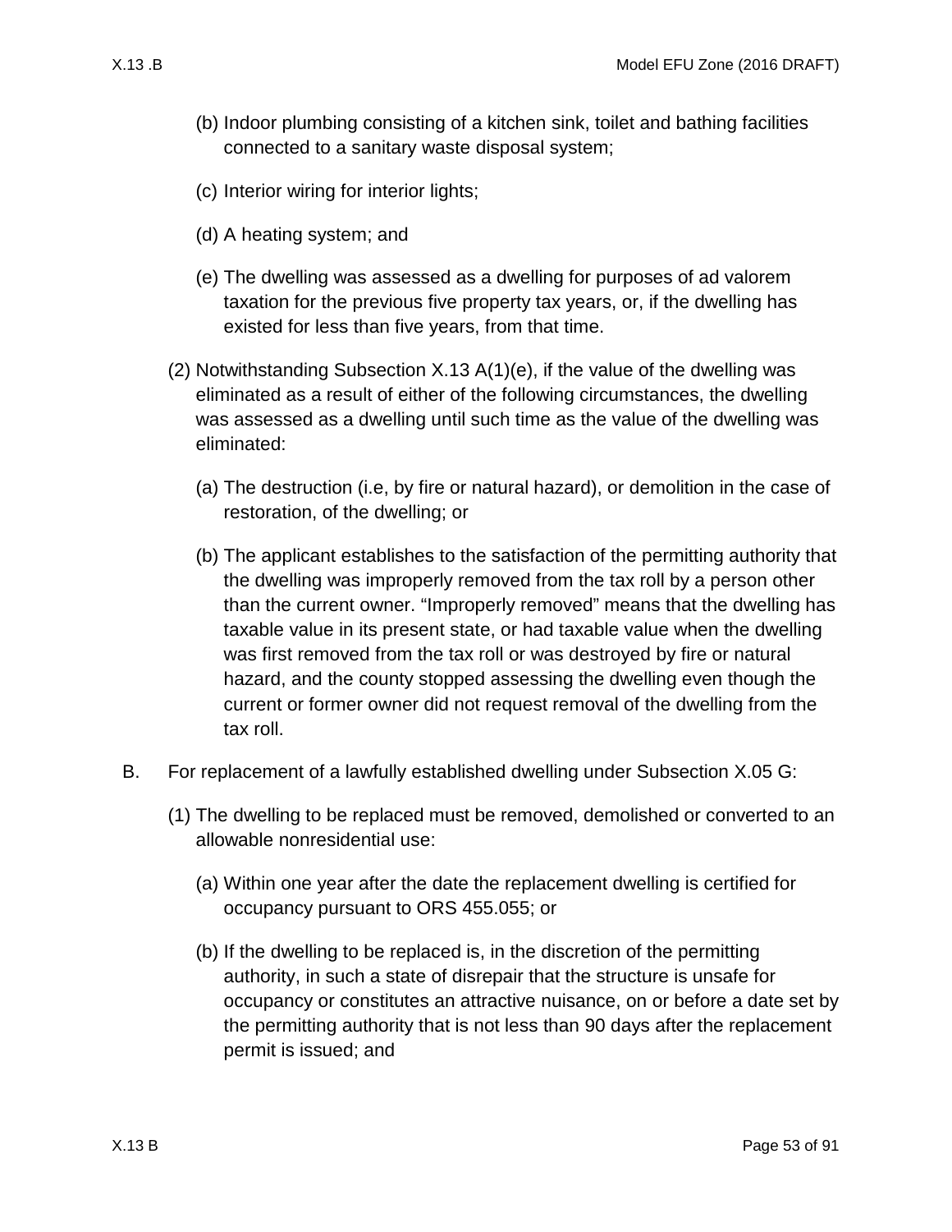(b) Indoor plumbing consisting of a kitchen sink, toilet and bathing facilities connected to a sanitary waste disposal system;

(c) Interior wiring for interior lights;

(d) A heating system; and

(e) The dwelling was assessed as a dwelling for purposes of ad valorem taxation for the previous five property tax years, or, if the dwelling has existed for less than five years, from that time.

(2) Notwithstanding Subsection X.13 A(1)(e), if the value of the dwelling was eliminated as a result of either of the following circumstances, the dwelling was assessed as a dwelling until such time as the value of the dwelling was eliminated:

(a) The destruction (i.e, by fire or natural hazard), or demolition in the case of restoration, of the dwelling; or

(b) The applicant establishes to the satisfaction of the permitting authority that the dwelling was improperly removed from the tax roll by a person other than the current owner. "Improperly removed" means that the dwelling has taxable value in its present state, or had taxable value when the dwelling was first removed from the tax roll or was destroyed by fire or natural hazard, and the county stopped assessing the dwelling even though the current or former owner did not request removal of the dwelling from the tax roll.

B. For replacement of a lawfully established dwelling under Subsection X.05 G:

(1) The dwelling to be replaced must be removed, demolished or converted to an allowable nonresidential use:

(a) Within one year after the date the replacement dwelling is certified for occupancy pursuant to ORS 455.055; or

(b) If the dwelling to be replaced is, in the discretion of the permitting authority, in such a state of disrepair that the structure is unsafe for occupancy or constitutes an attractive nuisance, on or before a date set by the permitting authority that is not less than 90 days after the replacement permit is issued; and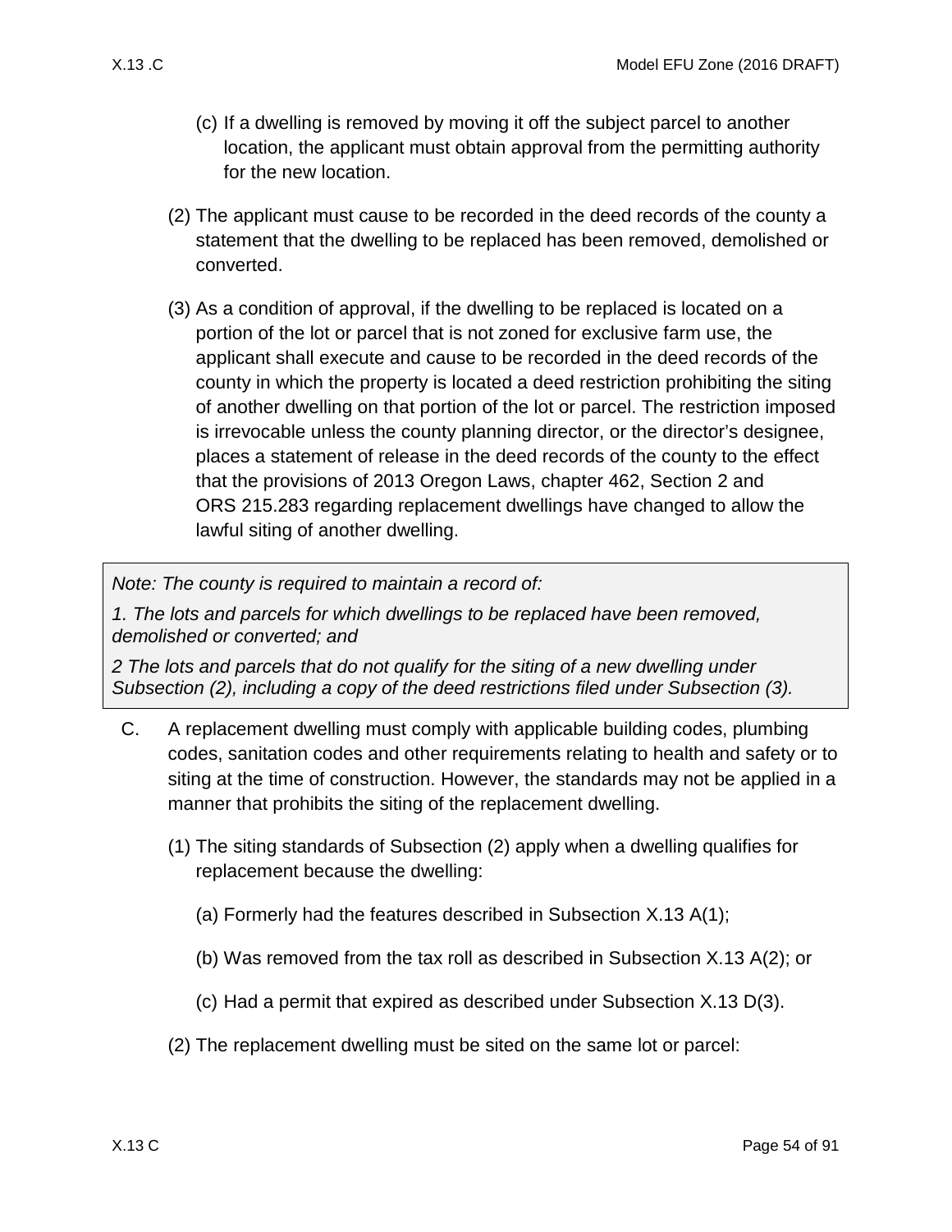(c) If a dwelling is removed by moving it off the subject parcel to another location, the applicant must obtain approval from the permitting authority for the new location.

(2) The applicant must cause to be recorded in the deed records of the county a statement that the dwelling to be replaced has been removed, demolished or converted.

(3) As a condition of approval, if the dwelling to be replaced is located on a portion of the lot or parcel that is not zoned for exclusive farm use, the applicant shall execute and cause to be recorded in the deed records of the county in which the property is located a deed restriction prohibiting the siting of another dwelling on that portion of the lot or parcel. The restriction imposed is irrevocable unless the county planning director, or the director's designee, places a statement of release in the deed records of the county to the effect that the provisions of 2013 Oregon Laws, chapter 462, Section 2 and ORS 215.283 regarding replacement dwellings have changed to allow the lawful siting of another dwelling.

> *Note: The county is required to maintain a record of:*
>
> *1. The lots and parcels for which dwellings to be replaced have been removed, demolished or converted; and*
>
> *2 The lots and parcels that do not qualify for the siting of a new dwelling under Subsection (2), including a copy of the deed restrictions filed under Subsection (3).*

C. A replacement dwelling must comply with applicable building codes, plumbing codes, sanitation codes and other requirements relating to health and safety or to siting at the time of construction. However, the standards may not be applied in a manner that prohibits the siting of the replacement dwelling.

(1) The siting standards of Subsection (2) apply when a dwelling qualifies for replacement because the dwelling:

(a) Formerly had the features described in Subsection X.13 A(1);

(b) Was removed from the tax roll as described in Subsection X.13 A(2); or

(c) Had a permit that expired as described under Subsection X.13 D(3).

(2) The replacement dwelling must be sited on the same lot or parcel: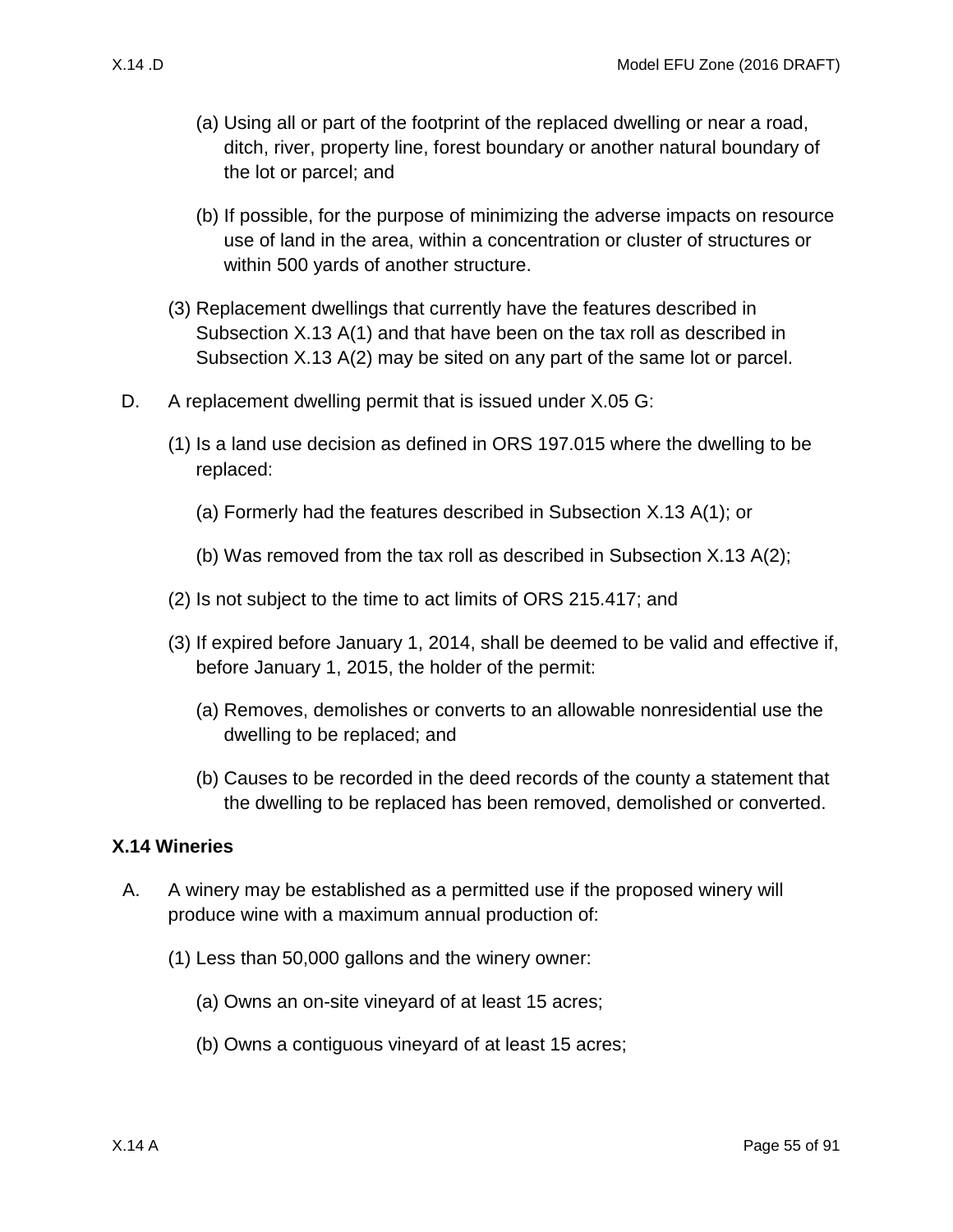(a) Using all or part of the footprint of the replaced dwelling or near a road, ditch, river, property line, forest boundary or another natural boundary of the lot or parcel; and

(b) If possible, for the purpose of minimizing the adverse impacts on resource use of land in the area, within a concentration or cluster of structures or within 500 yards of another structure.

(3) Replacement dwellings that currently have the features described in Subsection X.13 A(1) and that have been on the tax roll as described in Subsection X.13 A(2) may be sited on any part of the same lot or parcel.

D. A replacement dwelling permit that is issued under X.05 G:

(1) Is a land use decision as defined in ORS 197.015 where the dwelling to be replaced:

(a) Formerly had the features described in Subsection X.13 A(1); or

(b) Was removed from the tax roll as described in Subsection X.13 A(2);

(2) Is not subject to the time to act limits of ORS 215.417; and

(3) If expired before January 1, 2014, shall be deemed to be valid and effective if, before January 1, 2015, the holder of the permit:

(a) Removes, demolishes or converts to an allowable nonresidential use the dwelling to be replaced; and

(b) Causes to be recorded in the deed records of the county a statement that the dwelling to be replaced has been removed, demolished or converted.

### X.14 Wineries

A. A winery may be established as a permitted use if the proposed winery will produce wine with a maximum annual production of:

(1) Less than 50,000 gallons and the winery owner:

(a) Owns an on-site vineyard of at least 15 acres;

(b) Owns a contiguous vineyard of at least 15 acres;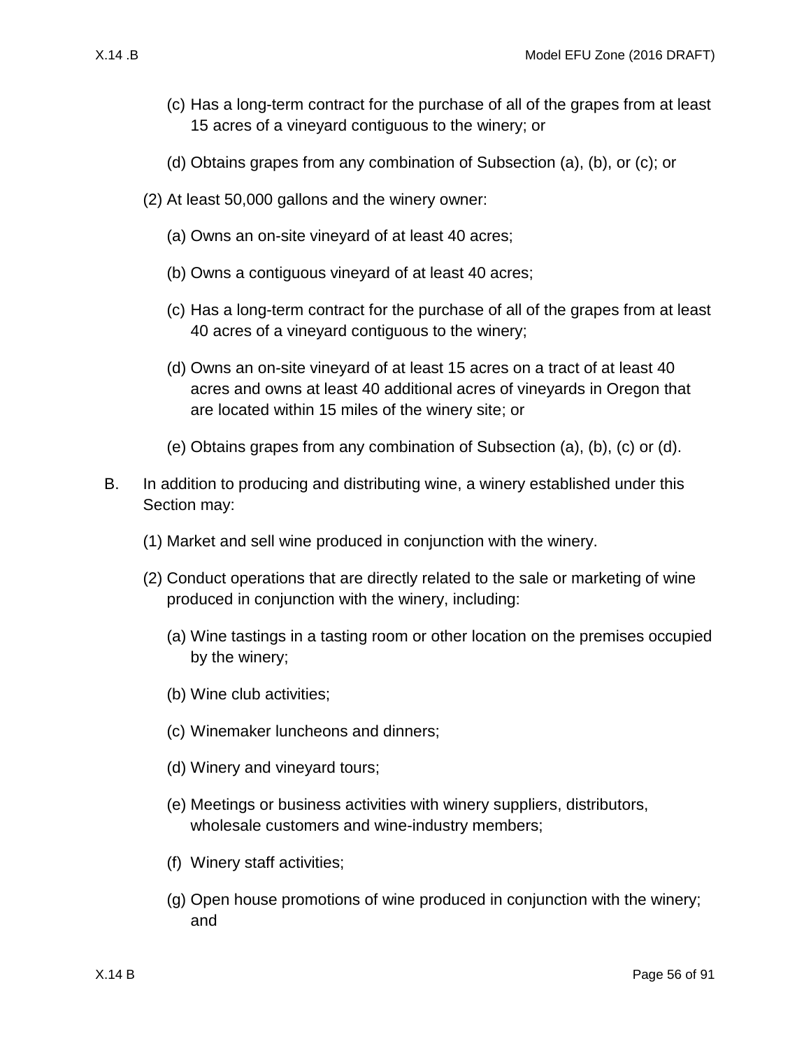(c) Has a long-term contract for the purchase of all of the grapes from at least 15 acres of a vineyard contiguous to the winery; or

(d) Obtains grapes from any combination of Subsection (a), (b), or (c); or

(2) At least 50,000 gallons and the winery owner:

(a) Owns an on-site vineyard of at least 40 acres;

(b) Owns a contiguous vineyard of at least 40 acres;

(c) Has a long-term contract for the purchase of all of the grapes from at least 40 acres of a vineyard contiguous to the winery;

(d) Owns an on-site vineyard of at least 15 acres on a tract of at least 40 acres and owns at least 40 additional acres of vineyards in Oregon that are located within 15 miles of the winery site; or

(e) Obtains grapes from any combination of Subsection (a), (b), (c) or (d).

B. In addition to producing and distributing wine, a winery established under this Section may:

(1) Market and sell wine produced in conjunction with the winery.

(2) Conduct operations that are directly related to the sale or marketing of wine produced in conjunction with the winery, including:

(a) Wine tastings in a tasting room or other location on the premises occupied by the winery;

(b) Wine club activities;

(c) Winemaker luncheons and dinners;

(d) Winery and vineyard tours;

(e) Meetings or business activities with winery suppliers, distributors, wholesale customers and wine-industry members;

(f) Winery staff activities;

(g) Open house promotions of wine produced in conjunction with the winery; and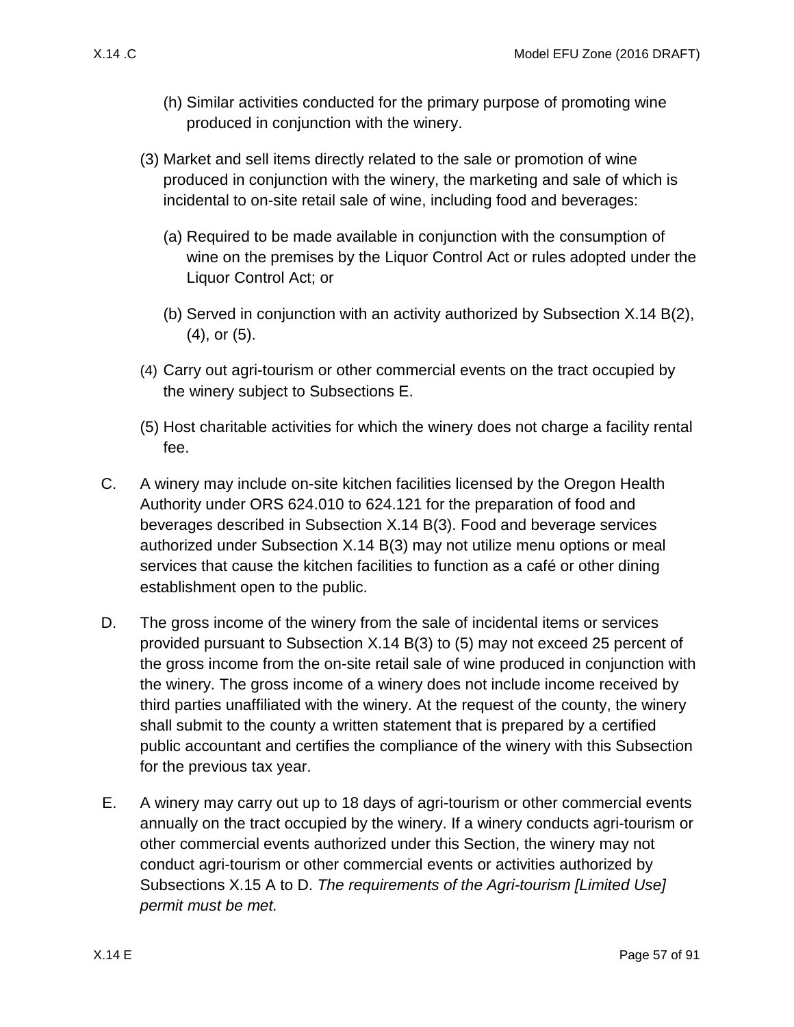(h) Similar activities conducted for the primary purpose of promoting wine produced in conjunction with the winery.

(3) Market and sell items directly related to the sale or promotion of wine produced in conjunction with the winery, the marketing and sale of which is incidental to on-site retail sale of wine, including food and beverages:

(a) Required to be made available in conjunction with the consumption of wine on the premises by the Liquor Control Act or rules adopted under the Liquor Control Act; or

(b) Served in conjunction with an activity authorized by Subsection X.14 B(2), (4), or (5).

(4) Carry out agri-tourism or other commercial events on the tract occupied by the winery subject to Subsections E.

(5) Host charitable activities for which the winery does not charge a facility rental fee.

C. A winery may include on-site kitchen facilities licensed by the Oregon Health Authority under ORS 624.010 to 624.121 for the preparation of food and beverages described in Subsection X.14 B(3). Food and beverage services authorized under Subsection X.14 B(3) may not utilize menu options or meal services that cause the kitchen facilities to function as a café or other dining establishment open to the public.

D. The gross income of the winery from the sale of incidental items or services provided pursuant to Subsection X.14 B(3) to (5) may not exceed 25 percent of the gross income from the on-site retail sale of wine produced in conjunction with the winery. The gross income of a winery does not include income received by third parties unaffiliated with the winery. At the request of the county, the winery shall submit to the county a written statement that is prepared by a certified public accountant and certifies the compliance of the winery with this Subsection for the previous tax year.

E. A winery may carry out up to 18 days of agri-tourism or other commercial events annually on the tract occupied by the winery. If a winery conducts agri-tourism or other commercial events authorized under this Section, the winery may not conduct agri-tourism or other commercial events or activities authorized by Subsections X.15 A to D. *The requirements of the Agri-tourism [Limited Use] permit must be met.*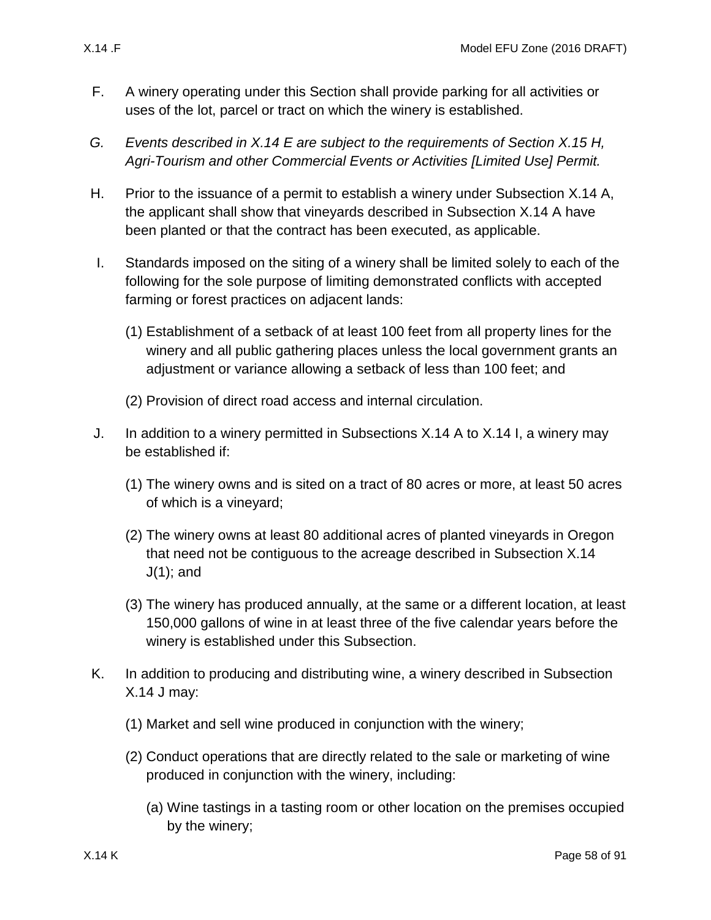F. A winery operating under this Section shall provide parking for all activities or uses of the lot, parcel or tract on which the winery is established.

*G. Events described in X.14 E are subject to the requirements of Section X.15 H, Agri-Tourism and other Commercial Events or Activities [Limited Use] Permit.*

H. Prior to the issuance of a permit to establish a winery under Subsection X.14 A, the applicant shall show that vineyards described in Subsection X.14 A have been planted or that the contract has been executed, as applicable.

I. Standards imposed on the siting of a winery shall be limited solely to each of the following for the sole purpose of limiting demonstrated conflicts with accepted farming or forest practices on adjacent lands:

(1) Establishment of a setback of at least 100 feet from all property lines for the winery and all public gathering places unless the local government grants an adjustment or variance allowing a setback of less than 100 feet; and

(2) Provision of direct road access and internal circulation.

J. In addition to a winery permitted in Subsections X.14 A to X.14 I, a winery may be established if:

(1) The winery owns and is sited on a tract of 80 acres or more, at least 50 acres of which is a vineyard;

(2) The winery owns at least 80 additional acres of planted vineyards in Oregon that need not be contiguous to the acreage described in Subsection X.14 J(1); and

(3) The winery has produced annually, at the same or a different location, at least 150,000 gallons of wine in at least three of the five calendar years before the winery is established under this Subsection.

K. In addition to producing and distributing wine, a winery described in Subsection X.14 J may:

(1) Market and sell wine produced in conjunction with the winery;

(2) Conduct operations that are directly related to the sale or marketing of wine produced in conjunction with the winery, including:

(a) Wine tastings in a tasting room or other location on the premises occupied by the winery;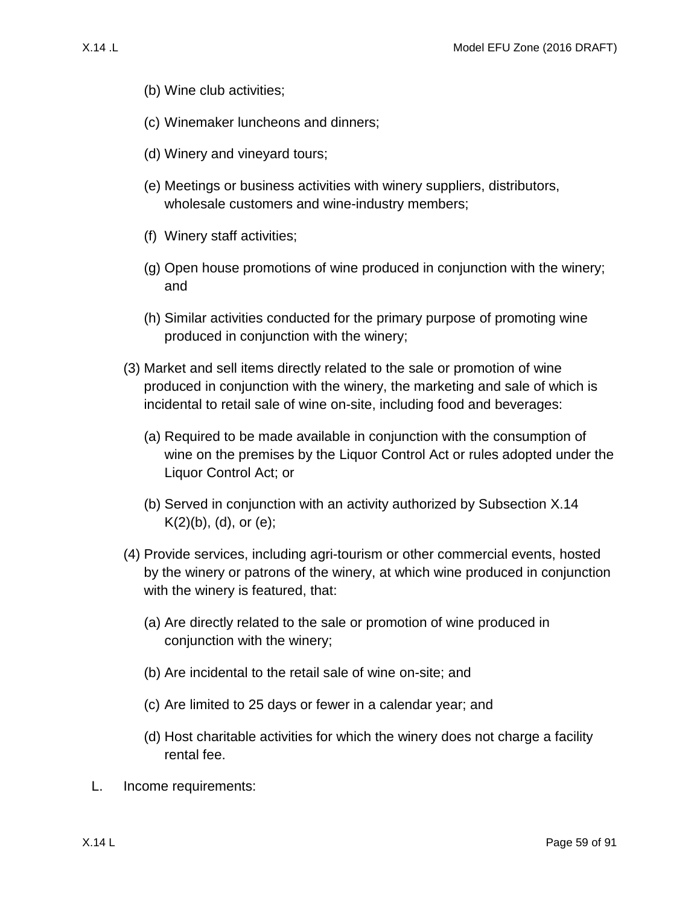(b) Wine club activities;

(c) Winemaker luncheons and dinners;

(d) Winery and vineyard tours;

(e) Meetings or business activities with winery suppliers, distributors, wholesale customers and wine-industry members;

(f) Winery staff activities;

(g) Open house promotions of wine produced in conjunction with the winery; and

(h) Similar activities conducted for the primary purpose of promoting wine produced in conjunction with the winery;

(3) Market and sell items directly related to the sale or promotion of wine produced in conjunction with the winery, the marketing and sale of which is incidental to retail sale of wine on-site, including food and beverages:

(a) Required to be made available in conjunction with the consumption of wine on the premises by the Liquor Control Act or rules adopted under the Liquor Control Act; or

(b) Served in conjunction with an activity authorized by Subsection X.14 K(2)(b), (d), or (e);

(4) Provide services, including agri-tourism or other commercial events, hosted by the winery or patrons of the winery, at which wine produced in conjunction with the winery is featured, that:

(a) Are directly related to the sale or promotion of wine produced in conjunction with the winery;

(b) Are incidental to the retail sale of wine on-site; and

(c) Are limited to 25 days or fewer in a calendar year; and

(d) Host charitable activities for which the winery does not charge a facility rental fee.

L. Income requirements: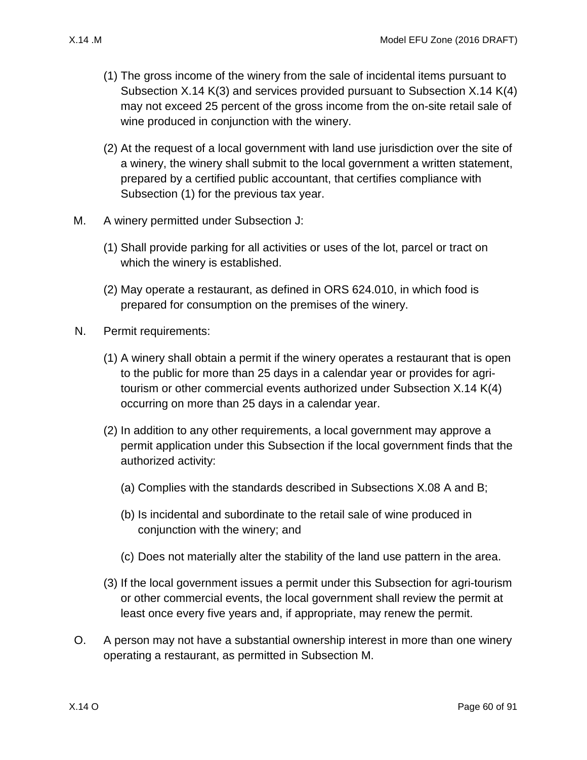(1) The gross income of the winery from the sale of incidental items pursuant to Subsection X.14 K(3) and services provided pursuant to Subsection X.14 K(4) may not exceed 25 percent of the gross income from the on-site retail sale of wine produced in conjunction with the winery.

(2) At the request of a local government with land use jurisdiction over the site of a winery, the winery shall submit to the local government a written statement, prepared by a certified public accountant, that certifies compliance with Subsection (1) for the previous tax year.

M. A winery permitted under Subsection J:

(1) Shall provide parking for all activities or uses of the lot, parcel or tract on which the winery is established.

(2) May operate a restaurant, as defined in ORS 624.010, in which food is prepared for consumption on the premises of the winery.

N. Permit requirements:

(1) A winery shall obtain a permit if the winery operates a restaurant that is open to the public for more than 25 days in a calendar year or provides for agri-tourism or other commercial events authorized under Subsection X.14 K(4) occurring on more than 25 days in a calendar year.

(2) In addition to any other requirements, a local government may approve a permit application under this Subsection if the local government finds that the authorized activity:

(a) Complies with the standards described in Subsections X.08 A and B;

(b) Is incidental and subordinate to the retail sale of wine produced in conjunction with the winery; and

(c) Does not materially alter the stability of the land use pattern in the area.

(3) If the local government issues a permit under this Subsection for agri-tourism or other commercial events, the local government shall review the permit at least once every five years and, if appropriate, may renew the permit.

O. A person may not have a substantial ownership interest in more than one winery operating a restaurant, as permitted in Subsection M.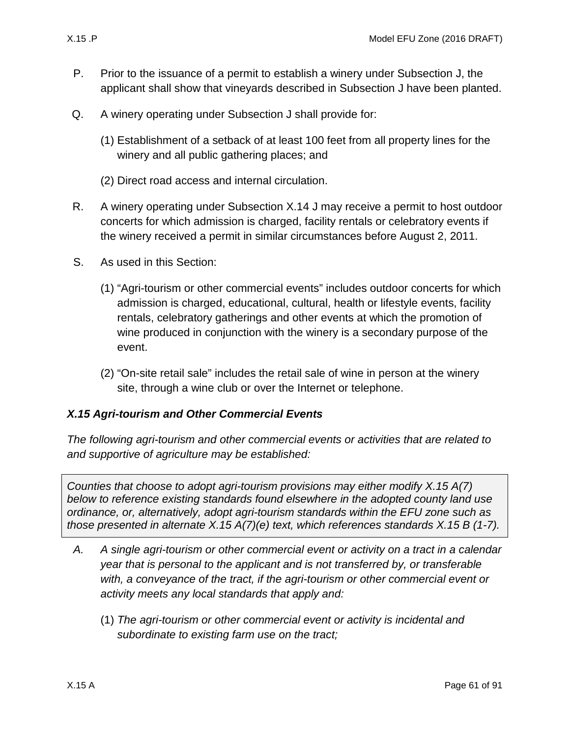P. Prior to the issuance of a permit to establish a winery under Subsection J, the applicant shall show that vineyards described in Subsection J have been planted.

Q. A winery operating under Subsection J shall provide for:

(1) Establishment of a setback of at least 100 feet from all property lines for the winery and all public gathering places; and

(2) Direct road access and internal circulation.

R. A winery operating under Subsection X.14 J may receive a permit to host outdoor concerts for which admission is charged, facility rentals or celebratory events if the winery received a permit in similar circumstances before August 2, 2011.

S. As used in this Section:

(1) "Agri-tourism or other commercial events" includes outdoor concerts for which admission is charged, educational, cultural, health or lifestyle events, facility rentals, celebratory gatherings and other events at which the promotion of wine produced in conjunction with the winery is a secondary purpose of the event.

(2) "On-site retail sale" includes the retail sale of wine in person at the winery site, through a wine club or over the Internet or telephone.

### *X.15 Agri-tourism and Other Commercial Events*

*The following agri-tourism and other commercial events or activities that are related to and supportive of agriculture may be established:*

> *Counties that choose to adopt agri-tourism provisions may either modify X.15 A(7) below to reference existing standards found elsewhere in the adopted county land use ordinance, or, alternatively, adopt agri-tourism standards within the EFU zone such as those presented in alternate X.15 A(7)(e) text, which references standards X.15 B (1-7).*

*A. A single agri-tourism or other commercial event or activity on a tract in a calendar year that is personal to the applicant and is not transferred by, or transferable with, a conveyance of the tract, if the agri-tourism or other commercial event or activity meets any local standards that apply and:*

(1) *The agri-tourism or other commercial event or activity is incidental and subordinate to existing farm use on the tract;*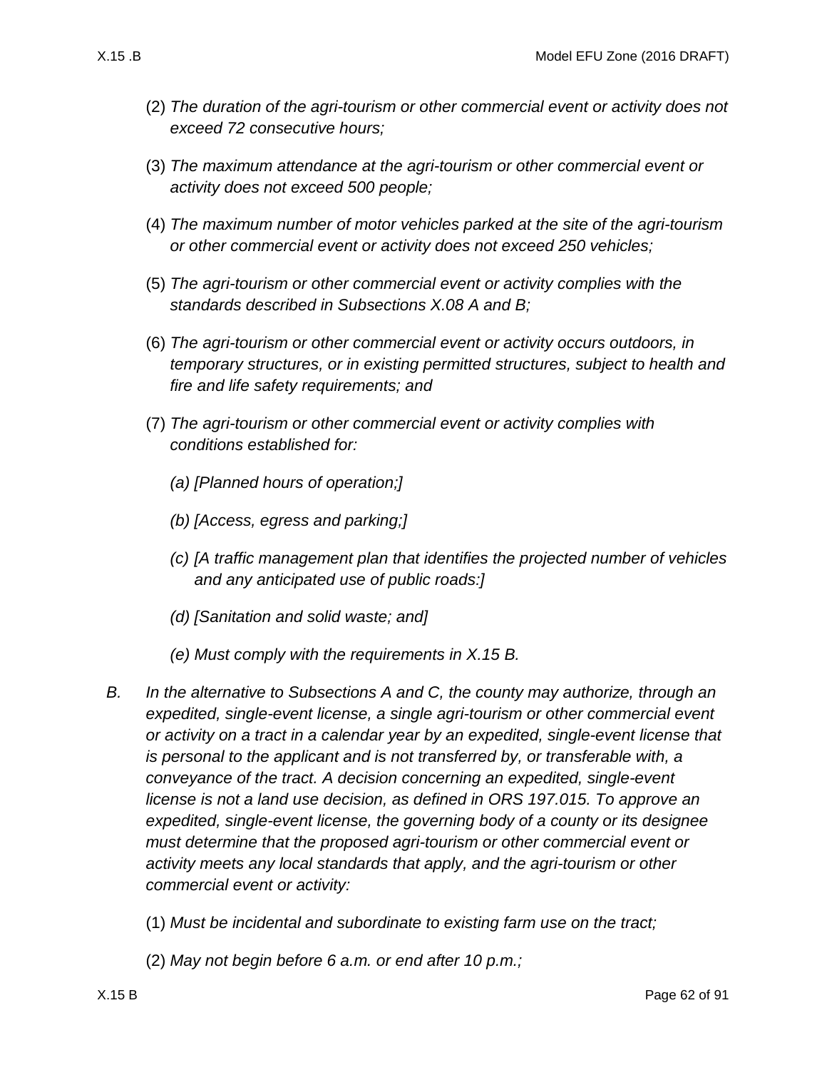(2) *The duration of the agri-tourism or other commercial event or activity does not exceed 72 consecutive hours;*

(3) *The maximum attendance at the agri-tourism or other commercial event or activity does not exceed 500 people;*

(4) *The maximum number of motor vehicles parked at the site of the agri-tourism or other commercial event or activity does not exceed 250 vehicles;*

(5) *The agri-tourism or other commercial event or activity complies with the standards described in Subsections X.08 A and B;*

(6) *The agri-tourism or other commercial event or activity occurs outdoors, in temporary structures, or in existing permitted structures, subject to health and fire and life safety requirements; and*

(7) *The agri-tourism or other commercial event or activity complies with conditions established for:*

*(a) [Planned hours of operation;]*

*(b) [Access, egress and parking;]*

*(c) [A traffic management plan that identifies the projected number of vehicles and any anticipated use of public roads:]*

*(d) [Sanitation and solid waste; and]*

*(e) Must comply with the requirements in X.15 B.*

*B. In the alternative to Subsections A and C, the county may authorize, through an expedited, single-event license, a single agri-tourism or other commercial event or activity on a tract in a calendar year by an expedited, single-event license that is personal to the applicant and is not transferred by, or transferable with, a conveyance of the tract. A decision concerning an expedited, single-event license is not a land use decision, as defined in ORS 197.015. To approve an expedited, single-event license, the governing body of a county or its designee must determine that the proposed agri-tourism or other commercial event or activity meets any local standards that apply, and the agri-tourism or other commercial event or activity:*

(1) *Must be incidental and subordinate to existing farm use on the tract;*

(2) *May not begin before 6 a.m. or end after 10 p.m.;*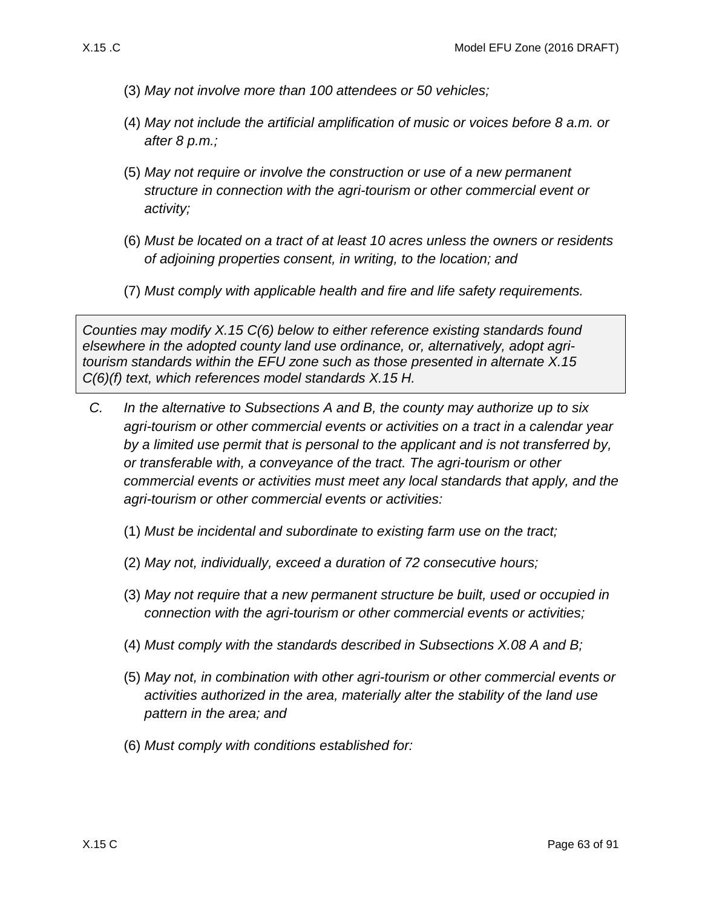(3) *May not involve more than 100 attendees or 50 vehicles;*

(4) *May not include the artificial amplification of music or voices before 8 a.m. or after 8 p.m.;*

(5) *May not require or involve the construction or use of a new permanent structure in connection with the agri-tourism or other commercial event or activity;*

(6) *Must be located on a tract of at least 10 acres unless the owners or residents of adjoining properties consent, in writing, to the location; and*

(7) *Must comply with applicable health and fire and life safety requirements.*

> *Counties may modify X.15 C(6) below to either reference existing standards found elsewhere in the adopted county land use ordinance, or, alternatively, adopt agri-tourism standards within the EFU zone such as those presented in alternate X.15 C(6)(f) text, which references model standards X.15 H.*

C. *In the alternative to Subsections A and B, the county may authorize up to six agri-tourism or other commercial events or activities on a tract in a calendar year by a limited use permit that is personal to the applicant and is not transferred by, or transferable with, a conveyance of the tract. The agri-tourism or other commercial events or activities must meet any local standards that apply, and the agri-tourism or other commercial events or activities:*

(1) *Must be incidental and subordinate to existing farm use on the tract;*

(2) *May not, individually, exceed a duration of 72 consecutive hours;*

(3) *May not require that a new permanent structure be built, used or occupied in connection with the agri-tourism or other commercial events or activities;*

(4) *Must comply with the standards described in Subsections X.08 A and B;*

(5) *May not, in combination with other agri-tourism or other commercial events or activities authorized in the area, materially alter the stability of the land use pattern in the area; and*

(6) *Must comply with conditions established for:*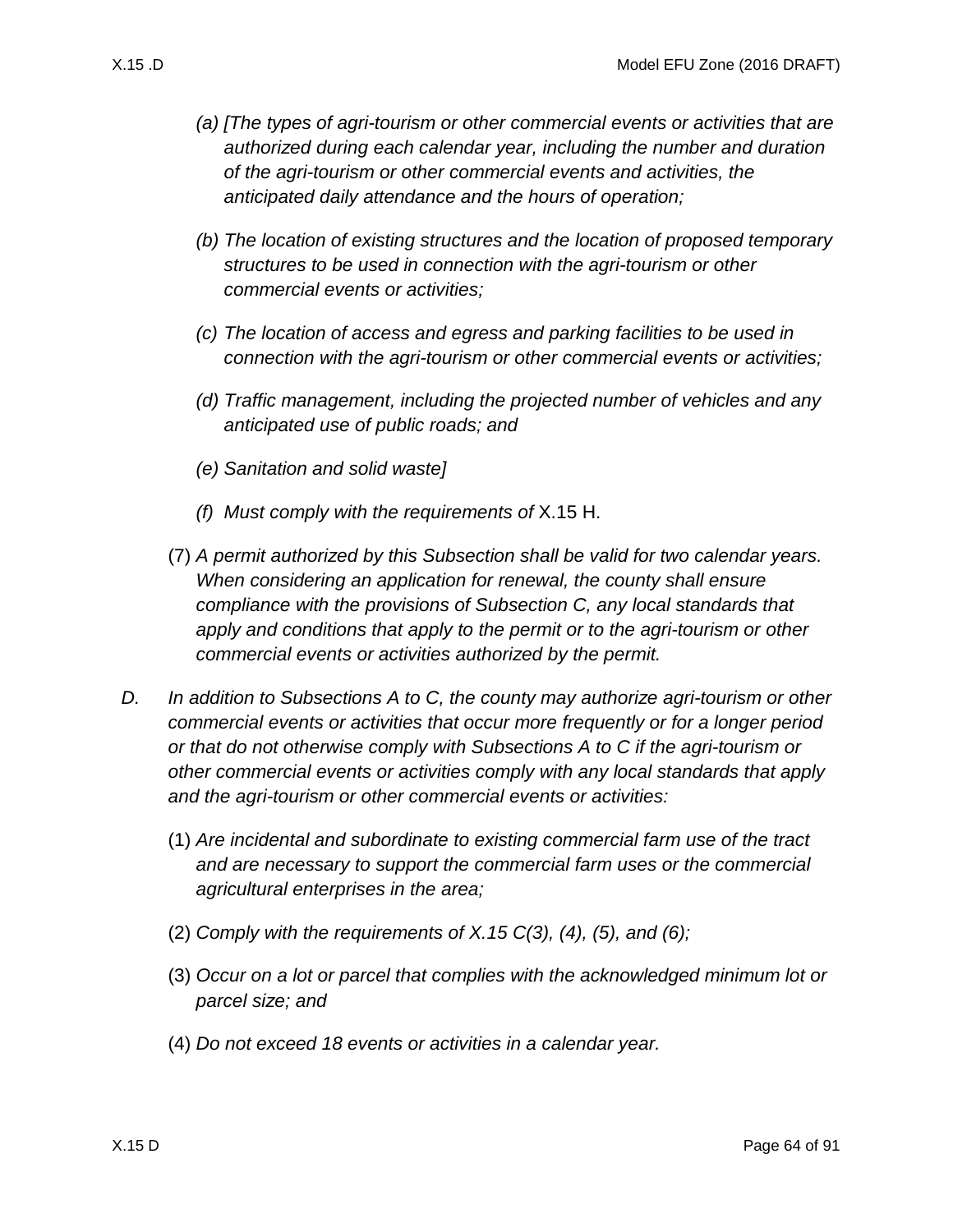*(a) [The types of agri-tourism or other commercial events or activities that are authorized during each calendar year, including the number and duration of the agri-tourism or other commercial events and activities, the anticipated daily attendance and the hours of operation;*

*(b) The location of existing structures and the location of proposed temporary structures to be used in connection with the agri-tourism or other commercial events or activities;*

*(c) The location of access and egress and parking facilities to be used in connection with the agri-tourism or other commercial events or activities;*

*(d) Traffic management, including the projected number of vehicles and any anticipated use of public roads; and*

*(e) Sanitation and solid waste]*

*(f) Must comply with the requirements of* X.15 H.

(7) *A permit authorized by this Subsection shall be valid for two calendar years. When considering an application for renewal, the county shall ensure compliance with the provisions of Subsection C, any local standards that apply and conditions that apply to the permit or to the agri-tourism or other commercial events or activities authorized by the permit.*

D. *In addition to Subsections A to C, the county may authorize agri-tourism or other commercial events or activities that occur more frequently or for a longer period or that do not otherwise comply with Subsections A to C if the agri-tourism or other commercial events or activities comply with any local standards that apply and the agri-tourism or other commercial events or activities:*

(1) *Are incidental and subordinate to existing commercial farm use of the tract and are necessary to support the commercial farm uses or the commercial agricultural enterprises in the area;*

(2) *Comply with the requirements of X.15 C(3), (4), (5), and (6);*

(3) *Occur on a lot or parcel that complies with the acknowledged minimum lot or parcel size; and*

(4) *Do not exceed 18 events or activities in a calendar year.*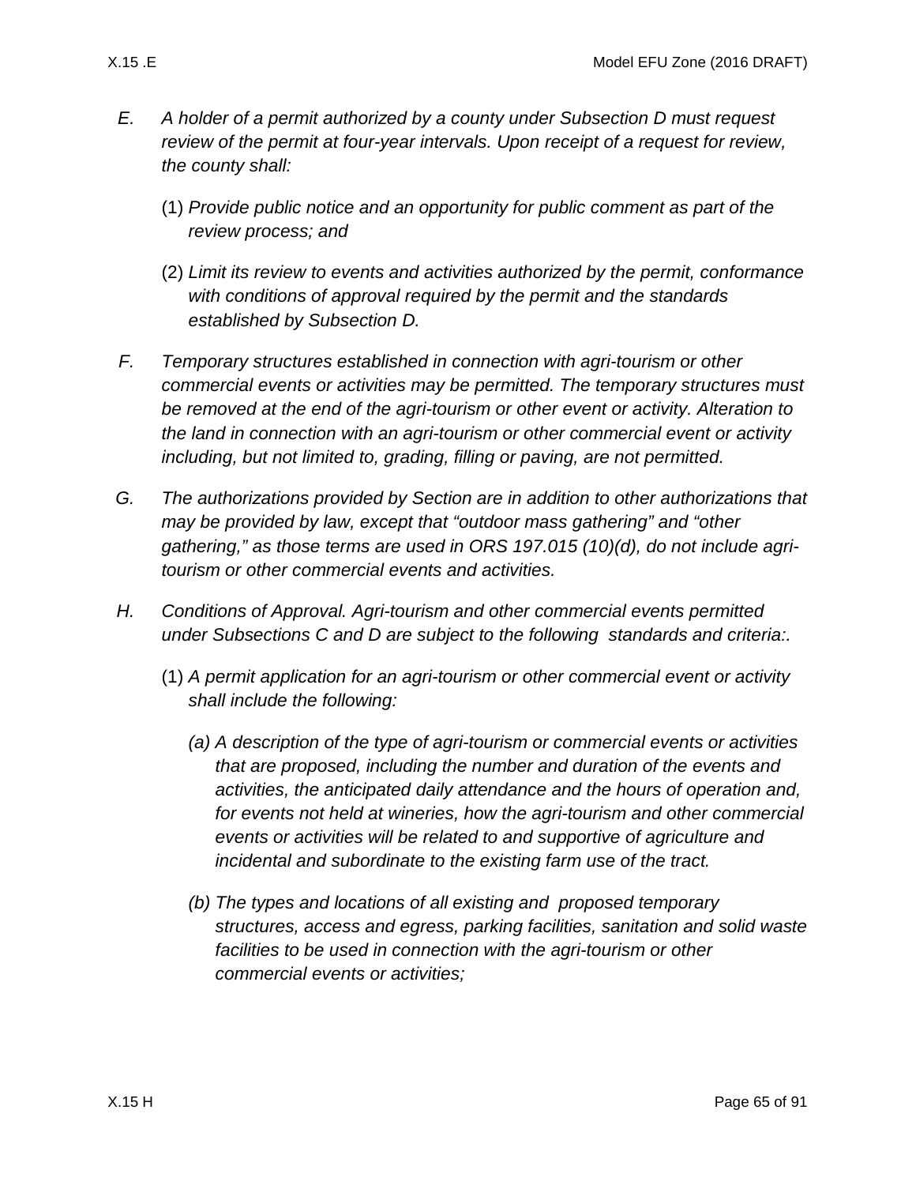*E.* *A holder of a permit authorized by a county under Subsection D must request review of the permit at four-year intervals. Upon receipt of a request for review, the county shall:*

(1) *Provide public notice and an opportunity for public comment as part of the review process; and*

(2) *Limit its review to events and activities authorized by the permit, conformance with conditions of approval required by the permit and the standards established by Subsection D.*

*F.* *Temporary structures established in connection with agri-tourism or other commercial events or activities may be permitted. The temporary structures must be removed at the end of the agri-tourism or other event or activity. Alteration to the land in connection with an agri-tourism or other commercial event or activity including, but not limited to, grading, filling or paving, are not permitted.*

*G.* *The authorizations provided by Section are in addition to other authorizations that may be provided by law, except that "outdoor mass gathering" and "other gathering," as those terms are used in ORS 197.015 (10)(d), do not include agri-tourism or other commercial events and activities.*

*H.* *Conditions of Approval. Agri-tourism and other commercial events permitted under Subsections C and D are subject to the following standards and criteria:.*

(1) *A permit application for an agri-tourism or other commercial event or activity shall include the following:*

*(a) A description of the type of agri-tourism or commercial events or activities that are proposed, including the number and duration of the events and activities, the anticipated daily attendance and the hours of operation and, for events not held at wineries, how the agri-tourism and other commercial events or activities will be related to and supportive of agriculture and incidental and subordinate to the existing farm use of the tract.*

*(b) The types and locations of all existing and proposed temporary structures, access and egress, parking facilities, sanitation and solid waste facilities to be used in connection with the agri-tourism or other commercial events or activities;*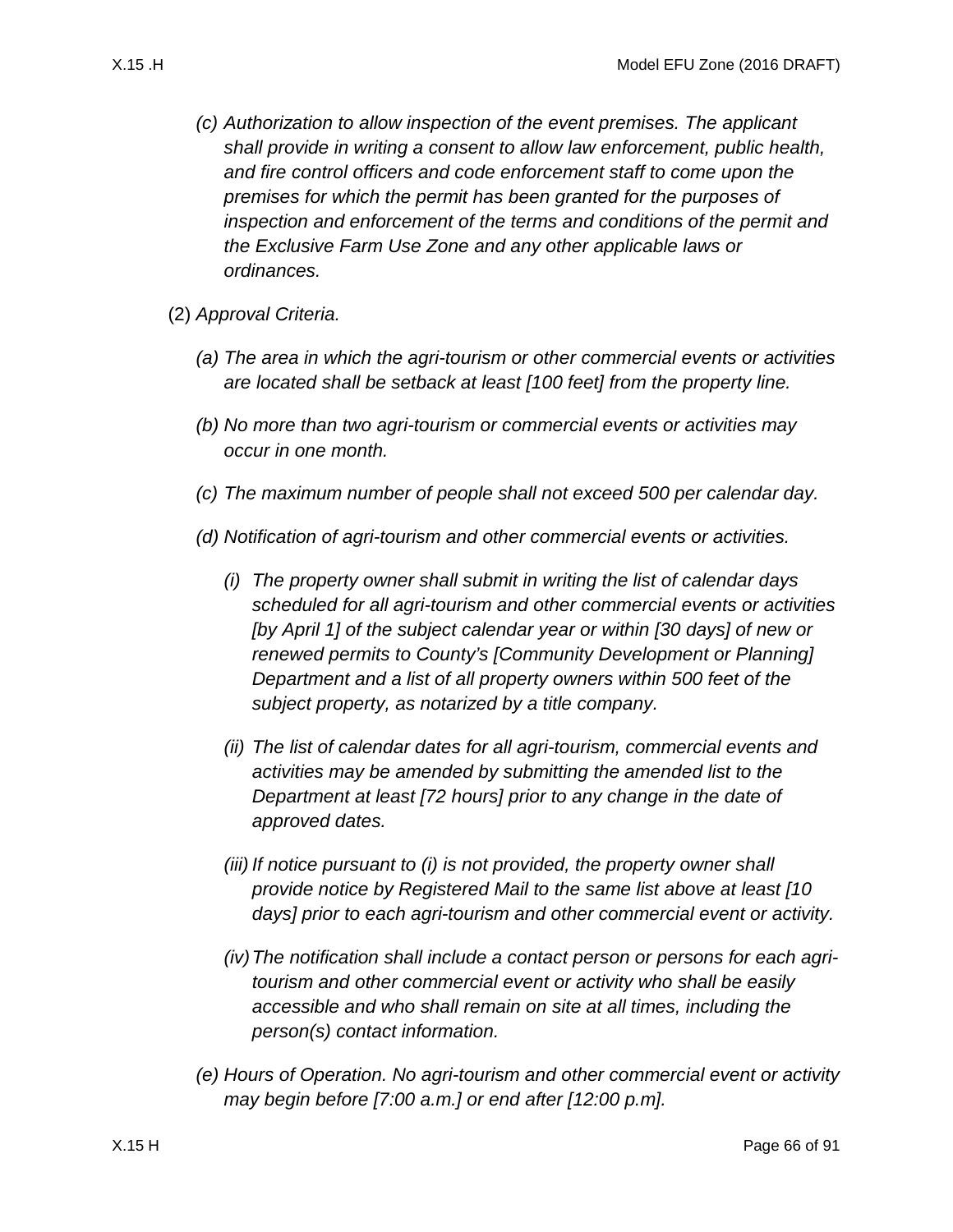*(c) Authorization to allow inspection of the event premises. The applicant shall provide in writing a consent to allow law enforcement, public health, and fire control officers and code enforcement staff to come upon the premises for which the permit has been granted for the purposes of inspection and enforcement of the terms and conditions of the permit and the Exclusive Farm Use Zone and any other applicable laws or ordinances.*

(2) *Approval Criteria.*

*(a) The area in which the agri-tourism or other commercial events or activities are located shall be setback at least [100 feet] from the property line.*

*(b) No more than two agri-tourism or commercial events or activities may occur in one month.*

*(c) The maximum number of people shall not exceed 500 per calendar day.*

*(d) Notification of agri-tourism and other commercial events or activities.*

*(i) The property owner shall submit in writing the list of calendar days scheduled for all agri-tourism and other commercial events or activities [by April 1] of the subject calendar year or within [30 days] of new or renewed permits to County's [Community Development or Planning] Department and a list of all property owners within 500 feet of the subject property, as notarized by a title company.*

*(ii) The list of calendar dates for all agri-tourism, commercial events and activities may be amended by submitting the amended list to the Department at least [72 hours] prior to any change in the date of approved dates.*

*(iii) If notice pursuant to (i) is not provided, the property owner shall provide notice by Registered Mail to the same list above at least [10 days] prior to each agri-tourism and other commercial event or activity.*

*(iv) The notification shall include a contact person or persons for each agri-tourism and other commercial event or activity who shall be easily accessible and who shall remain on site at all times, including the person(s) contact information.*

*(e) Hours of Operation. No agri-tourism and other commercial event or activity may begin before [7:00 a.m.] or end after [12:00 p.m].*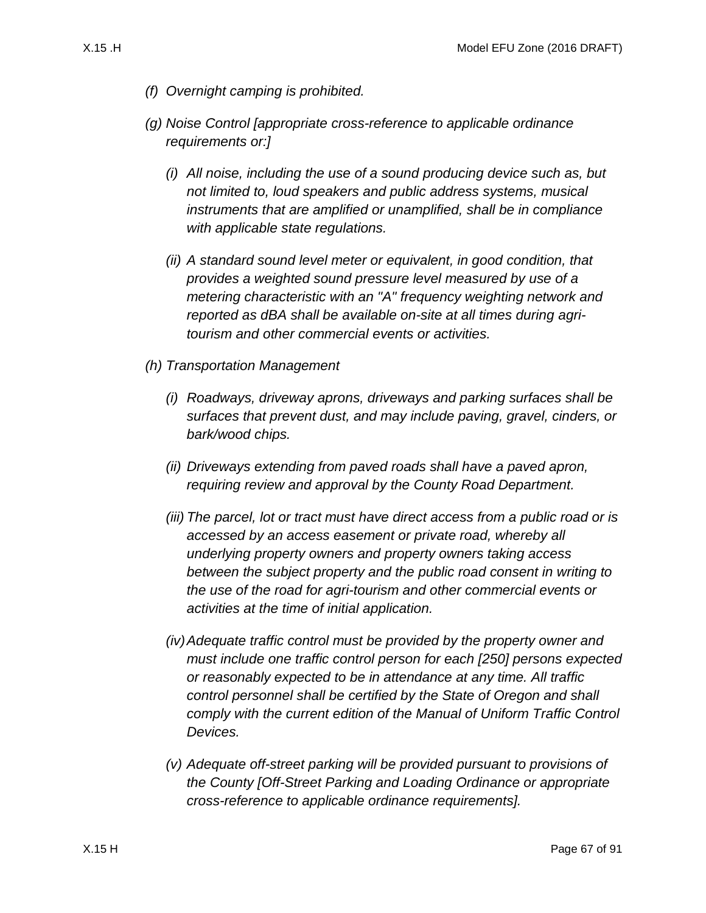*(f) Overnight camping is prohibited.*

*(g) Noise Control [appropriate cross-reference to applicable ordinance requirements or:]*

*(i) All noise, including the use of a sound producing device such as, but not limited to, loud speakers and public address systems, musical instruments that are amplified or unamplified, shall be in compliance with applicable state regulations.*

*(ii) A standard sound level meter or equivalent, in good condition, that provides a weighted sound pressure level measured by use of a metering characteristic with an "A" frequency weighting network and reported as dBA shall be available on-site at all times during agri-tourism and other commercial events or activities.*

*(h) Transportation Management*

*(i) Roadways, driveway aprons, driveways and parking surfaces shall be surfaces that prevent dust, and may include paving, gravel, cinders, or bark/wood chips.*

*(ii) Driveways extending from paved roads shall have a paved apron, requiring review and approval by the County Road Department.*

*(iii) The parcel, lot or tract must have direct access from a public road or is accessed by an access easement or private road, whereby all underlying property owners and property owners taking access between the subject property and the public road consent in writing to the use of the road for agri-tourism and other commercial events or activities at the time of initial application.*

*(iv) Adequate traffic control must be provided by the property owner and must include one traffic control person for each [250] persons expected or reasonably expected to be in attendance at any time. All traffic control personnel shall be certified by the State of Oregon and shall comply with the current edition of the Manual of Uniform Traffic Control Devices.*

*(v) Adequate off-street parking will be provided pursuant to provisions of the County [Off-Street Parking and Loading Ordinance or appropriate cross-reference to applicable ordinance requirements].*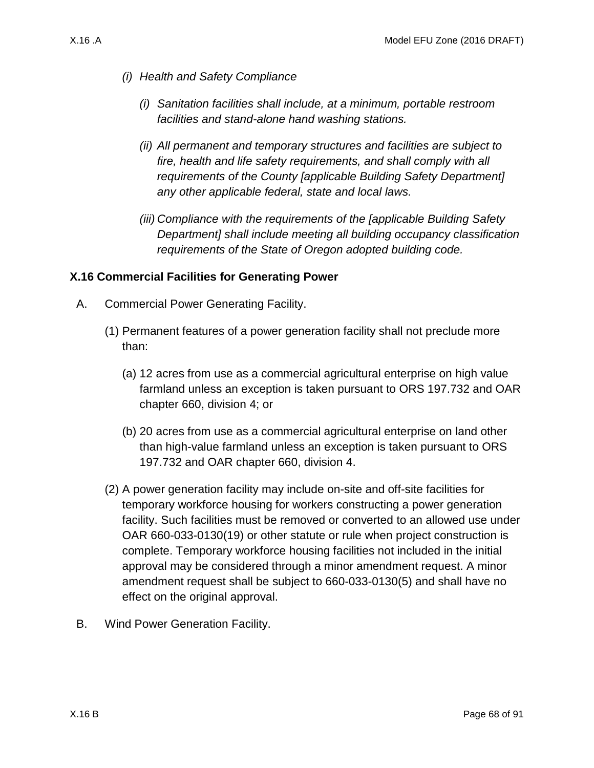*(i) Health and Safety Compliance*

*(i) Sanitation facilities shall include, at a minimum, portable restroom facilities and stand-alone hand washing stations.*

*(ii) All permanent and temporary structures and facilities are subject to fire, health and life safety requirements, and shall comply with all requirements of the County [applicable Building Safety Department] any other applicable federal, state and local laws.*

*(iii) Compliance with the requirements of the [applicable Building Safety Department] shall include meeting all building occupancy classification requirements of the State of Oregon adopted building code.*

## X.16 Commercial Facilities for Generating Power

A. Commercial Power Generating Facility.

(1) Permanent features of a power generation facility shall not preclude more than:

(a) 12 acres from use as a commercial agricultural enterprise on high value farmland unless an exception is taken pursuant to ORS 197.732 and OAR chapter 660, division 4; or

(b) 20 acres from use as a commercial agricultural enterprise on land other than high-value farmland unless an exception is taken pursuant to ORS 197.732 and OAR chapter 660, division 4.

(2) A power generation facility may include on-site and off-site facilities for temporary workforce housing for workers constructing a power generation facility. Such facilities must be removed or converted to an allowed use under OAR 660-033-0130(19) or other statute or rule when project construction is complete. Temporary workforce housing facilities not included in the initial approval may be considered through a minor amendment request. A minor amendment request shall be subject to 660-033-0130(5) and shall have no effect on the original approval.

B. Wind Power Generation Facility.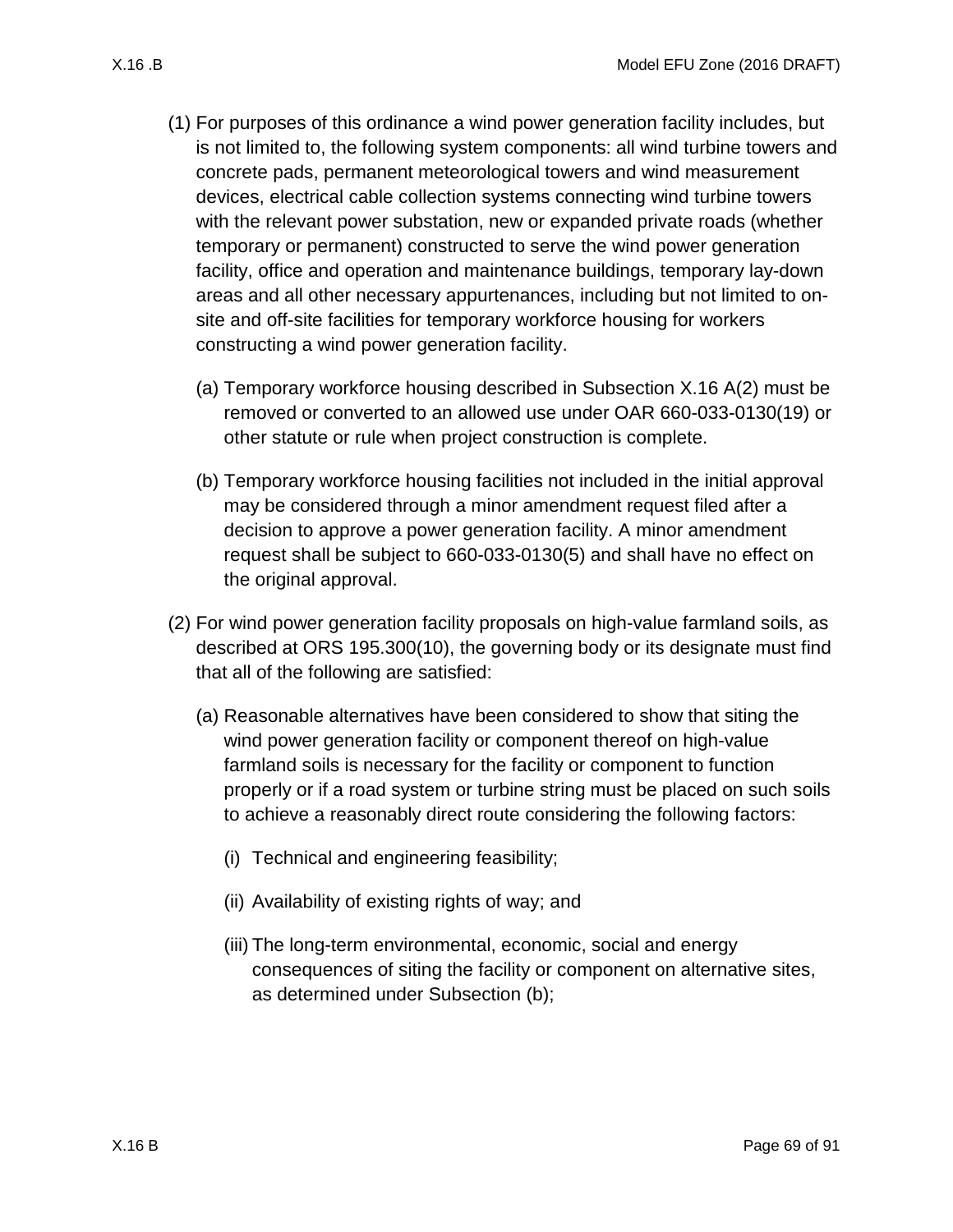(1) For purposes of this ordinance a wind power generation facility includes, but is not limited to, the following system components: all wind turbine towers and concrete pads, permanent meteorological towers and wind measurement devices, electrical cable collection systems connecting wind turbine towers with the relevant power substation, new or expanded private roads (whether temporary or permanent) constructed to serve the wind power generation facility, office and operation and maintenance buildings, temporary lay-down areas and all other necessary appurtenances, including but not limited to on-site and off-site facilities for temporary workforce housing for workers constructing a wind power generation facility.

   (a) Temporary workforce housing described in Subsection X.16 A(2) must be removed or converted to an allowed use under OAR 660-033-0130(19) or other statute or rule when project construction is complete.

   (b) Temporary workforce housing facilities not included in the initial approval may be considered through a minor amendment request filed after a decision to approve a power generation facility. A minor amendment request shall be subject to 660-033-0130(5) and shall have no effect on the original approval.

(2) For wind power generation facility proposals on high-value farmland soils, as described at ORS 195.300(10), the governing body or its designate must find that all of the following are satisfied:

   (a) Reasonable alternatives have been considered to show that siting the wind power generation facility or component thereof on high-value farmland soils is necessary for the facility or component to function properly or if a road system or turbine string must be placed on such soils to achieve a reasonably direct route considering the following factors:

      (i) Technical and engineering feasibility;

      (ii) Availability of existing rights of way; and

      (iii) The long-term environmental, economic, social and energy consequences of siting the facility or component on alternative sites, as determined under Subsection (b);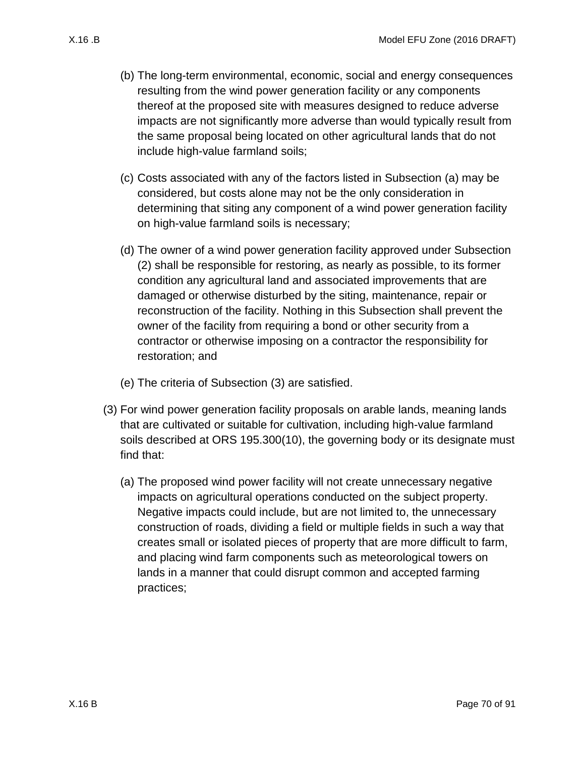(b) The long-term environmental, economic, social and energy consequences resulting from the wind power generation facility or any components thereof at the proposed site with measures designed to reduce adverse impacts are not significantly more adverse than would typically result from the same proposal being located on other agricultural lands that do not include high-value farmland soils;

(c) Costs associated with any of the factors listed in Subsection (a) may be considered, but costs alone may not be the only consideration in determining that siting any component of a wind power generation facility on high-value farmland soils is necessary;

(d) The owner of a wind power generation facility approved under Subsection (2) shall be responsible for restoring, as nearly as possible, to its former condition any agricultural land and associated improvements that are damaged or otherwise disturbed by the siting, maintenance, repair or reconstruction of the facility. Nothing in this Subsection shall prevent the owner of the facility from requiring a bond or other security from a contractor or otherwise imposing on a contractor the responsibility for restoration; and

(e) The criteria of Subsection (3) are satisfied.

(3) For wind power generation facility proposals on arable lands, meaning lands that are cultivated or suitable for cultivation, including high-value farmland soils described at ORS 195.300(10), the governing body or its designate must find that:

(a) The proposed wind power facility will not create unnecessary negative impacts on agricultural operations conducted on the subject property. Negative impacts could include, but are not limited to, the unnecessary construction of roads, dividing a field or multiple fields in such a way that creates small or isolated pieces of property that are more difficult to farm, and placing wind farm components such as meteorological towers on lands in a manner that could disrupt common and accepted farming practices;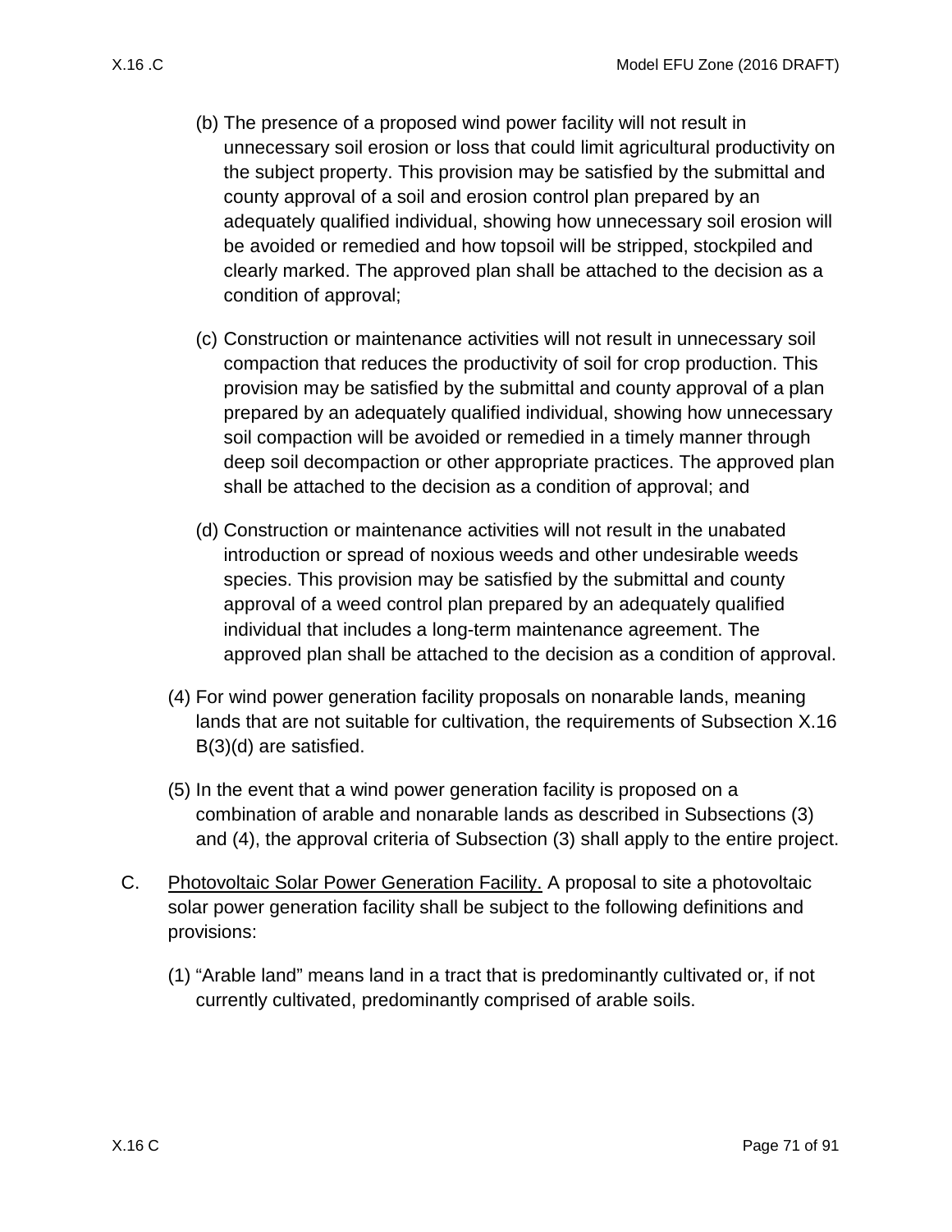(b) The presence of a proposed wind power facility will not result in unnecessary soil erosion or loss that could limit agricultural productivity on the subject property. This provision may be satisfied by the submittal and county approval of a soil and erosion control plan prepared by an adequately qualified individual, showing how unnecessary soil erosion will be avoided or remedied and how topsoil will be stripped, stockpiled and clearly marked. The approved plan shall be attached to the decision as a condition of approval;

(c) Construction or maintenance activities will not result in unnecessary soil compaction that reduces the productivity of soil for crop production. This provision may be satisfied by the submittal and county approval of a plan prepared by an adequately qualified individual, showing how unnecessary soil compaction will be avoided or remedied in a timely manner through deep soil decompaction or other appropriate practices. The approved plan shall be attached to the decision as a condition of approval; and

(d) Construction or maintenance activities will not result in the unabated introduction or spread of noxious weeds and other undesirable weeds species. This provision may be satisfied by the submittal and county approval of a weed control plan prepared by an adequately qualified individual that includes a long-term maintenance agreement. The approved plan shall be attached to the decision as a condition of approval.

(4) For wind power generation facility proposals on nonarable lands, meaning lands that are not suitable for cultivation, the requirements of Subsection X.16 B(3)(d) are satisfied.

(5) In the event that a wind power generation facility is proposed on a combination of arable and nonarable lands as described in Subsections (3) and (4), the approval criteria of Subsection (3) shall apply to the entire project.

C. <u>Photovoltaic Solar Power Generation Facility.</u> A proposal to site a photovoltaic solar power generation facility shall be subject to the following definitions and provisions:

(1) "Arable land" means land in a tract that is predominantly cultivated or, if not currently cultivated, predominantly comprised of arable soils.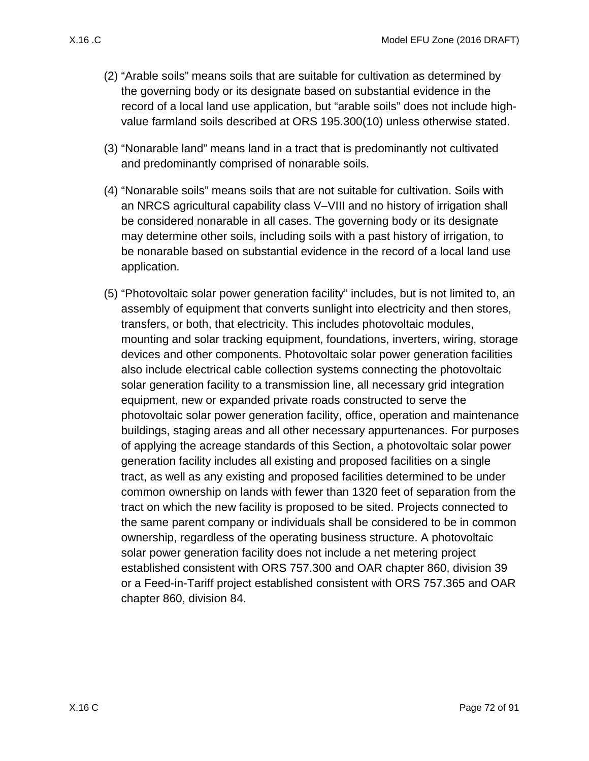(2) "Arable soils" means soils that are suitable for cultivation as determined by the governing body or its designate based on substantial evidence in the record of a local land use application, but "arable soils" does not include high-value farmland soils described at ORS 195.300(10) unless otherwise stated.

(3) "Nonarable land" means land in a tract that is predominantly not cultivated and predominantly comprised of nonarable soils.

(4) "Nonarable soils" means soils that are not suitable for cultivation. Soils with an NRCS agricultural capability class V–VIII and no history of irrigation shall be considered nonarable in all cases. The governing body or its designate may determine other soils, including soils with a past history of irrigation, to be nonarable based on substantial evidence in the record of a local land use application.

(5) "Photovoltaic solar power generation facility" includes, but is not limited to, an assembly of equipment that converts sunlight into electricity and then stores, transfers, or both, that electricity. This includes photovoltaic modules, mounting and solar tracking equipment, foundations, inverters, wiring, storage devices and other components. Photovoltaic solar power generation facilities also include electrical cable collection systems connecting the photovoltaic solar generation facility to a transmission line, all necessary grid integration equipment, new or expanded private roads constructed to serve the photovoltaic solar power generation facility, office, operation and maintenance buildings, staging areas and all other necessary appurtenances. For purposes of applying the acreage standards of this Section, a photovoltaic solar power generation facility includes all existing and proposed facilities on a single tract, as well as any existing and proposed facilities determined to be under common ownership on lands with fewer than 1320 feet of separation from the tract on which the new facility is proposed to be sited. Projects connected to the same parent company or individuals shall be considered to be in common ownership, regardless of the operating business structure. A photovoltaic solar power generation facility does not include a net metering project established consistent with ORS 757.300 and OAR chapter 860, division 39 or a Feed-in-Tariff project established consistent with ORS 757.365 and OAR chapter 860, division 84.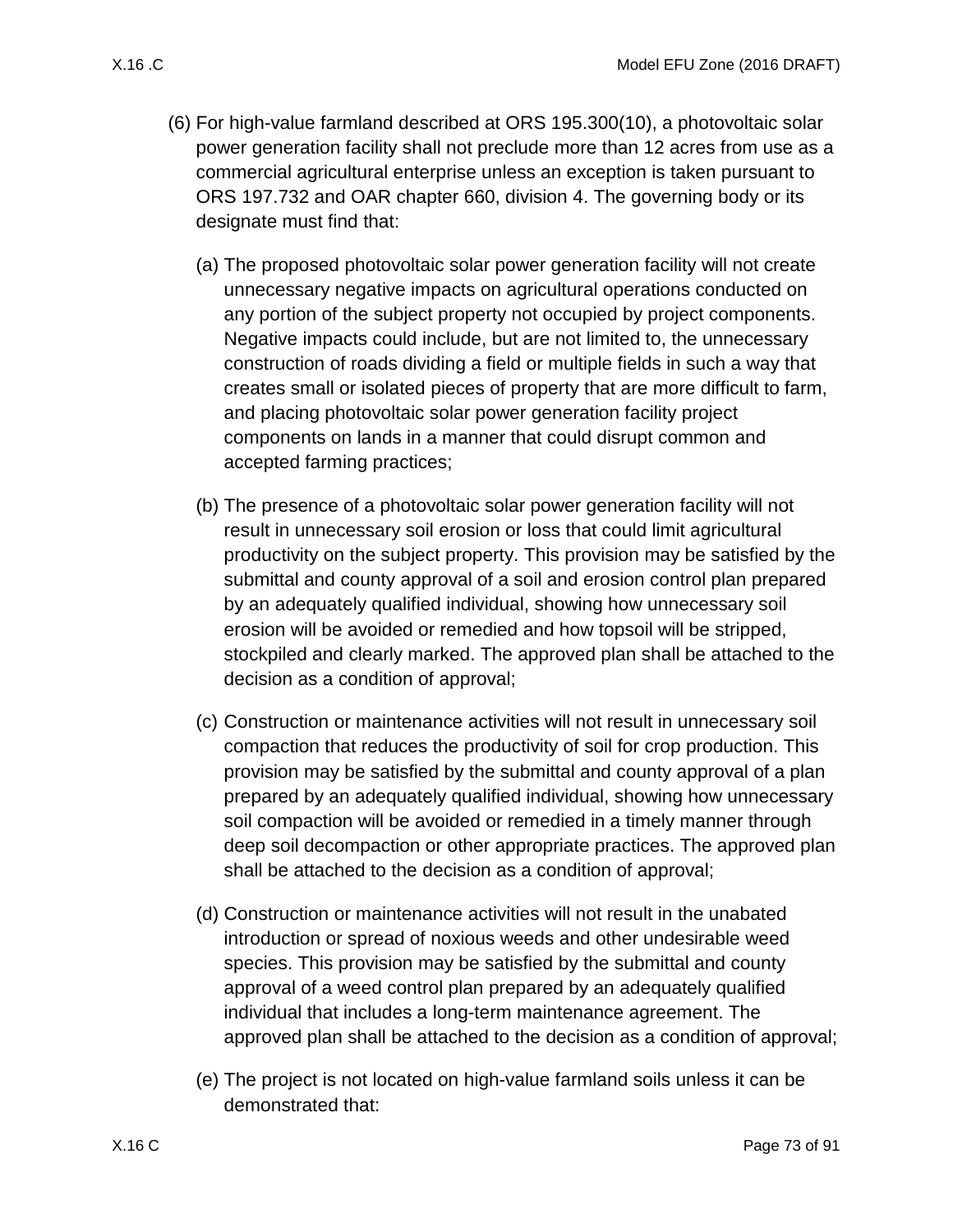(6) For high-value farmland described at ORS 195.300(10), a photovoltaic solar power generation facility shall not preclude more than 12 acres from use as a commercial agricultural enterprise unless an exception is taken pursuant to ORS 197.732 and OAR chapter 660, division 4. The governing body or its designate must find that:

(a) The proposed photovoltaic solar power generation facility will not create unnecessary negative impacts on agricultural operations conducted on any portion of the subject property not occupied by project components. Negative impacts could include, but are not limited to, the unnecessary construction of roads dividing a field or multiple fields in such a way that creates small or isolated pieces of property that are more difficult to farm, and placing photovoltaic solar power generation facility project components on lands in a manner that could disrupt common and accepted farming practices;

(b) The presence of a photovoltaic solar power generation facility will not result in unnecessary soil erosion or loss that could limit agricultural productivity on the subject property. This provision may be satisfied by the submittal and county approval of a soil and erosion control plan prepared by an adequately qualified individual, showing how unnecessary soil erosion will be avoided or remedied and how topsoil will be stripped, stockpiled and clearly marked. The approved plan shall be attached to the decision as a condition of approval;

(c) Construction or maintenance activities will not result in unnecessary soil compaction that reduces the productivity of soil for crop production. This provision may be satisfied by the submittal and county approval of a plan prepared by an adequately qualified individual, showing how unnecessary soil compaction will be avoided or remedied in a timely manner through deep soil decompaction or other appropriate practices. The approved plan shall be attached to the decision as a condition of approval;

(d) Construction or maintenance activities will not result in the unabated introduction or spread of noxious weeds and other undesirable weed species. This provision may be satisfied by the submittal and county approval of a weed control plan prepared by an adequately qualified individual that includes a long-term maintenance agreement. The approved plan shall be attached to the decision as a condition of approval;

(e) The project is not located on high-value farmland soils unless it can be demonstrated that: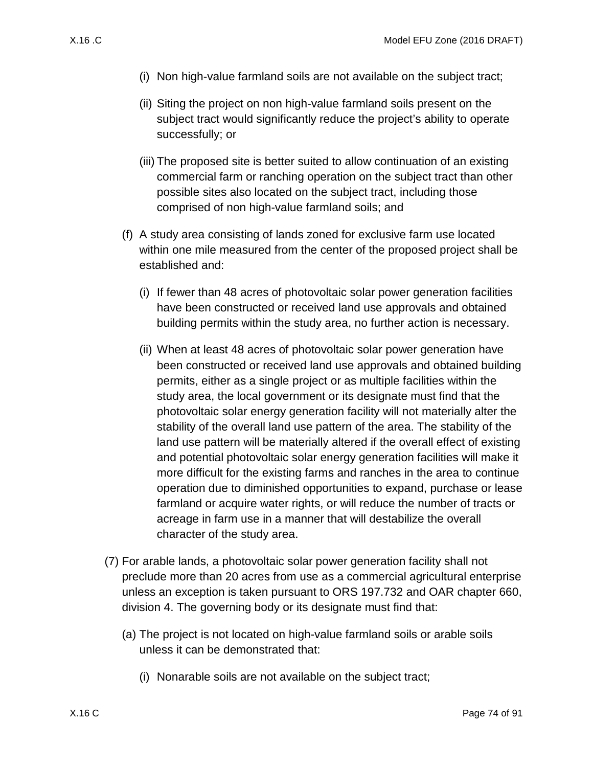(i) Non high-value farmland soils are not available on the subject tract;

(ii) Siting the project on non high-value farmland soils present on the subject tract would significantly reduce the project's ability to operate successfully; or

(iii) The proposed site is better suited to allow continuation of an existing commercial farm or ranching operation on the subject tract than other possible sites also located on the subject tract, including those comprised of non high-value farmland soils; and

(f) A study area consisting of lands zoned for exclusive farm use located within one mile measured from the center of the proposed project shall be established and:

(i) If fewer than 48 acres of photovoltaic solar power generation facilities have been constructed or received land use approvals and obtained building permits within the study area, no further action is necessary.

(ii) When at least 48 acres of photovoltaic solar power generation have been constructed or received land use approvals and obtained building permits, either as a single project or as multiple facilities within the study area, the local government or its designate must find that the photovoltaic solar energy generation facility will not materially alter the stability of the overall land use pattern of the area. The stability of the land use pattern will be materially altered if the overall effect of existing and potential photovoltaic solar energy generation facilities will make it more difficult for the existing farms and ranches in the area to continue operation due to diminished opportunities to expand, purchase or lease farmland or acquire water rights, or will reduce the number of tracts or acreage in farm use in a manner that will destabilize the overall character of the study area.

(7) For arable lands, a photovoltaic solar power generation facility shall not preclude more than 20 acres from use as a commercial agricultural enterprise unless an exception is taken pursuant to ORS 197.732 and OAR chapter 660, division 4. The governing body or its designate must find that:

(a) The project is not located on high-value farmland soils or arable soils unless it can be demonstrated that:

(i) Nonarable soils are not available on the subject tract;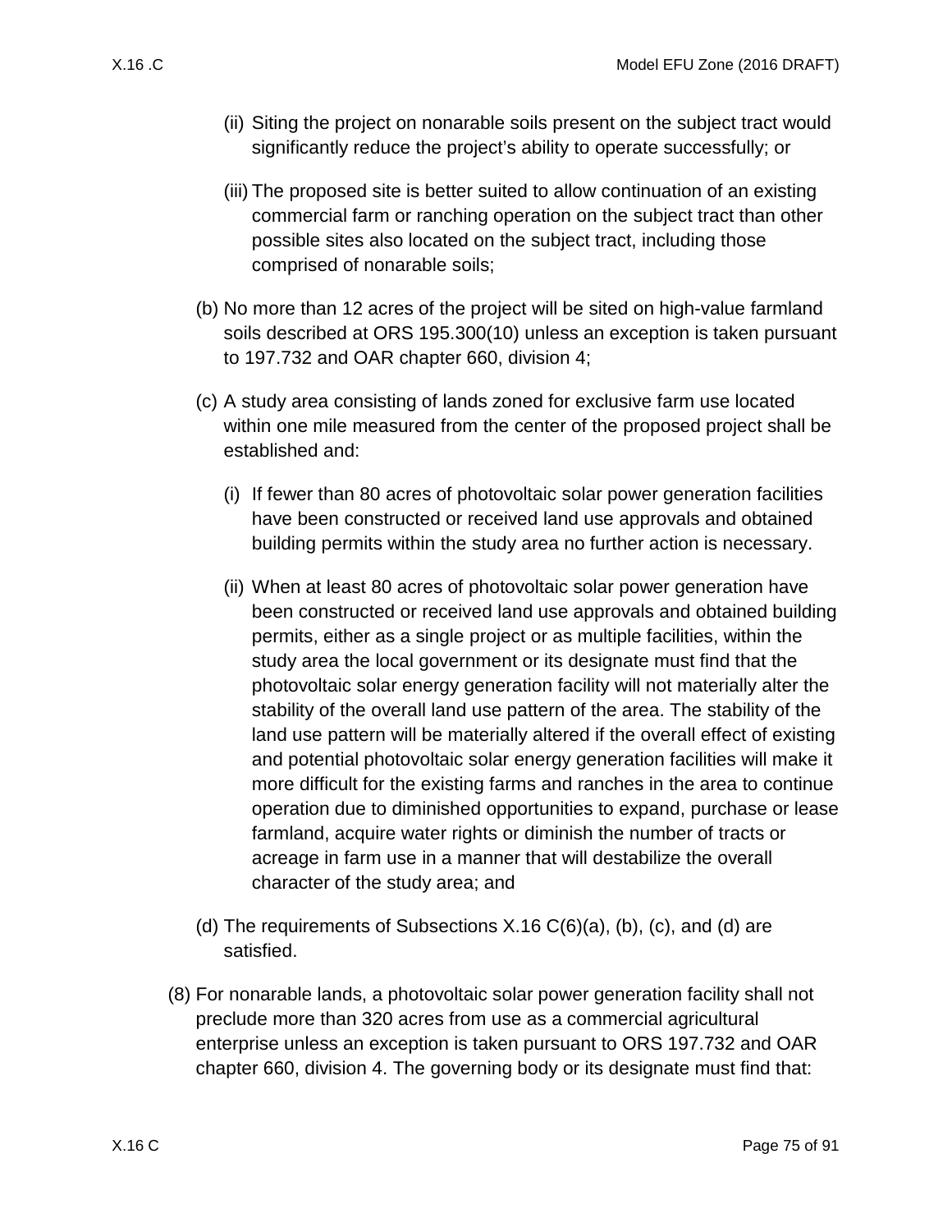(ii) Siting the project on nonarable soils present on the subject tract would significantly reduce the project's ability to operate successfully; or

(iii) The proposed site is better suited to allow continuation of an existing commercial farm or ranching operation on the subject tract than other possible sites also located on the subject tract, including those comprised of nonarable soils;

(b) No more than 12 acres of the project will be sited on high-value farmland soils described at ORS 195.300(10) unless an exception is taken pursuant to 197.732 and OAR chapter 660, division 4;

(c) A study area consisting of lands zoned for exclusive farm use located within one mile measured from the center of the proposed project shall be established and:

(i) If fewer than 80 acres of photovoltaic solar power generation facilities have been constructed or received land use approvals and obtained building permits within the study area no further action is necessary.

(ii) When at least 80 acres of photovoltaic solar power generation have been constructed or received land use approvals and obtained building permits, either as a single project or as multiple facilities, within the study area the local government or its designate must find that the photovoltaic solar energy generation facility will not materially alter the stability of the overall land use pattern of the area. The stability of the land use pattern will be materially altered if the overall effect of existing and potential photovoltaic solar energy generation facilities will make it more difficult for the existing farms and ranches in the area to continue operation due to diminished opportunities to expand, purchase or lease farmland, acquire water rights or diminish the number of tracts or acreage in farm use in a manner that will destabilize the overall character of the study area; and

(d) The requirements of Subsections X.16 C(6)(a), (b), (c), and (d) are satisfied.

(8) For nonarable lands, a photovoltaic solar power generation facility shall not preclude more than 320 acres from use as a commercial agricultural enterprise unless an exception is taken pursuant to ORS 197.732 and OAR chapter 660, division 4. The governing body or its designate must find that: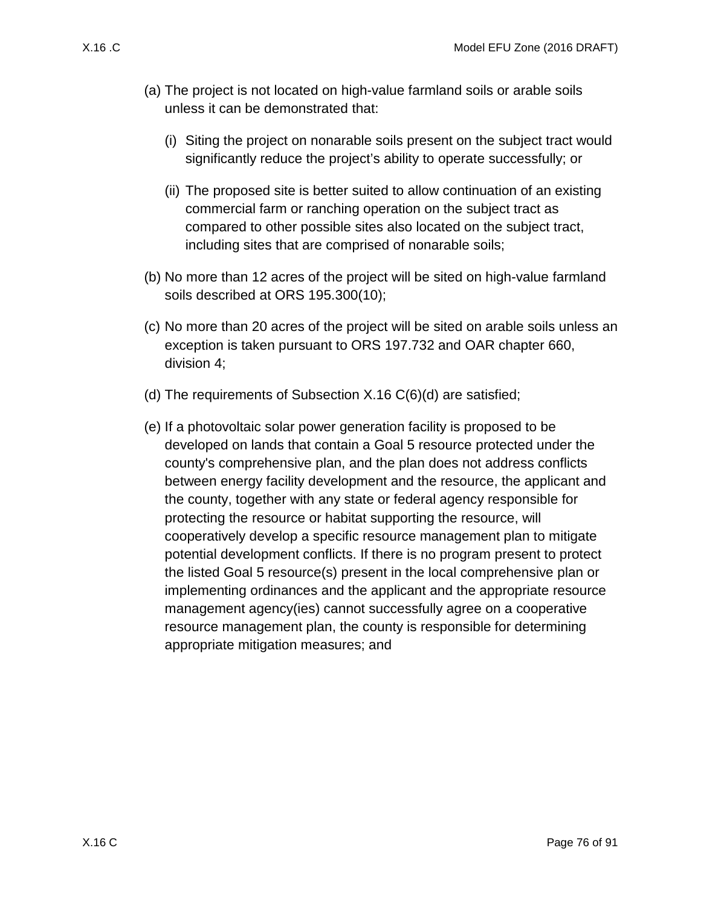(a) The project is not located on high-value farmland soils or arable soils unless it can be demonstrated that:

   (i) Siting the project on nonarable soils present on the subject tract would significantly reduce the project's ability to operate successfully; or

   (ii) The proposed site is better suited to allow continuation of an existing commercial farm or ranching operation on the subject tract as compared to other possible sites also located on the subject tract, including sites that are comprised of nonarable soils;

(b) No more than 12 acres of the project will be sited on high-value farmland soils described at ORS 195.300(10);

(c) No more than 20 acres of the project will be sited on arable soils unless an exception is taken pursuant to ORS 197.732 and OAR chapter 660, division 4;

(d) The requirements of Subsection X.16 C(6)(d) are satisfied;

(e) If a photovoltaic solar power generation facility is proposed to be developed on lands that contain a Goal 5 resource protected under the county's comprehensive plan, and the plan does not address conflicts between energy facility development and the resource, the applicant and the county, together with any state or federal agency responsible for protecting the resource or habitat supporting the resource, will cooperatively develop a specific resource management plan to mitigate potential development conflicts. If there is no program present to protect the listed Goal 5 resource(s) present in the local comprehensive plan or implementing ordinances and the applicant and the appropriate resource management agency(ies) cannot successfully agree on a cooperative resource management plan, the county is responsible for determining appropriate mitigation measures; and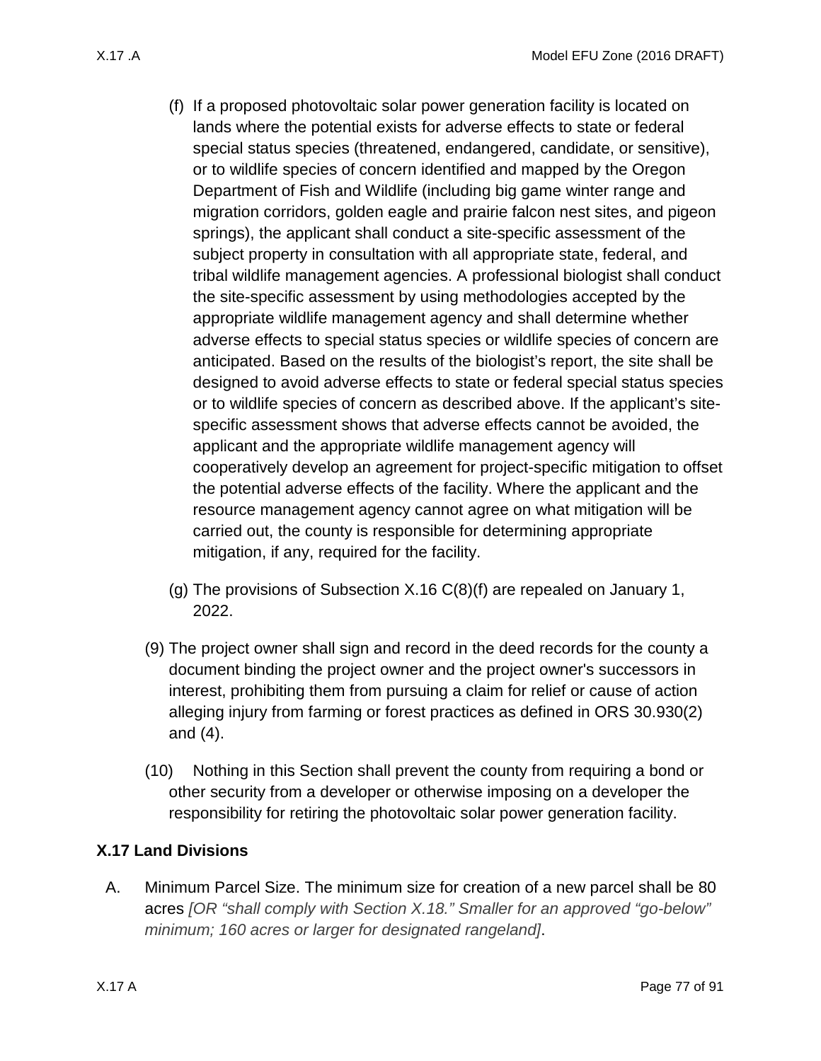(f) If a proposed photovoltaic solar power generation facility is located on lands where the potential exists for adverse effects to state or federal special status species (threatened, endangered, candidate, or sensitive), or to wildlife species of concern identified and mapped by the Oregon Department of Fish and Wildlife (including big game winter range and migration corridors, golden eagle and prairie falcon nest sites, and pigeon springs), the applicant shall conduct a site-specific assessment of the subject property in consultation with all appropriate state, federal, and tribal wildlife management agencies. A professional biologist shall conduct the site-specific assessment by using methodologies accepted by the appropriate wildlife management agency and shall determine whether adverse effects to special status species or wildlife species of concern are anticipated. Based on the results of the biologist's report, the site shall be designed to avoid adverse effects to state or federal special status species or to wildlife species of concern as described above. If the applicant's site-specific assessment shows that adverse effects cannot be avoided, the applicant and the appropriate wildlife management agency will cooperatively develop an agreement for project-specific mitigation to offset the potential adverse effects of the facility. Where the applicant and the resource management agency cannot agree on what mitigation will be carried out, the county is responsible for determining appropriate mitigation, if any, required for the facility.

(g) The provisions of Subsection X.16 C(8)(f) are repealed on January 1, 2022.

(9) The project owner shall sign and record in the deed records for the county a document binding the project owner and the project owner's successors in interest, prohibiting them from pursuing a claim for relief or cause of action alleging injury from farming or forest practices as defined in ORS 30.930(2) and (4).

(10) Nothing in this Section shall prevent the county from requiring a bond or other security from a developer or otherwise imposing on a developer the responsibility for retiring the photovoltaic solar power generation facility.

## X.17 Land Divisions

A. Minimum Parcel Size. The minimum size for creation of a new parcel shall be 80 acres *[OR "shall comply with Section X.18." Smaller for an approved "go-below" minimum; 160 acres or larger for designated rangeland]*.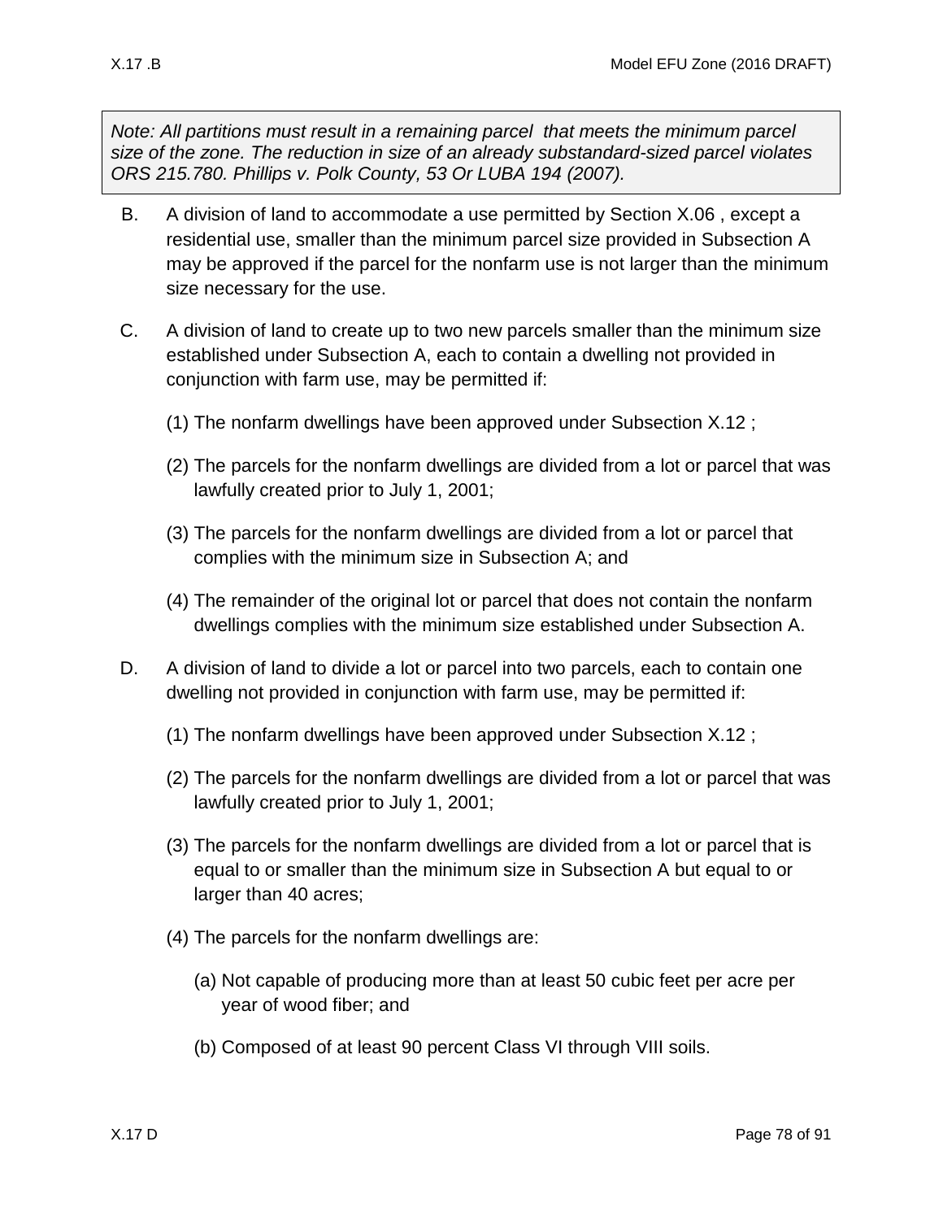*Note: All partitions must result in a remaining parcel that meets the minimum parcel size of the zone. The reduction in size of an already substandard-sized parcel violates ORS 215.780. Phillips v. Polk County, 53 Or LUBA 194 (2007).*

B. A division of land to accommodate a use permitted by Section X.06 , except a residential use, smaller than the minimum parcel size provided in Subsection A may be approved if the parcel for the nonfarm use is not larger than the minimum size necessary for the use.

C. A division of land to create up to two new parcels smaller than the minimum size established under Subsection A, each to contain a dwelling not provided in conjunction with farm use, may be permitted if:

(1) The nonfarm dwellings have been approved under Subsection X.12 ;

(2) The parcels for the nonfarm dwellings are divided from a lot or parcel that was lawfully created prior to July 1, 2001;

(3) The parcels for the nonfarm dwellings are divided from a lot or parcel that complies with the minimum size in Subsection A; and

(4) The remainder of the original lot or parcel that does not contain the nonfarm dwellings complies with the minimum size established under Subsection A.

D. A division of land to divide a lot or parcel into two parcels, each to contain one dwelling not provided in conjunction with farm use, may be permitted if:

(1) The nonfarm dwellings have been approved under Subsection X.12 ;

(2) The parcels for the nonfarm dwellings are divided from a lot or parcel that was lawfully created prior to July 1, 2001;

(3) The parcels for the nonfarm dwellings are divided from a lot or parcel that is equal to or smaller than the minimum size in Subsection A but equal to or larger than 40 acres;

(4) The parcels for the nonfarm dwellings are:

(a) Not capable of producing more than at least 50 cubic feet per acre per year of wood fiber; and

(b) Composed of at least 90 percent Class VI through VIII soils.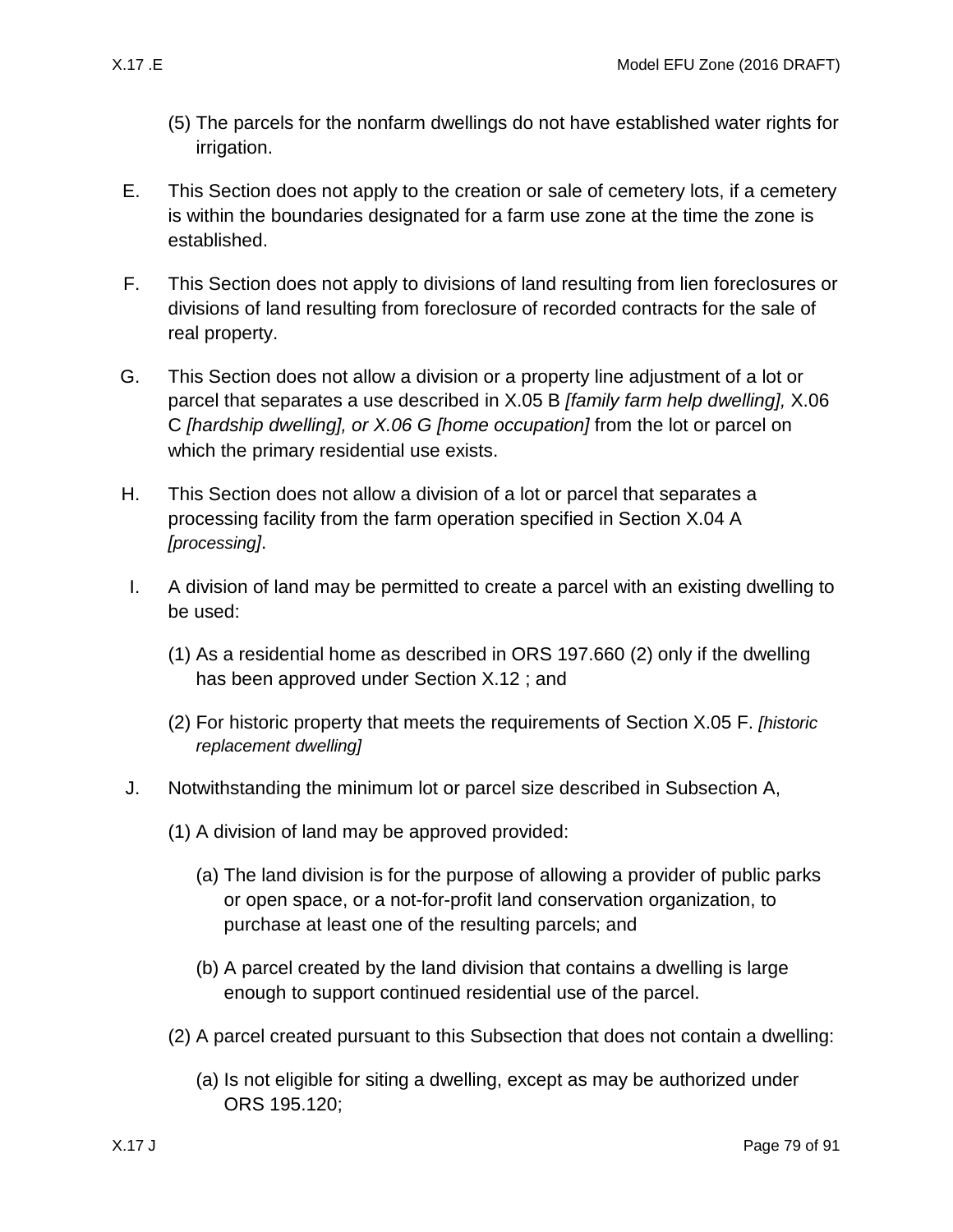(5) The parcels for the nonfarm dwellings do not have established water rights for irrigation.

E. This Section does not apply to the creation or sale of cemetery lots, if a cemetery is within the boundaries designated for a farm use zone at the time the zone is established.

F. This Section does not apply to divisions of land resulting from lien foreclosures or divisions of land resulting from foreclosure of recorded contracts for the sale of real property.

G. This Section does not allow a division or a property line adjustment of a lot or parcel that separates a use described in X.05 B *[family farm help dwelling],* X.06 C *[hardship dwelling], or X.06 G [home occupation]* from the lot or parcel on which the primary residential use exists.

H. This Section does not allow a division of a lot or parcel that separates a processing facility from the farm operation specified in Section X.04 A *[processing]*.

I. A division of land may be permitted to create a parcel with an existing dwelling to be used:

(1) As a residential home as described in ORS 197.660 (2) only if the dwelling has been approved under Section X.12 ; and

(2) For historic property that meets the requirements of Section X.05 F. *[historic replacement dwelling]*

J. Notwithstanding the minimum lot or parcel size described in Subsection A,

(1) A division of land may be approved provided:

(a) The land division is for the purpose of allowing a provider of public parks or open space, or a not-for-profit land conservation organization, to purchase at least one of the resulting parcels; and

(b) A parcel created by the land division that contains a dwelling is large enough to support continued residential use of the parcel.

(2) A parcel created pursuant to this Subsection that does not contain a dwelling:

(a) Is not eligible for siting a dwelling, except as may be authorized under ORS 195.120;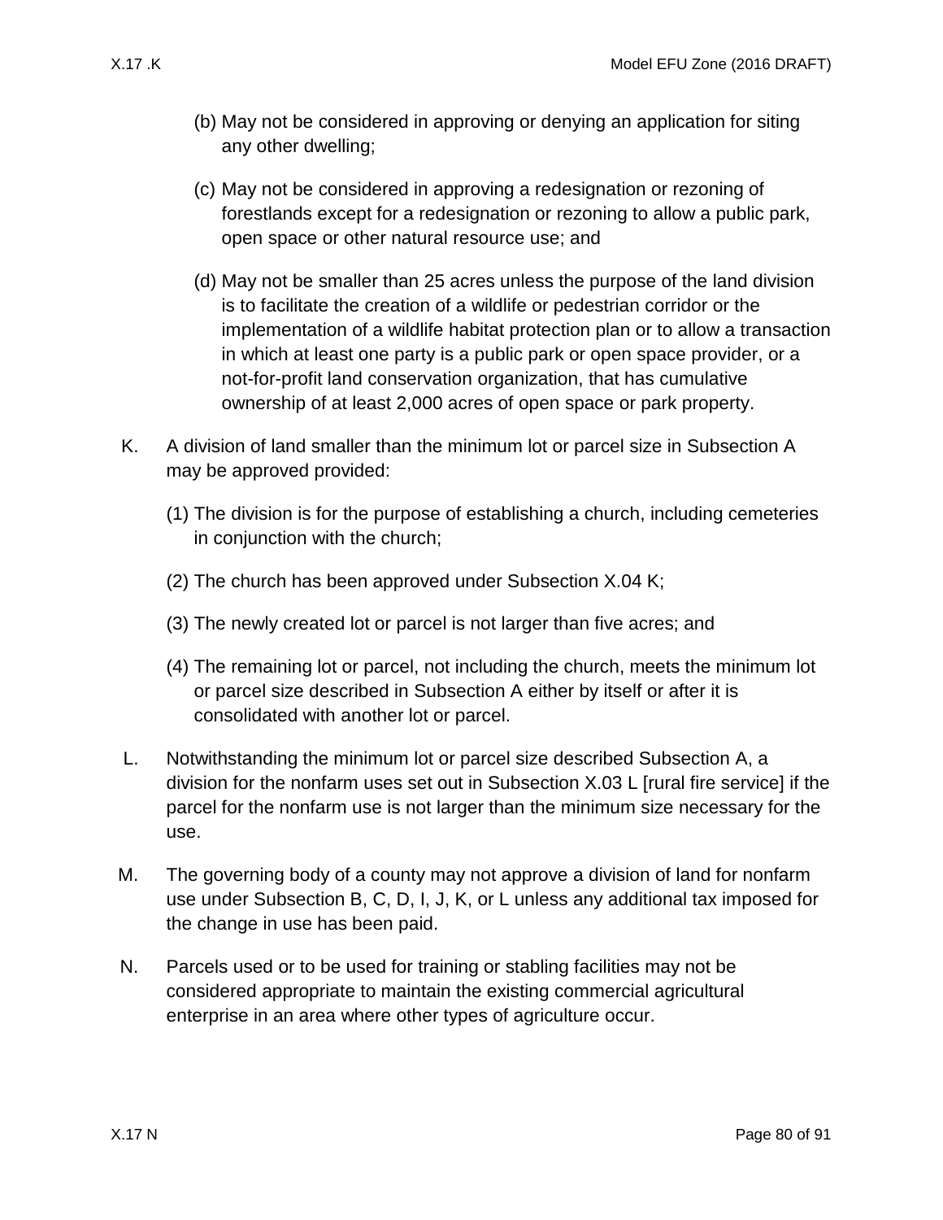(b) May not be considered in approving or denying an application for siting any other dwelling;

(c) May not be considered in approving a redesignation or rezoning of forestlands except for a redesignation or rezoning to allow a public park, open space or other natural resource use; and

(d) May not be smaller than 25 acres unless the purpose of the land division is to facilitate the creation of a wildlife or pedestrian corridor or the implementation of a wildlife habitat protection plan or to allow a transaction in which at least one party is a public park or open space provider, or a not-for-profit land conservation organization, that has cumulative ownership of at least 2,000 acres of open space or park property.

K. A division of land smaller than the minimum lot or parcel size in Subsection A may be approved provided:

(1) The division is for the purpose of establishing a church, including cemeteries in conjunction with the church;

(2) The church has been approved under Subsection X.04 K;

(3) The newly created lot or parcel is not larger than five acres; and

(4) The remaining lot or parcel, not including the church, meets the minimum lot or parcel size described in Subsection A either by itself or after it is consolidated with another lot or parcel.

L. Notwithstanding the minimum lot or parcel size described Subsection A, a division for the nonfarm uses set out in Subsection X.03 L [rural fire service] if the parcel for the nonfarm use is not larger than the minimum size necessary for the use.

M. The governing body of a county may not approve a division of land for nonfarm use under Subsection B, C, D, I, J, K, or L unless any additional tax imposed for the change in use has been paid.

N. Parcels used or to be used for training or stabling facilities may not be considered appropriate to maintain the existing commercial agricultural enterprise in an area where other types of agriculture occur.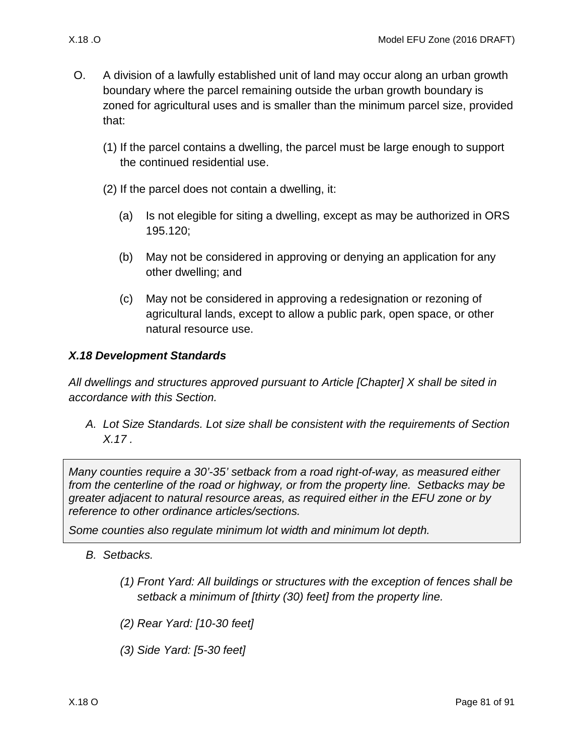O. A division of a lawfully established unit of land may occur along an urban growth boundary where the parcel remaining outside the urban growth boundary is zoned for agricultural uses and is smaller than the minimum parcel size, provided that:

(1) If the parcel contains a dwelling, the parcel must be large enough to support the continued residential use.

(2) If the parcel does not contain a dwelling, it:

(a) Is not elegible for siting a dwelling, except as may be authorized in ORS 195.120;

(b) May not be considered in approving or denying an application for any other dwelling; and

(c) May not be considered in approving a redesignation or rezoning of agricultural lands, except to allow a public park, open space, or other natural resource use.

### *X.18 Development Standards*

*All dwellings and structures approved pursuant to Article [Chapter] X shall be sited in accordance with this Section.*

*A. Lot Size Standards. Lot size shall be consistent with the requirements of Section X.17 .*

> *Many counties require a 30'-35' setback from a road right-of-way, as measured either from the centerline of the road or highway, or from the property line. Setbacks may be greater adjacent to natural resource areas, as required either in the EFU zone or by reference to other ordinance articles/sections.*
>
> *Some counties also regulate minimum lot width and minimum lot depth.*

*B. Setbacks.*

*(1) Front Yard: All buildings or structures with the exception of fences shall be setback a minimum of [thirty (30) feet] from the property line.*

*(2) Rear Yard: [10-30 feet]*

*(3) Side Yard: [5-30 feet]*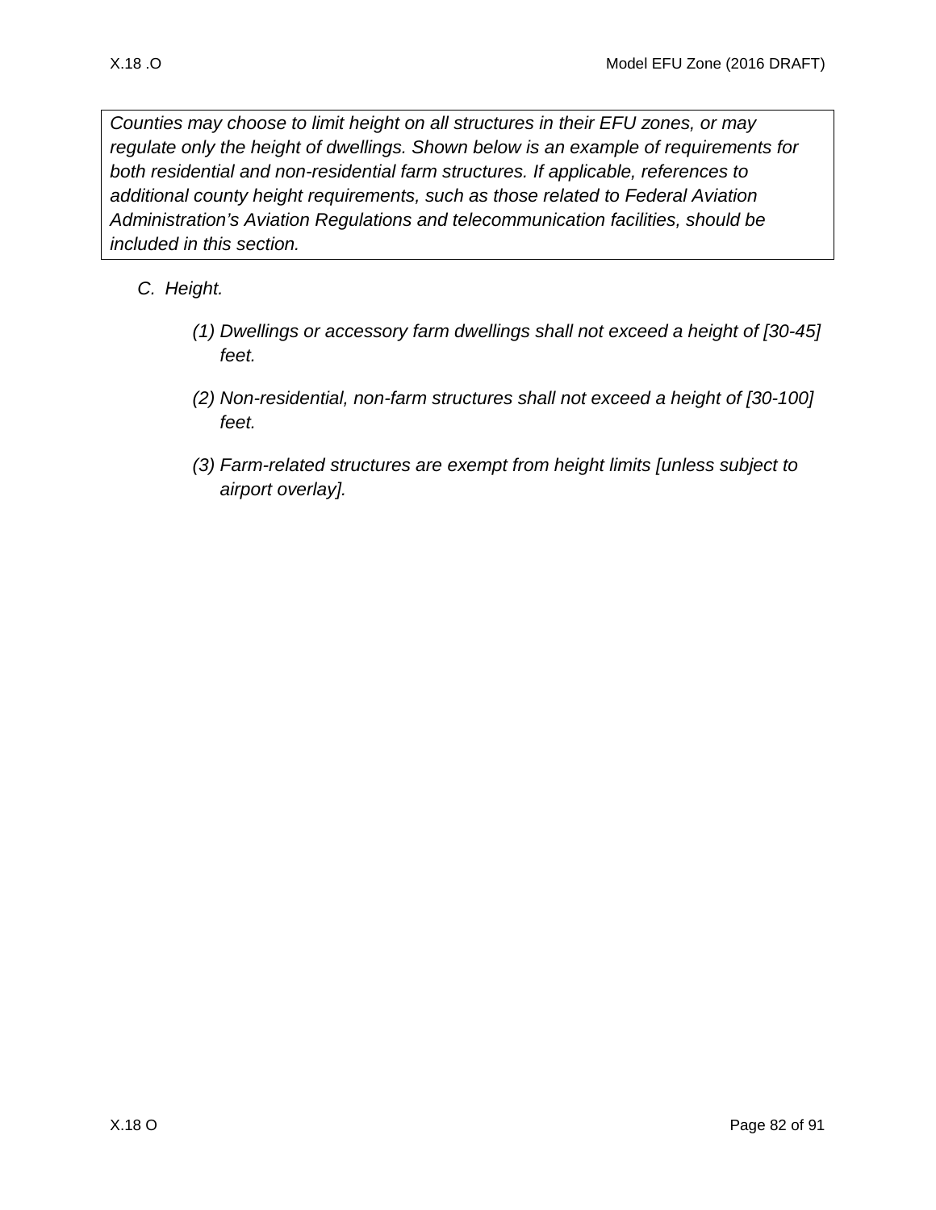*Counties may choose to limit height on all structures in their EFU zones, or may regulate only the height of dwellings. Shown below is an example of requirements for both residential and non-residential farm structures. If applicable, references to additional county height requirements, such as those related to Federal Aviation Administration's Aviation Regulations and telecommunication facilities, should be included in this section.*

C. *Height.*

(1) *Dwellings or accessory farm dwellings shall not exceed a height of [30-45] feet.*

(2) *Non-residential, non-farm structures shall not exceed a height of [30-100] feet.*

(3) *Farm-related structures are exempt from height limits [unless subject to airport overlay].*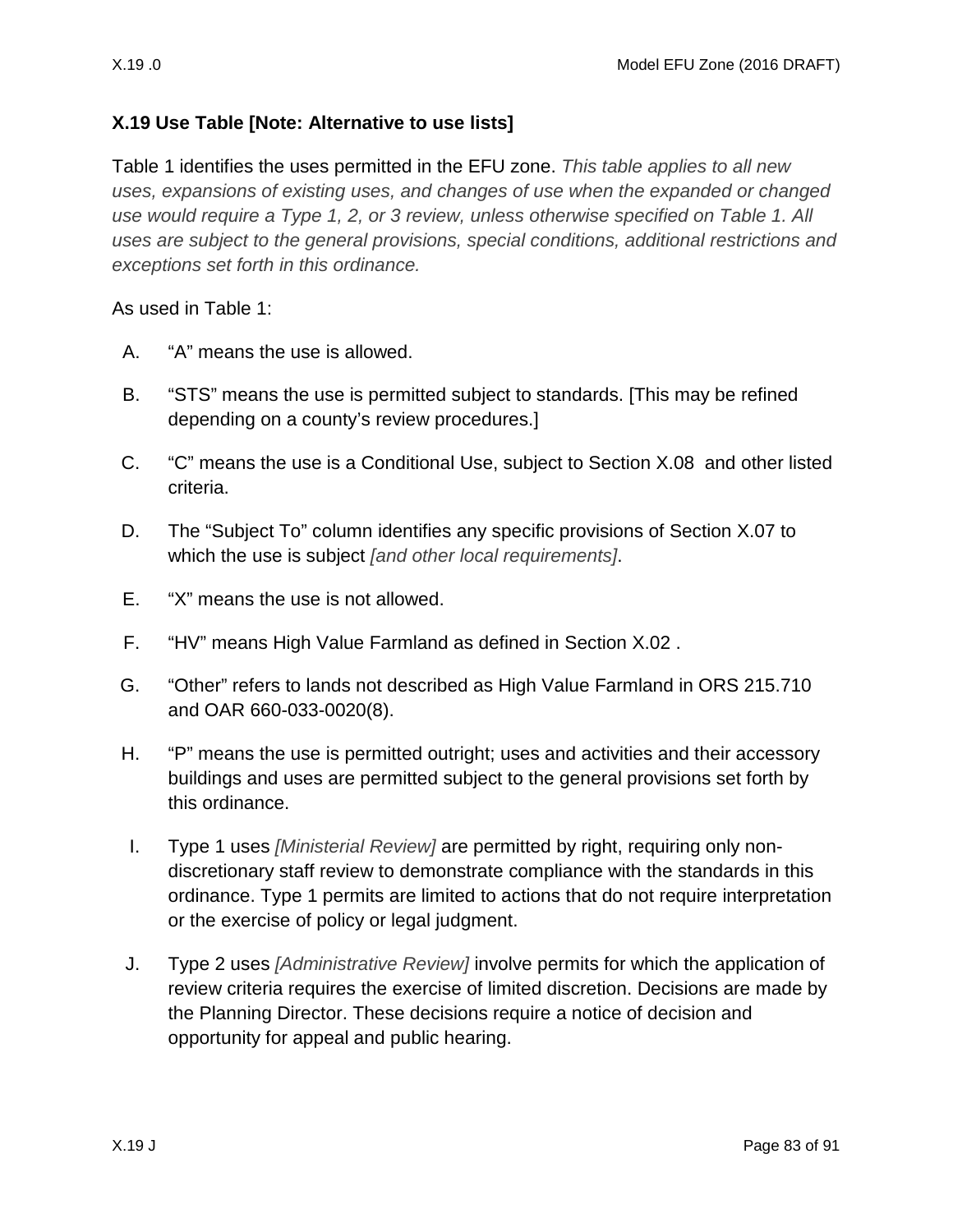## X.19 Use Table [Note: Alternative to use lists]

Table 1 identifies the uses permitted in the EFU zone. *This table applies to all new uses, expansions of existing uses, and changes of use when the expanded or changed use would require a Type 1, 2, or 3 review, unless otherwise specified on Table 1. All uses are subject to the general provisions, special conditions, additional restrictions and exceptions set forth in this ordinance.*

As used in Table 1:

A. "A" means the use is allowed.

B. "STS" means the use is permitted subject to standards. [This may be refined depending on a county's review procedures.]

C. "C" means the use is a Conditional Use, subject to Section X.08 and other listed criteria.

D. The "Subject To" column identifies any specific provisions of Section X.07 to which the use is subject *[and other local requirements]*.

E. "X" means the use is not allowed.

F. "HV" means High Value Farmland as defined in Section X.02 .

G. "Other" refers to lands not described as High Value Farmland in ORS 215.710 and OAR 660-033-0020(8).

H. "P" means the use is permitted outright; uses and activities and their accessory buildings and uses are permitted subject to the general provisions set forth by this ordinance.

I. Type 1 uses *[Ministerial Review]* are permitted by right, requiring only non-discretionary staff review to demonstrate compliance with the standards in this ordinance. Type 1 permits are limited to actions that do not require interpretation or the exercise of policy or legal judgment.

J. Type 2 uses *[Administrative Review]* involve permits for which the application of review criteria requires the exercise of limited discretion. Decisions are made by the Planning Director. These decisions require a notice of decision and opportunity for appeal and public hearing.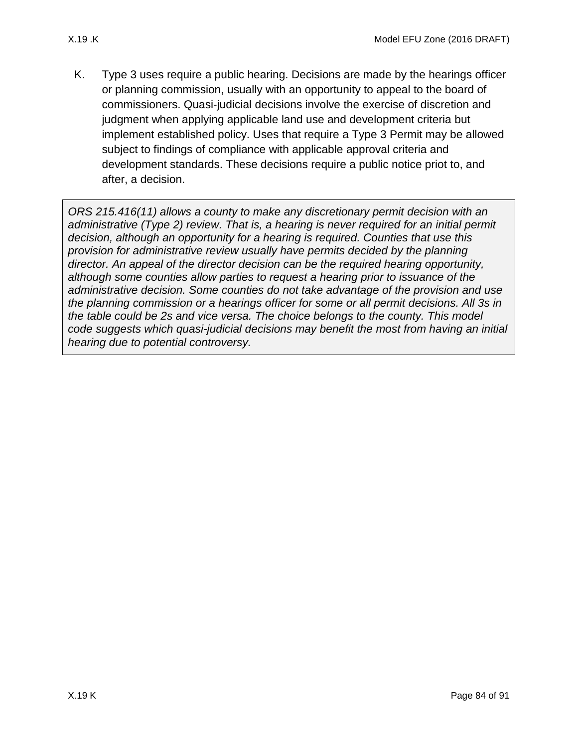K. Type 3 uses require a public hearing. Decisions are made by the hearings officer or planning commission, usually with an opportunity to appeal to the board of commissioners. Quasi-judicial decisions involve the exercise of discretion and judgment when applying applicable land use and development criteria but implement established policy. Uses that require a Type 3 Permit may be allowed subject to findings of compliance with applicable approval criteria and development standards. These decisions require a public notice priot to, and after, a decision.

> *ORS 215.416(11) allows a county to make any discretionary permit decision with an administrative (Type 2) review. That is, a hearing is never required for an initial permit decision, although an opportunity for a hearing is required. Counties that use this provision for administrative review usually have permits decided by the planning director. An appeal of the director decision can be the required hearing opportunity, although some counties allow parties to request a hearing prior to issuance of the administrative decision. Some counties do not take advantage of the provision and use the planning commission or a hearings officer for some or all permit decisions. All 3s in the table could be 2s and vice versa. The choice belongs to the county. This model code suggests which quasi-judicial decisions may benefit the most from having an initial hearing due to potential controversy.*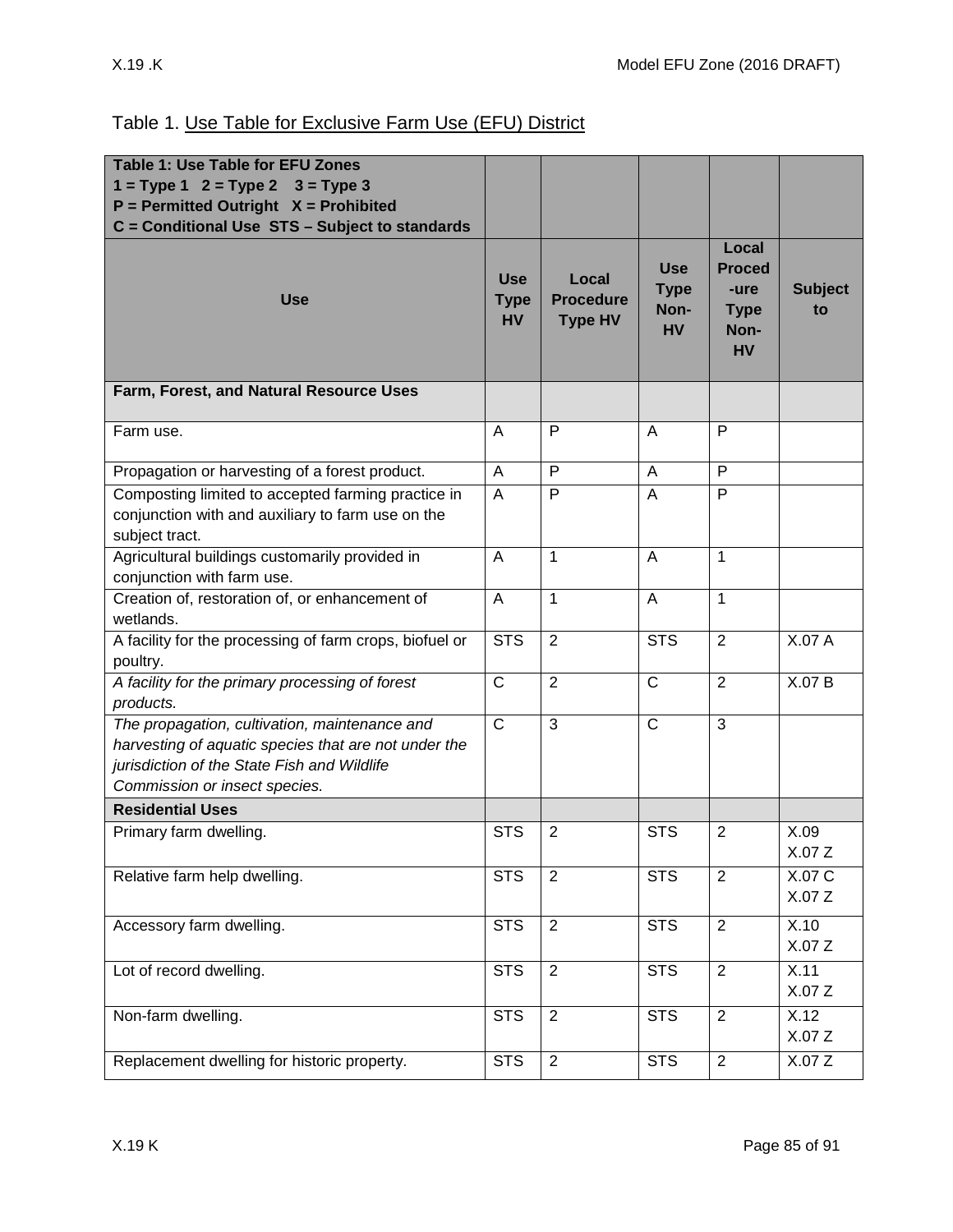Table 1. Use Table for Exclusive Farm Use (EFU) District

| **Table 1: Use Table for EFU Zones**<br>**1 = Type 1   2 = Type 2    3 = Type 3**<br>**P = Permitted Outright   X = Prohibited**<br>**C = Conditional Use  STS – Subject to standards** | | | | | |
|---|---|---|---|---|---|
| **Use** | **Use Type HV** | **Local Procedure Type HV** | **Use Type Non-HV** | **Local Procedure Type Non-HV** | **Subject to** |
| **Farm, Forest, and Natural Resource Uses** | | | | | |
| Farm use. | A | P | A | P | |
| Propagation or harvesting of a forest product. | A | P | A | P | |
| Composting limited to accepted farming practice in conjunction with and auxiliary to farm use on the subject tract. | A | P | A | P | |
| Agricultural buildings customarily provided in conjunction with farm use. | A | 1 | A | 1 | |
| Creation of, restoration of, or enhancement of wetlands. | A | 1 | A | 1 | |
| A facility for the processing of farm crops, biofuel or poultry. | STS | 2 | STS | 2 | X.07 A |
| *A facility for the primary processing of forest products.* | C | 2 | C | 2 | X.07 B |
| *The propagation, cultivation, maintenance and harvesting of aquatic species that are not under the jurisdiction of the State Fish and Wildlife Commission or insect species.* | C | 3 | C | 3 | |
| **Residential Uses** | | | | | |
| Primary farm dwelling. | STS | 2 | STS | 2 | X.09<br>X.07 Z |
| Relative farm help dwelling. | STS | 2 | STS | 2 | X.07 C<br>X.07 Z |
| Accessory farm dwelling. | STS | 2 | STS | 2 | X.10<br>X.07 Z |
| Lot of record dwelling. | STS | 2 | STS | 2 | X.11<br>X.07 Z |
| Non-farm dwelling. | STS | 2 | STS | 2 | X.12<br>X.07 Z |
| Replacement dwelling for historic property. | STS | 2 | STS | 2 | X.07 Z |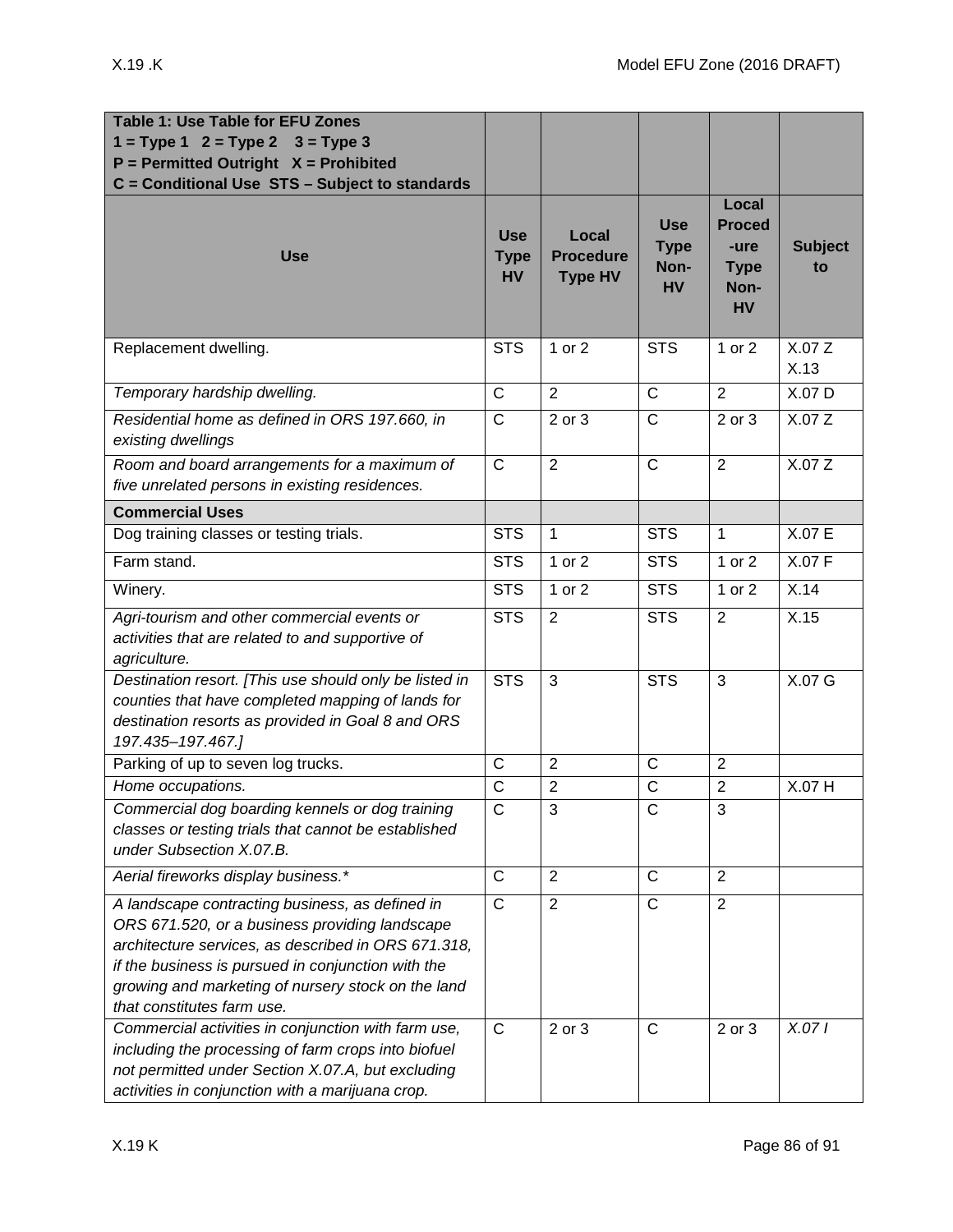| Table 1: Use Table for EFU Zones<br>1 = Type 1 2 = Type 2 3 = Type 3<br>P = Permitted Outright X = Prohibited<br>C = Conditional Use STS – Subject to standards | | | | | |
|---|---|---|---|---|---|
| **Use** | **Use Type HV** | **Local Procedure Type HV** | **Use Type Non-HV** | **Local Procedure Type Non-HV** | **Subject to** |
| Replacement dwelling. | STS | 1 or 2 | STS | 1 or 2 | X.07 Z<br>X.13 |
| *Temporary hardship dwelling.* | C | 2 | C | 2 | X.07 D |
| *Residential home as defined in ORS 197.660, in existing dwellings* | C | 2 or 3 | C | 2 or 3 | X.07 Z |
| *Room and board arrangements for a maximum of five unrelated persons in existing residences.* | C | 2 | C | 2 | X.07 Z |
| **Commercial Uses** | | | | | |
| Dog training classes or testing trials. | STS | 1 | STS | 1 | X.07 E |
| Farm stand. | STS | 1 or 2 | STS | 1 or 2 | X.07 F |
| Winery. | STS | 1 or 2 | STS | 1 or 2 | X.14 |
| *Agri-tourism and other commercial events or activities that are related to and supportive of agriculture.* | STS | 2 | STS | 2 | X.15 |
| *Destination resort. [This use should only be listed in counties that have completed mapping of lands for destination resorts as provided in Goal 8 and ORS 197.435–197.467.]* | STS | 3 | STS | 3 | X.07 G |
| Parking of up to seven log trucks. | C | 2 | C | 2 | |
| *Home occupations.* | C | 2 | C | 2 | X.07 H |
| *Commercial dog boarding kennels or dog training classes or testing trials that cannot be established under Subsection X.07.B.* | C | 3 | C | 3 | |
| *Aerial fireworks display business.** | C | 2 | C | 2 | |
| *A landscape contracting business, as defined in ORS 671.520, or a business providing landscape architecture services, as described in ORS 671.318, if the business is pursued in conjunction with the growing and marketing of nursery stock on the land that constitutes farm use.* | C | 2 | C | 2 | |
| *Commercial activities in conjunction with farm use, including the processing of farm crops into biofuel not permitted under Section X.07.A, but excluding activities in conjunction with a marijuana crop.* | C | 2 or 3 | C | 2 or 3 | *X.07 I* |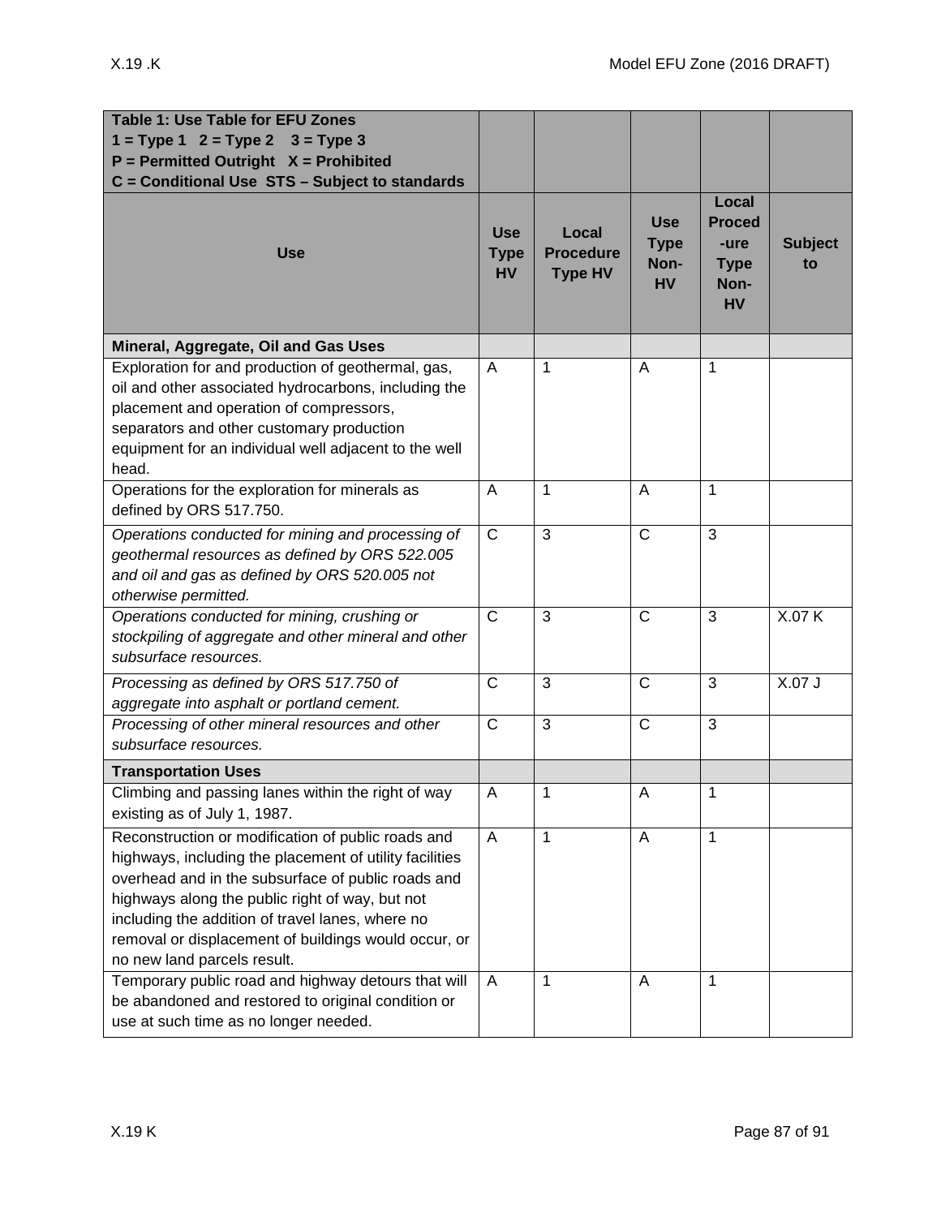| **Table 1: Use Table for EFU Zones**<br>**1 = Type 1   2 = Type 2   3 = Type 3**<br>**P = Permitted Outright   X = Prohibited**<br>**C = Conditional Use  STS – Subject to standards** | | | | | |
|---|---|---|---|---|---|
| **Use** | **Use Type HV** | **Local Procedure Type HV** | **Use Type Non-HV** | **Local Procedure Type Non-HV** | **Subject to** |
| **Mineral, Aggregate, Oil and Gas Uses** | | | | | |
| Exploration for and production of geothermal, gas, oil and other associated hydrocarbons, including the placement and operation of compressors, separators and other customary production equipment for an individual well adjacent to the well head. | A | 1 | A | 1 | |
| Operations for the exploration for minerals as defined by ORS 517.750. | A | 1 | A | 1 | |
| *Operations conducted for mining and processing of geothermal resources as defined by ORS 522.005 and oil and gas as defined by ORS 520.005 not otherwise permitted.* | C | 3 | C | 3 | |
| *Operations conducted for mining, crushing or stockpiling of aggregate and other mineral and other subsurface resources.* | C | 3 | C | 3 | X.07 K |
| *Processing as defined by ORS 517.750 of aggregate into asphalt or portland cement.* | C | 3 | C | 3 | X.07 J |
| *Processing of other mineral resources and other subsurface resources.* | C | 3 | C | 3 | |
| **Transportation Uses** | | | | | |
| Climbing and passing lanes within the right of way existing as of July 1, 1987. | A | 1 | A | 1 | |
| Reconstruction or modification of public roads and highways, including the placement of utility facilities overhead and in the subsurface of public roads and highways along the public right of way, but not including the addition of travel lanes, where no removal or displacement of buildings would occur, or no new land parcels result. | A | 1 | A | 1 | |
| Temporary public road and highway detours that will be abandoned and restored to original condition or use at such time as no longer needed. | A | 1 | A | 1 | |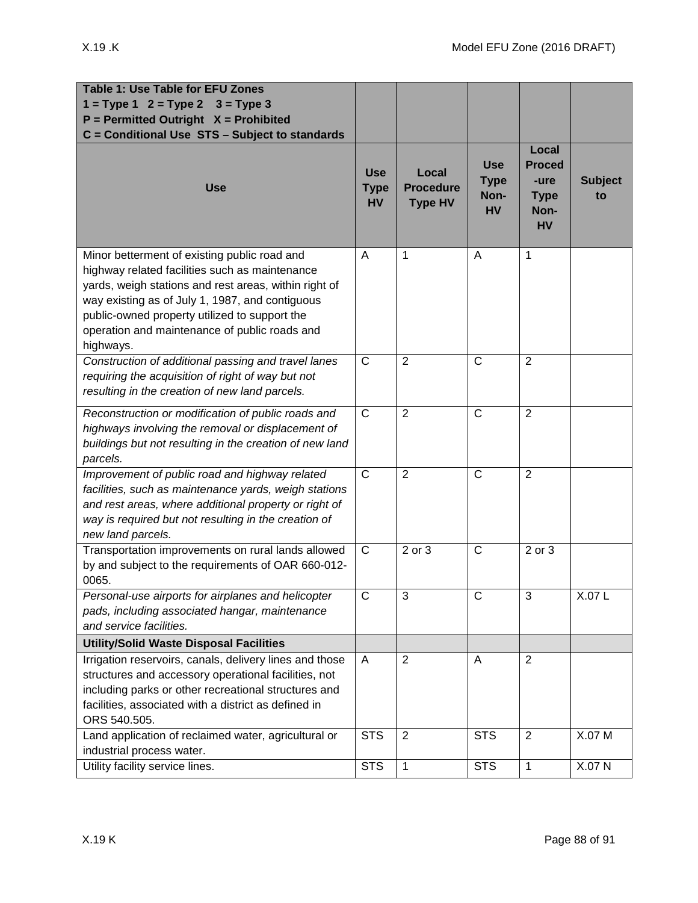| **Table 1: Use Table for EFU Zones**<br>**1 = Type 1 2 = Type 2 3 = Type 3**<br>**P = Permitted Outright X = Prohibited**<br>**C = Conditional Use STS – Subject to standards** | | | | | |
|---|---|---|---|---|---|
| **Use** | **Use Type HV** | **Local Procedure Type HV** | **Use Type Non-HV** | **Local Proced-ure Type Non-HV** | **Subject to** |
| Minor betterment of existing public road and highway related facilities such as maintenance yards, weigh stations and rest areas, within right of way existing as of July 1, 1987, and contiguous public-owned property utilized to support the operation and maintenance of public roads and highways. | A | 1 | A | 1 | |
| *Construction of additional passing and travel lanes requiring the acquisition of right of way but not resulting in the creation of new land parcels.* | C | 2 | C | 2 | |
| *Reconstruction or modification of public roads and highways involving the removal or displacement of buildings but not resulting in the creation of new land parcels.* | C | 2 | C | 2 | |
| *Improvement of public road and highway related facilities, such as maintenance yards, weigh stations and rest areas, where additional property or right of way is required but not resulting in the creation of new land parcels.* | C | 2 | C | 2 | |
| Transportation improvements on rural lands allowed by and subject to the requirements of OAR 660-012-0065. | C | 2 or 3 | C | 2 or 3 | |
| *Personal-use airports for airplanes and helicopter pads, including associated hangar, maintenance and service facilities.* | C | 3 | C | 3 | X.07 L |
| **Utility/Solid Waste Disposal Facilities** | | | | | |
| Irrigation reservoirs, canals, delivery lines and those structures and accessory operational facilities, not including parks or other recreational structures and facilities, associated with a district as defined in ORS 540.505. | A | 2 | A | 2 | |
| Land application of reclaimed water, agricultural or industrial process water. | STS | 2 | STS | 2 | X.07 M |
| Utility facility service lines. | STS | 1 | STS | 1 | X.07 N |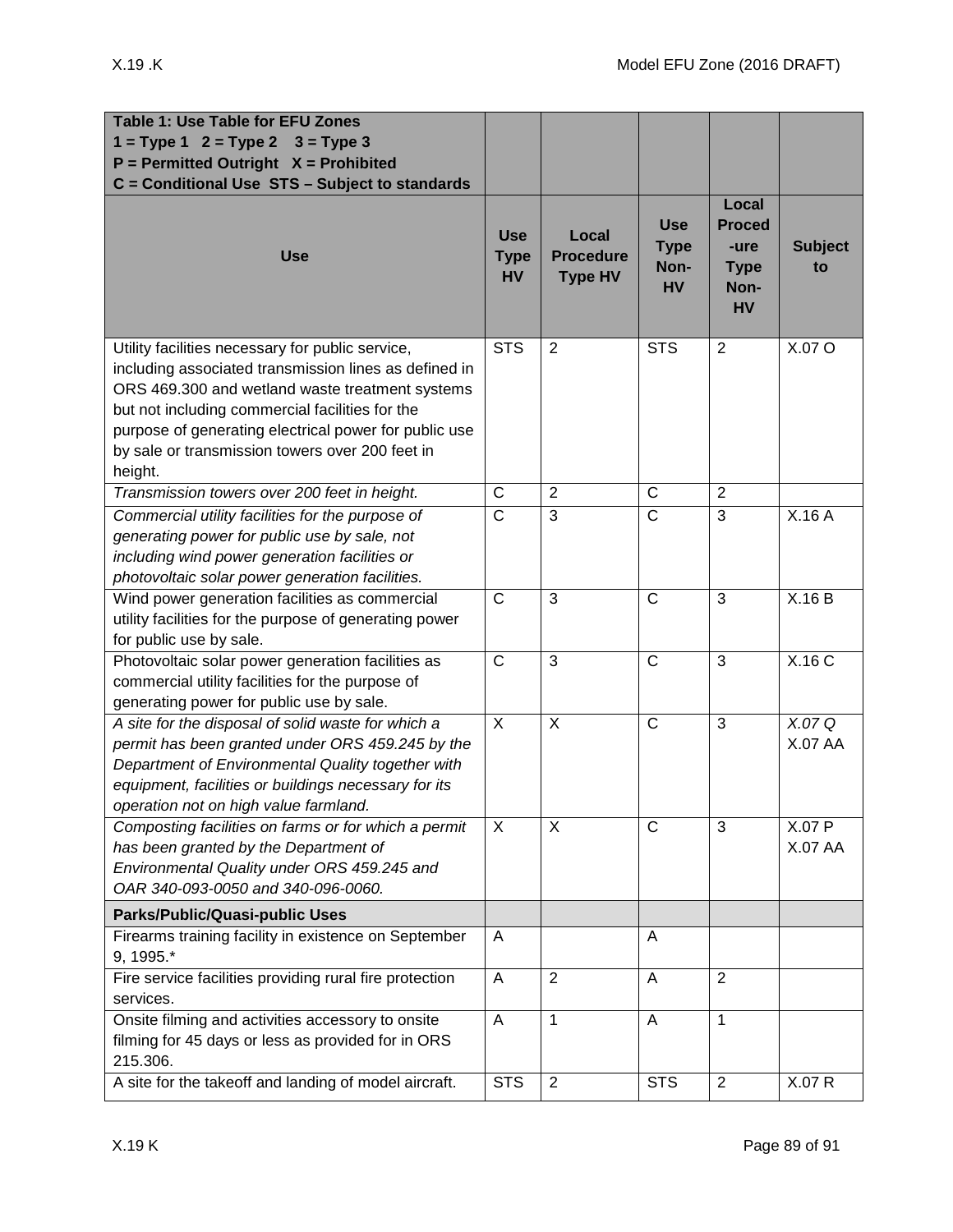| Table 1: Use Table for EFU Zones<br>1 = Type 1   2 = Type 2    3 = Type 3<br>P = Permitted Outright   X = Prohibited<br>C = Conditional Use  STS – Subject to standards | | | | | |
|---|---|---|---|---|---|
| **Use** | **Use Type HV** | **Local Procedure Type HV** | **Use Type Non-HV** | **Local Procedure Type Non-HV** | **Subject to** |
| Utility facilities necessary for public service, including associated transmission lines as defined in ORS 469.300 and wetland waste treatment systems but not including commercial facilities for the purpose of generating electrical power for public use by sale or transmission towers over 200 feet in height. | STS | 2 | STS | 2 | X.07 O |
| *Transmission towers over 200 feet in height.* | C | 2 | C | 2 | |
| *Commercial utility facilities for the purpose of generating power for public use by sale, not including wind power generation facilities or photovoltaic solar power generation facilities.* | C | 3 | C | 3 | X.16 A |
| Wind power generation facilities as commercial utility facilities for the purpose of generating power for public use by sale. | C | 3 | C | 3 | X.16 B |
| Photovoltaic solar power generation facilities as commercial utility facilities for the purpose of generating power for public use by sale. | C | 3 | C | 3 | X.16 C |
| *A site for the disposal of solid waste for which a permit has been granted under ORS 459.245 by the Department of Environmental Quality together with equipment, facilities or buildings necessary for its operation not on high value farmland.* | X | X | C | 3 | *X.07 Q*<br>X.07 AA |
| *Composting facilities on farms or for which a permit has been granted by the Department of Environmental Quality under ORS 459.245 and OAR 340-093-0050 and 340-096-0060.* | X | X | C | 3 | X.07 P<br>X.07 AA |
| **Parks/Public/Quasi-public Uses** | | | | | |
| Firearms training facility in existence on September 9, 1995.* | A | | A | | |
| Fire service facilities providing rural fire protection services. | A | 2 | A | 2 | |
| Onsite filming and activities accessory to onsite filming for 45 days or less as provided for in ORS 215.306. | A | 1 | A | 1 | |
| A site for the takeoff and landing of model aircraft. | STS | 2 | STS | 2 | X.07 R |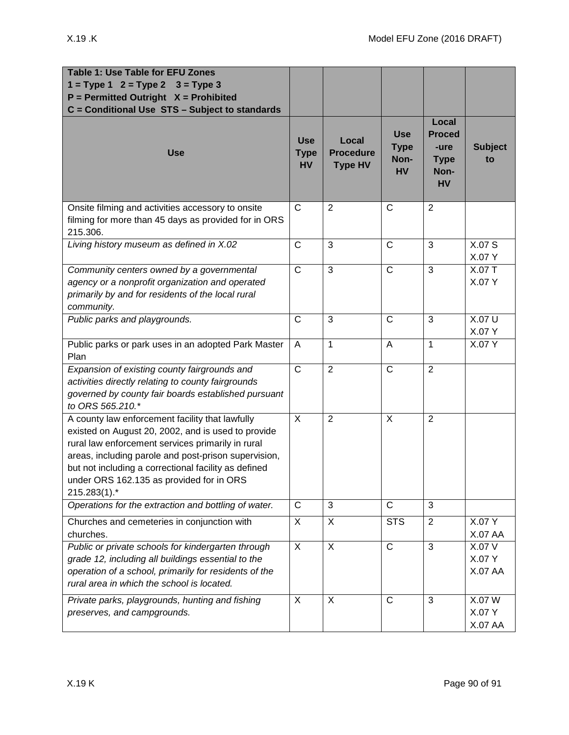| **Table 1: Use Table for EFU Zones**<br>**1 = Type 1   2 = Type 2    3 = Type 3**<br>**P = Permitted Outright   X = Prohibited**<br>**C = Conditional Use  STS – Subject to standards** | | | | | |
|---|---|---|---|---|---|
| **Use** | **Use Type HV** | **Local Procedure Type HV** | **Use Type Non-HV** | **Local Proced-ure Type Non-HV** | **Subject to** |
| Onsite filming and activities accessory to onsite filming for more than 45 days as provided for in ORS 215.306. | C | 2 | C | 2 | |
| *Living history museum as defined in X.02* | C | 3 | C | 3 | X.07 S<br>X.07 Y |
| *Community centers owned by a governmental agency or a nonprofit organization and operated primarily by and for residents of the local rural community.* | C | 3 | C | 3 | X.07 T<br>X.07 Y |
| *Public parks and playgrounds.* | C | 3 | C | 3 | X.07 U<br>X.07 Y |
| Public parks or park uses in an adopted Park Master Plan | A | 1 | A | 1 | X.07 Y |
| *Expansion of existing county fairgrounds and activities directly relating to county fairgrounds governed by county fair boards established pursuant to ORS 565.210.** | C | 2 | C | 2 | |
| A county law enforcement facility that lawfully existed on August 20, 2002, and is used to provide rural law enforcement services primarily in rural areas, including parole and post-prison supervision, but not including a correctional facility as defined under ORS 162.135 as provided for in ORS 215.283(1).* | X | 2 | X | 2 | |
| *Operations for the extraction and bottling of water.* | C | 3 | C | 3 | |
| Churches and cemeteries in conjunction with churches. | X | X | STS | 2 | X.07 Y<br>X.07 AA |
| *Public or private schools for kindergarten through grade 12, including all buildings essential to the operation of a school, primarily for residents of the rural area in which the school is located.* | X | X | C | 3 | X.07 V<br>X.07 Y<br>X.07 AA |
| *Private parks, playgrounds, hunting and fishing preserves, and campgrounds.* | X | X | C | 3 | X.07 W<br>X.07 Y<br>X.07 AA |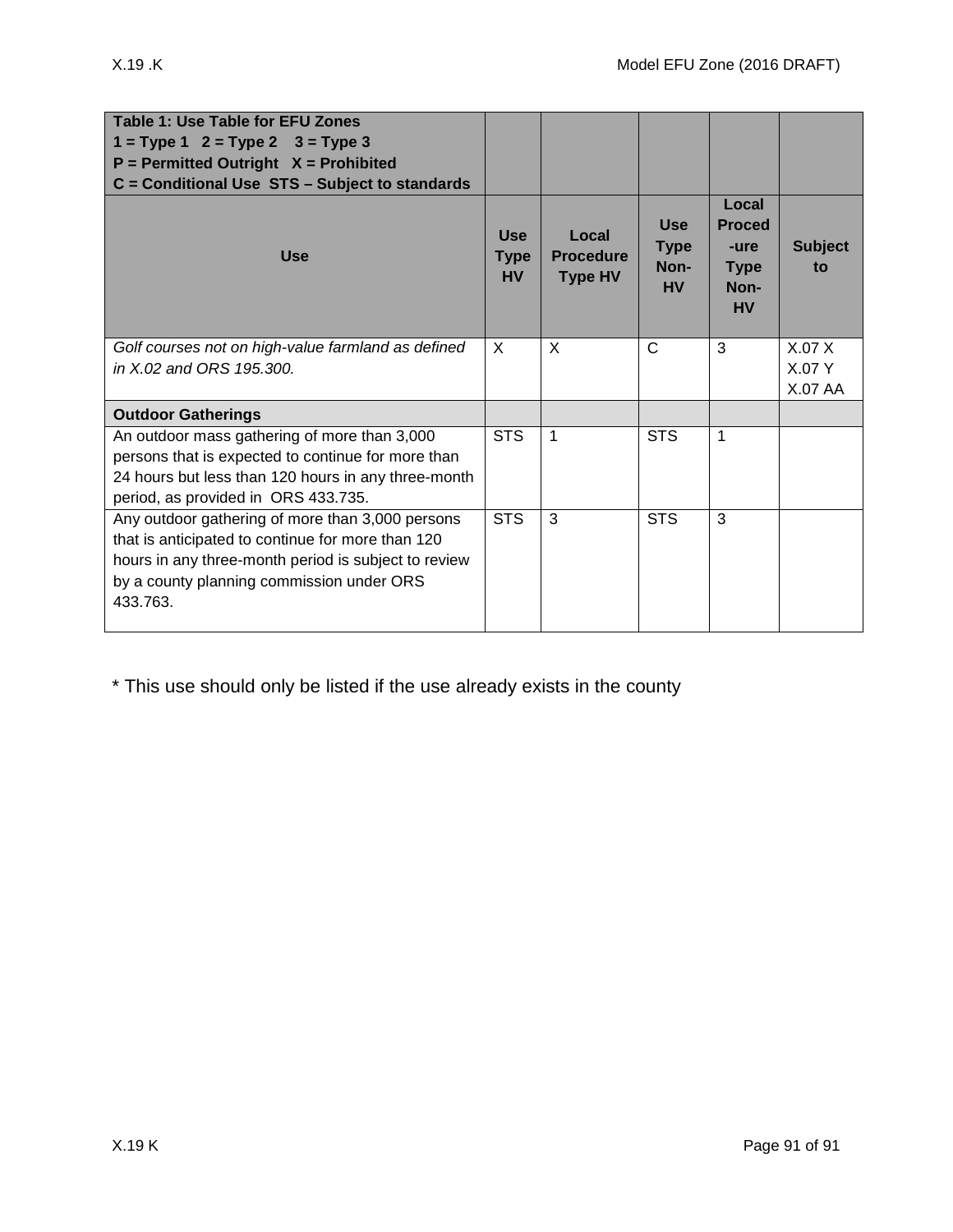| Table 1: Use Table for EFU Zones<br>1 = Type 1   2 = Type 2    3 = Type 3<br>P = Permitted Outright   X = Prohibited<br>C = Conditional Use  STS – Subject to standards | | | | | |
|---|---|---|---|---|---|
| **Use** | **Use Type HV** | **Local Procedure Type HV** | **Use Type Non-HV** | **Local Proced-ure Type Non-HV** | **Subject to** |
| *Golf courses not on high-value farmland as defined in X.02 and ORS 195.300.* | X | X | C | 3 | X.07 X<br>X.07 Y<br>X.07 AA |
| **Outdoor Gatherings** | | | | | |
| An outdoor mass gathering of more than 3,000 persons that is expected to continue for more than 24 hours but less than 120 hours in any three-month period, as provided in ORS 433.735. | STS | 1 | STS | 1 | |
| Any outdoor gathering of more than 3,000 persons that is anticipated to continue for more than 120 hours in any three-month period is subject to review by a county planning commission under ORS 433.763. | STS | 3 | STS | 3 | |

* This use should only be listed if the use already exists in the county